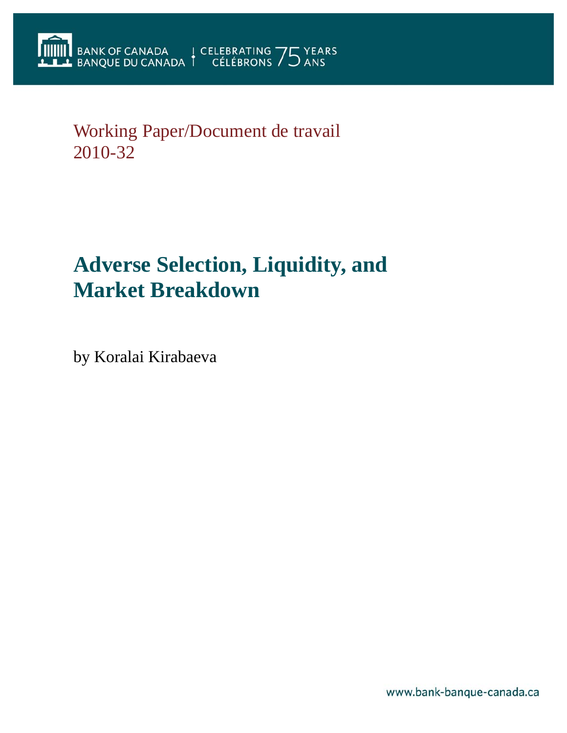BANK OF CANADA
BANQUE DU CANADA

CELEBRATING 75 YEARS
CÉLÉBRONS 75 ANS

Working Paper/Document de travail
2010-32

# Adverse Selection, Liquidity, and Market Breakdown

by Koralai Kirabaeva

www.bank-banque-canada.ca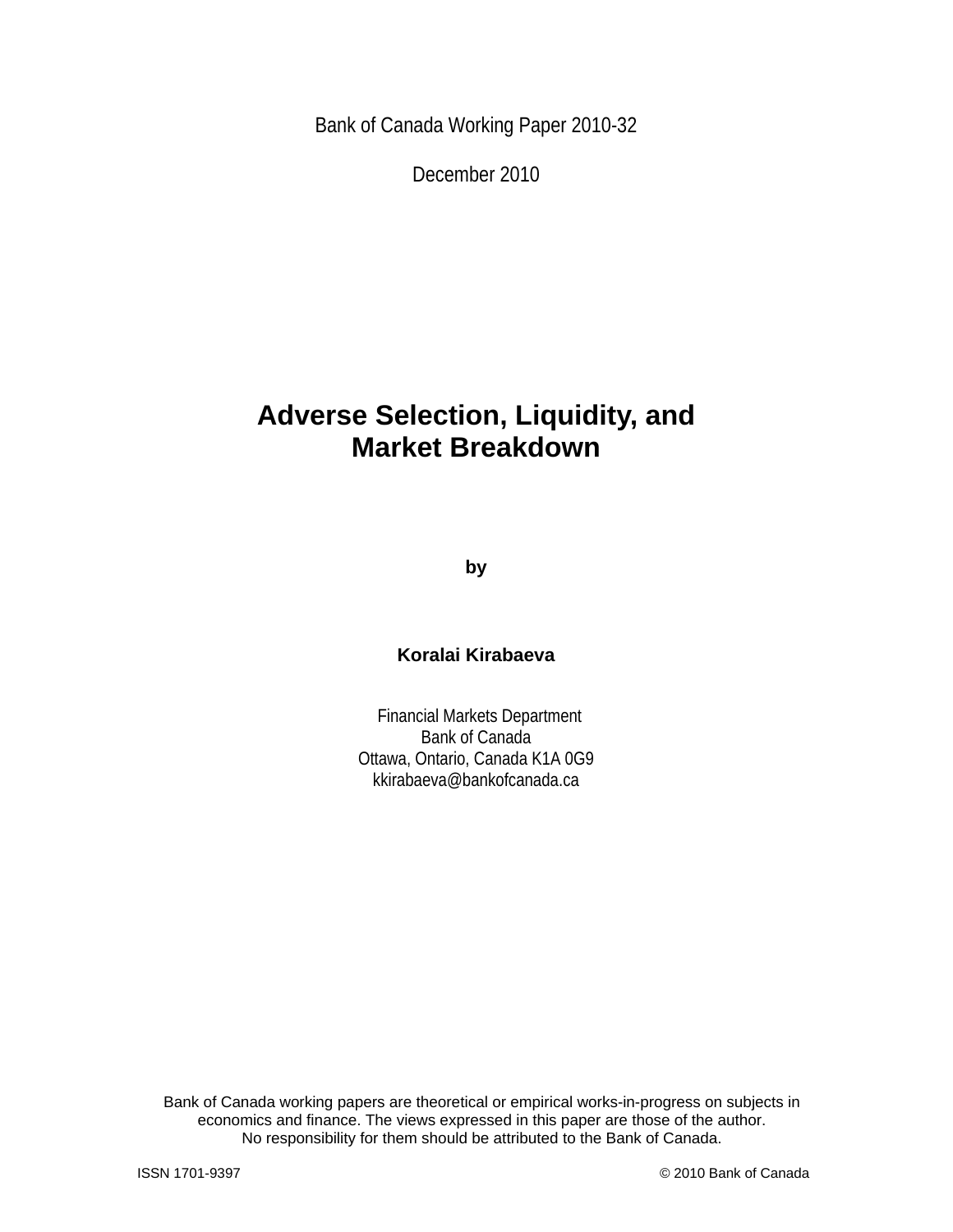Bank of Canada Working Paper 2010-32

December 2010

# Adverse Selection, Liquidity, and Market Breakdown

**by**

**Koralai Kirabaeva**

Financial Markets Department
Bank of Canada
Ottawa, Ontario, Canada K1A 0G9
kkirabaeva@bankofcanada.ca

Bank of Canada working papers are theoretical or empirical works-in-progress on subjects in economics and finance. The views expressed in this paper are those of the author. No responsibility for them should be attributed to the Bank of Canada.

ISSN 1701-9397

© 2010 Bank of Canada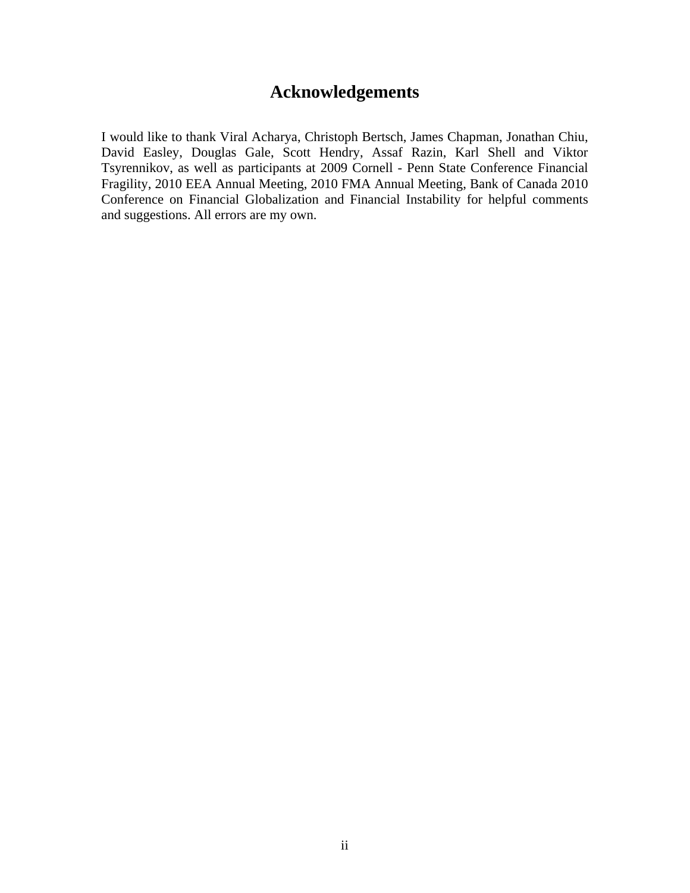# Acknowledgements

I would like to thank Viral Acharya, Christoph Bertsch, James Chapman, Jonathan Chiu, David Easley, Douglas Gale, Scott Hendry, Assaf Razin, Karl Shell and Viktor Tsyrennikov, as well as participants at 2009 Cornell - Penn State Conference Financial Fragility, 2010 EEA Annual Meeting, 2010 FMA Annual Meeting, Bank of Canada 2010 Conference on Financial Globalization and Financial Instability for helpful comments and suggestions. All errors are my own.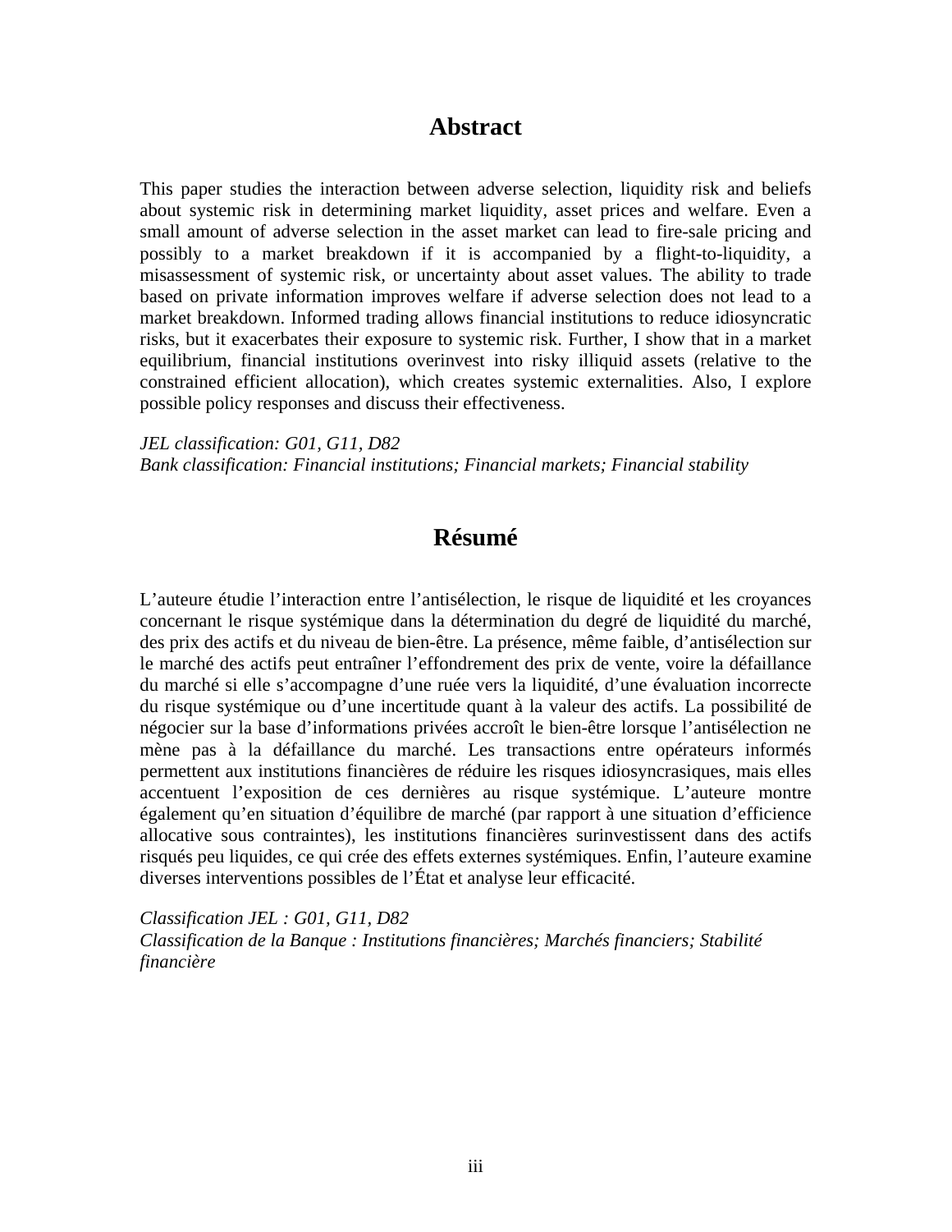## Abstract

This paper studies the interaction between adverse selection, liquidity risk and beliefs about systemic risk in determining market liquidity, asset prices and welfare. Even a small amount of adverse selection in the asset market can lead to fire-sale pricing and possibly to a market breakdown if it is accompanied by a flight-to-liquidity, a misassessment of systemic risk, or uncertainty about asset values. The ability to trade based on private information improves welfare if adverse selection does not lead to a market breakdown. Informed trading allows financial institutions to reduce idiosyncratic risks, but it exacerbates their exposure to systemic risk. Further, I show that in a market equilibrium, financial institutions overinvest into risky illiquid assets (relative to the constrained efficient allocation), which creates systemic externalities. Also, I explore possible policy responses and discuss their effectiveness.

*JEL classification: G01, G11, D82*
*Bank classification: Financial institutions; Financial markets; Financial stability*

## Résumé

L'auteure étudie l'interaction entre l'antisélection, le risque de liquidité et les croyances concernant le risque systémique dans la détermination du degré de liquidité du marché, des prix des actifs et du niveau de bien-être. La présence, même faible, d'antisélection sur le marché des actifs peut entraîner l'effondrement des prix de vente, voire la défaillance du marché si elle s'accompagne d'une ruée vers la liquidité, d'une évaluation incorrecte du risque systémique ou d'une incertitude quant à la valeur des actifs. La possibilité de négocier sur la base d'informations privées accroît le bien-être lorsque l'antisélection ne mène pas à la défaillance du marché. Les transactions entre opérateurs informés permettent aux institutions financières de réduire les risques idiosyncrasiques, mais elles accentuent l'exposition de ces dernières au risque systémique. L'auteure montre également qu'en situation d'équilibre de marché (par rapport à une situation d'efficience allocative sous contraintes), les institutions financières surinvestissent dans des actifs risqués peu liquides, ce qui crée des effets externes systémiques. Enfin, l'auteure examine diverses interventions possibles de l'État et analyse leur efficacité.

*Classification JEL : G01, G11, D82*
*Classification de la Banque : Institutions financières; Marchés financiers; Stabilité financière*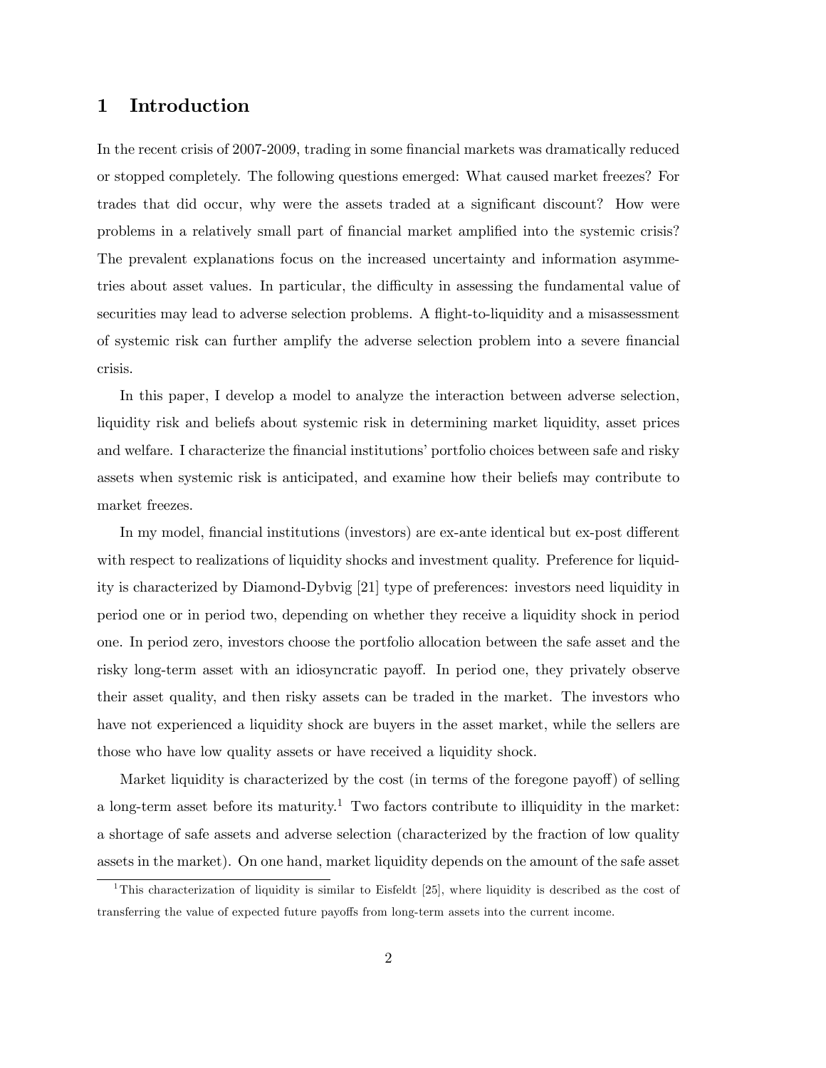# 1 Introduction

In the recent crisis of 2007-2009, trading in some financial markets was dramatically reduced or stopped completely. The following questions emerged: What caused market freezes? For trades that did occur, why were the assets traded at a significant discount? How were problems in a relatively small part of financial market amplified into the systemic crisis? The prevalent explanations focus on the increased uncertainty and information asymmetries about asset values. In particular, the difficulty in assessing the fundamental value of securities may lead to adverse selection problems. A flight-to-liquidity and a misassessment of systemic risk can further amplify the adverse selection problem into a severe financial crisis.

In this paper, I develop a model to analyze the interaction between adverse selection, liquidity risk and beliefs about systemic risk in determining market liquidity, asset prices and welfare. I characterize the financial institutions' portfolio choices between safe and risky assets when systemic risk is anticipated, and examine how their beliefs may contribute to market freezes.

In my model, financial institutions (investors) are ex-ante identical but ex-post different with respect to realizations of liquidity shocks and investment quality. Preference for liquidity is characterized by Diamond-Dybvig [21] type of preferences: investors need liquidity in period one or in period two, depending on whether they receive a liquidity shock in period one. In period zero, investors choose the portfolio allocation between the safe asset and the risky long-term asset with an idiosyncratic payoff. In period one, they privately observe their asset quality, and then risky assets can be traded in the market. The investors who have not experienced a liquidity shock are buyers in the asset market, while the sellers are those who have low quality assets or have received a liquidity shock.

Market liquidity is characterized by the cost (in terms of the foregone payoff) of selling a long-term asset before its maturity.[1] Two factors contribute to illiquidity in the market: a shortage of safe assets and adverse selection (characterized by the fraction of low quality assets in the market). On one hand, market liquidity depends on the amount of the safe asset

[1] This characterization of liquidity is similar to Eisfeldt [25], where liquidity is described as the cost of transferring the value of expected future payoffs from long-term assets into the current income.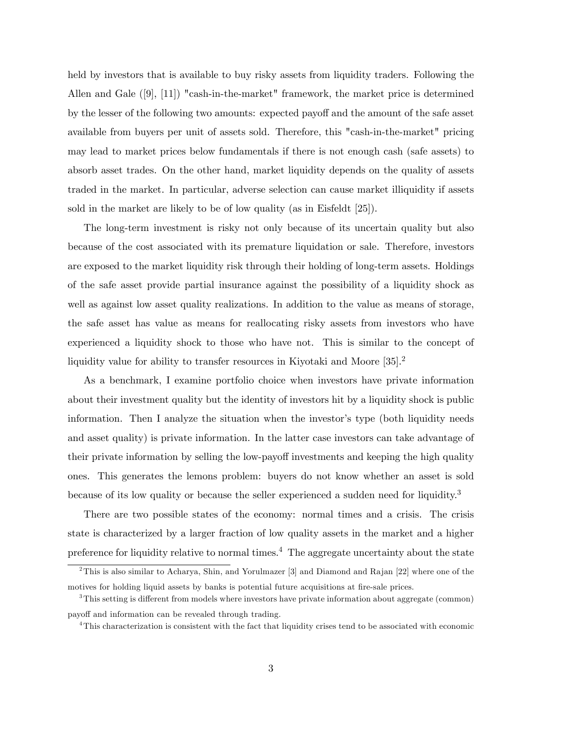held by investors that is available to buy risky assets from liquidity traders. Following the Allen and Gale ([9], [11]) "cash-in-the-market" framework, the market price is determined by the lesser of the following two amounts: expected payoff and the amount of the safe asset available from buyers per unit of assets sold. Therefore, this "cash-in-the-market" pricing may lead to market prices below fundamentals if there is not enough cash (safe assets) to absorb asset trades. On the other hand, market liquidity depends on the quality of assets traded in the market. In particular, adverse selection can cause market illiquidity if assets sold in the market are likely to be of low quality (as in Eisfeldt [25]).

The long-term investment is risky not only because of its uncertain quality but also because of the cost associated with its premature liquidation or sale. Therefore, investors are exposed to the market liquidity risk through their holding of long-term assets. Holdings of the safe asset provide partial insurance against the possibility of a liquidity shock as well as against low asset quality realizations. In addition to the value as means of storage, the safe asset has value as means for reallocating risky assets from investors who have experienced a liquidity shock to those who have not. This is similar to the concept of liquidity value for ability to transfer resources in Kiyotaki and Moore [35].[2]

As a benchmark, I examine portfolio choice when investors have private information about their investment quality but the identity of investors hit by a liquidity shock is public information. Then I analyze the situation when the investor's type (both liquidity needs and asset quality) is private information. In the latter case investors can take advantage of their private information by selling the low-payoff investments and keeping the high quality ones. This generates the lemons problem: buyers do not know whether an asset is sold because of its low quality or because the seller experienced a sudden need for liquidity.[3]

There are two possible states of the economy: normal times and a crisis. The crisis state is characterized by a larger fraction of low quality assets in the market and a higher preference for liquidity relative to normal times.[4] The aggregate uncertainty about the state

[2] This is also similar to Acharya, Shin, and Yorulmazer [3] and Diamond and Rajan [22] where one of the motives for holding liquid assets by banks is potential future acquisitions at fire-sale prices.

[3] This setting is different from models where investors have private information about aggregate (common) payoff and information can be revealed through trading.

[4] This characterization is consistent with the fact that liquidity crises tend to be associated with economic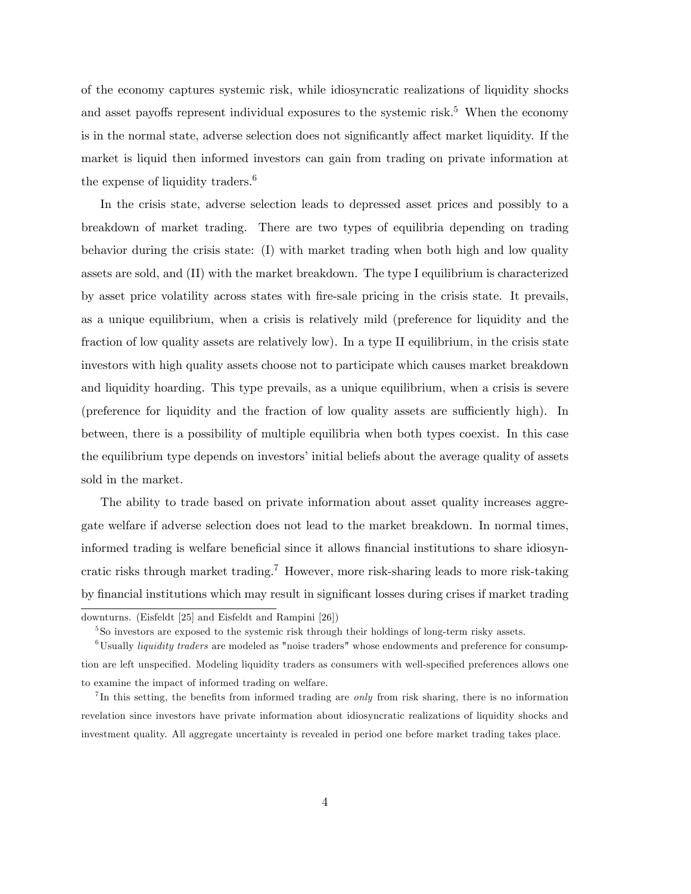of the economy captures systemic risk, while idiosyncratic realizations of liquidity shocks and asset payoffs represent individual exposures to the systemic risk.[5] When the economy is in the normal state, adverse selection does not significantly affect market liquidity. If the market is liquid then informed investors can gain from trading on private information at the expense of liquidity traders.[6]

In the crisis state, adverse selection leads to depressed asset prices and possibly to a breakdown of market trading. There are two types of equilibria depending on trading behavior during the crisis state: (I) with market trading when both high and low quality assets are sold, and (II) with the market breakdown. The type I equilibrium is characterized by asset price volatility across states with fire-sale pricing in the crisis state. It prevails, as a unique equilibrium, when a crisis is relatively mild (preference for liquidity and the fraction of low quality assets are relatively low). In a type II equilibrium, in the crisis state investors with high quality assets choose not to participate which causes market breakdown and liquidity hoarding. This type prevails, as a unique equilibrium, when a crisis is severe (preference for liquidity and the fraction of low quality assets are sufficiently high). In between, there is a possibility of multiple equilibria when both types coexist. In this case the equilibrium type depends on investors' initial beliefs about the average quality of assets sold in the market.

The ability to trade based on private information about asset quality increases aggregate welfare if adverse selection does not lead to the market breakdown. In normal times, informed trading is welfare beneficial since it allows financial institutions to share idiosyncratic risks through market trading.[7] However, more risk-sharing leads to more risk-taking by financial institutions which may result in significant losses during crises if market trading

---

downturns. (Eisfeldt [25] and Eisfeldt and Rampini [26])

[5] So investors are exposed to the systemic risk through their holdings of long-term risky assets.

[6] Usually *liquidity traders* are modeled as "noise traders" whose endowments and preference for consumption are left unspecified. Modeling liquidity traders as consumers with well-specified preferences allows one to examine the impact of informed trading on welfare.

[7] In this setting, the benefits from informed trading are *only* from risk sharing, there is no information revelation since investors have private information about idiosyncratic realizations of liquidity shocks and investment quality. All aggregate uncertainty is revealed in period one before market trading takes place.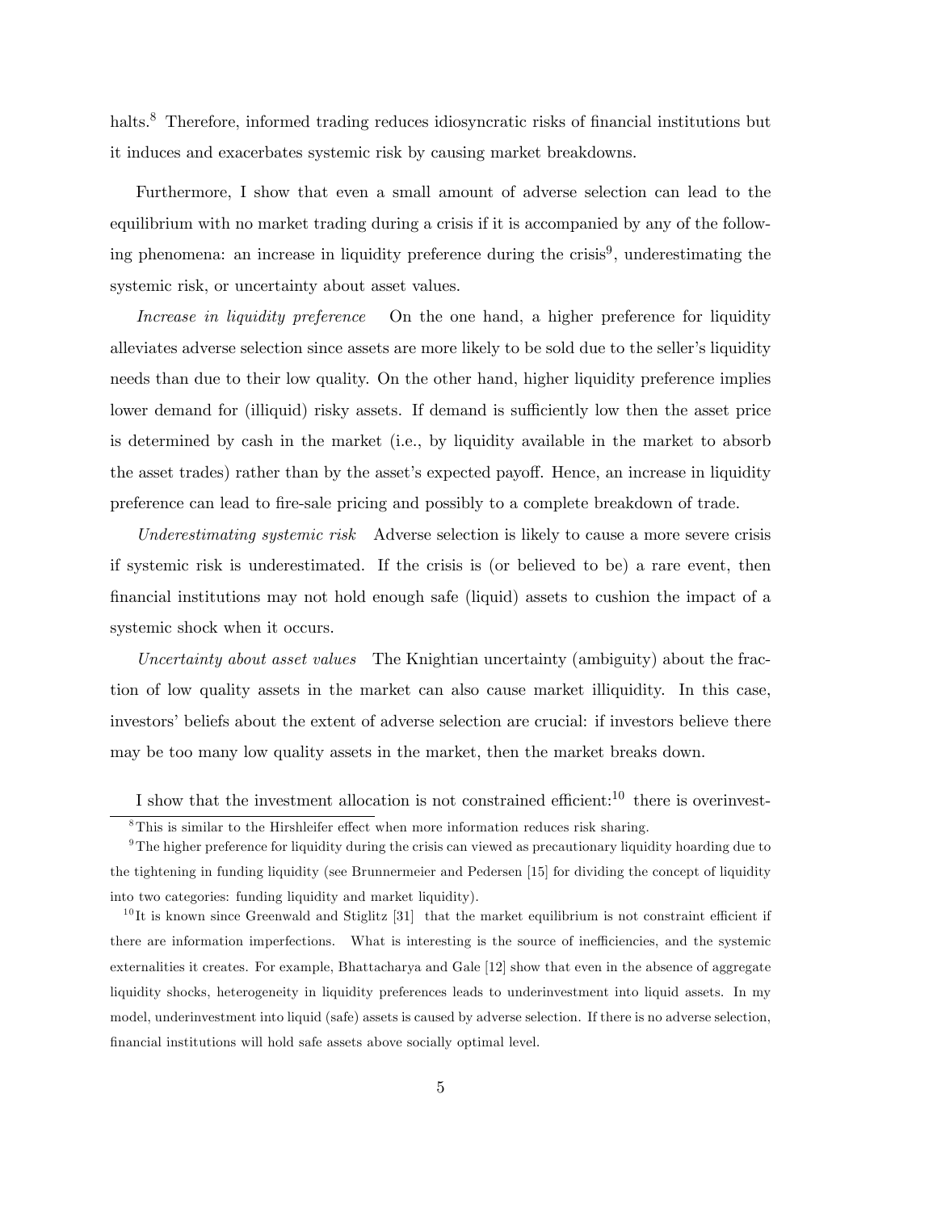halts.[8] Therefore, informed trading reduces idiosyncratic risks of financial institutions but it induces and exacerbates systemic risk by causing market breakdowns.

Furthermore, I show that even a small amount of adverse selection can lead to the equilibrium with no market trading during a crisis if it is accompanied by any of the following phenomena: an increase in liquidity preference during the crisis[9], underestimating the systemic risk, or uncertainty about asset values.

*Increase in liquidity preference* On the one hand, a higher preference for liquidity alleviates adverse selection since assets are more likely to be sold due to the seller's liquidity needs than due to their low quality. On the other hand, higher liquidity preference implies lower demand for (illiquid) risky assets. If demand is sufficiently low then the asset price is determined by cash in the market (i.e., by liquidity available in the market to absorb the asset trades) rather than by the asset's expected payoff. Hence, an increase in liquidity preference can lead to fire-sale pricing and possibly to a complete breakdown of trade.

*Underestimating systemic risk* Adverse selection is likely to cause a more severe crisis if systemic risk is underestimated. If the crisis is (or believed to be) a rare event, then financial institutions may not hold enough safe (liquid) assets to cushion the impact of a systemic shock when it occurs.

*Uncertainty about asset values* The Knightian uncertainty (ambiguity) about the fraction of low quality assets in the market can also cause market illiquidity. In this case, investors' beliefs about the extent of adverse selection are crucial: if investors believe there may be too many low quality assets in the market, then the market breaks down.

I show that the investment allocation is not constrained efficient:[10] there is overinvest-

[8] This is similar to the Hirshleifer effect when more information reduces risk sharing.

[9] The higher preference for liquidity during the crisis can viewed as precautionary liquidity hoarding due to the tightening in funding liquidity (see Brunnermeier and Pedersen [15] for dividing the concept of liquidity into two categories: funding liquidity and market liquidity).

[10] It is known since Greenwald and Stiglitz [31] that the market equilibrium is not constraint efficient if there are information imperfections. What is interesting is the source of inefficiencies, and the systemic externalities it creates. For example, Bhattacharya and Gale [12] show that even in the absence of aggregate liquidity shocks, heterogeneity in liquidity preferences leads to underinvestment into liquid assets. In my model, underinvestment into liquid (safe) assets is caused by adverse selection. If there is no adverse selection, financial institutions will hold safe assets above socially optimal level.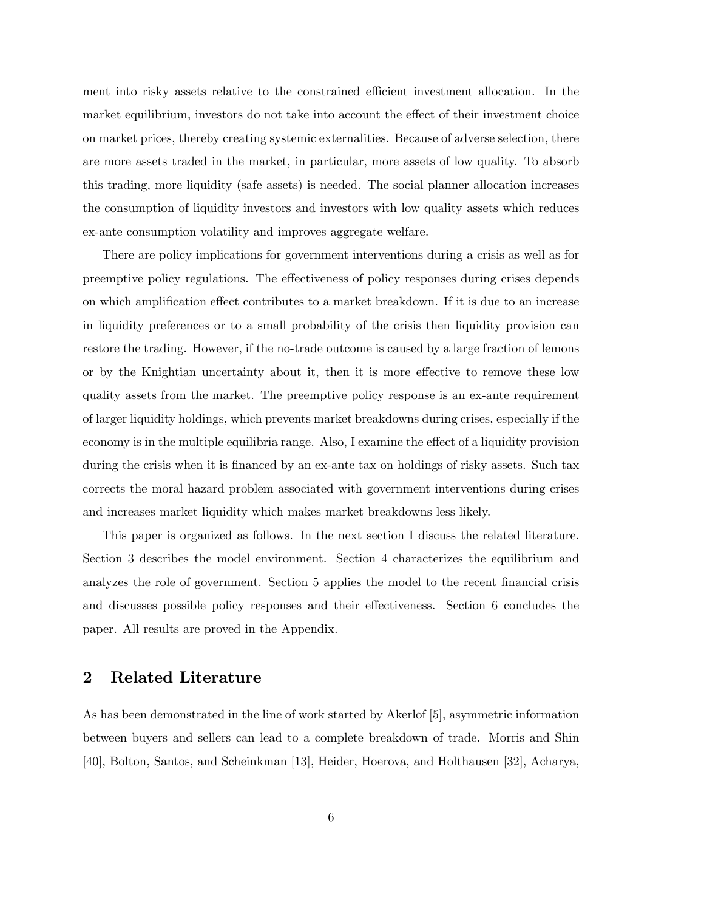ment into risky assets relative to the constrained efficient investment allocation. In the market equilibrium, investors do not take into account the effect of their investment choice on market prices, thereby creating systemic externalities. Because of adverse selection, there are more assets traded in the market, in particular, more assets of low quality. To absorb this trading, more liquidity (safe assets) is needed. The social planner allocation increases the consumption of liquidity investors and investors with low quality assets which reduces ex-ante consumption volatility and improves aggregate welfare.

There are policy implications for government interventions during a crisis as well as for preemptive policy regulations. The effectiveness of policy responses during crises depends on which amplification effect contributes to a market breakdown. If it is due to an increase in liquidity preferences or to a small probability of the crisis then liquidity provision can restore the trading. However, if the no-trade outcome is caused by a large fraction of lemons or by the Knightian uncertainty about it, then it is more effective to remove these low quality assets from the market. The preemptive policy response is an ex-ante requirement of larger liquidity holdings, which prevents market breakdowns during crises, especially if the economy is in the multiple equilibria range. Also, I examine the effect of a liquidity provision during the crisis when it is financed by an ex-ante tax on holdings of risky assets. Such tax corrects the moral hazard problem associated with government interventions during crises and increases market liquidity which makes market breakdowns less likely.

This paper is organized as follows. In the next section I discuss the related literature. Section 3 describes the model environment. Section 4 characterizes the equilibrium and analyzes the role of government. Section 5 applies the model to the recent financial crisis and discusses possible policy responses and their effectiveness. Section 6 concludes the paper. All results are proved in the Appendix.

## 2 Related Literature

As has been demonstrated in the line of work started by Akerlof [5], asymmetric information between buyers and sellers can lead to a complete breakdown of trade. Morris and Shin [40], Bolton, Santos, and Scheinkman [13], Heider, Hoerova, and Holthausen [32], Acharya,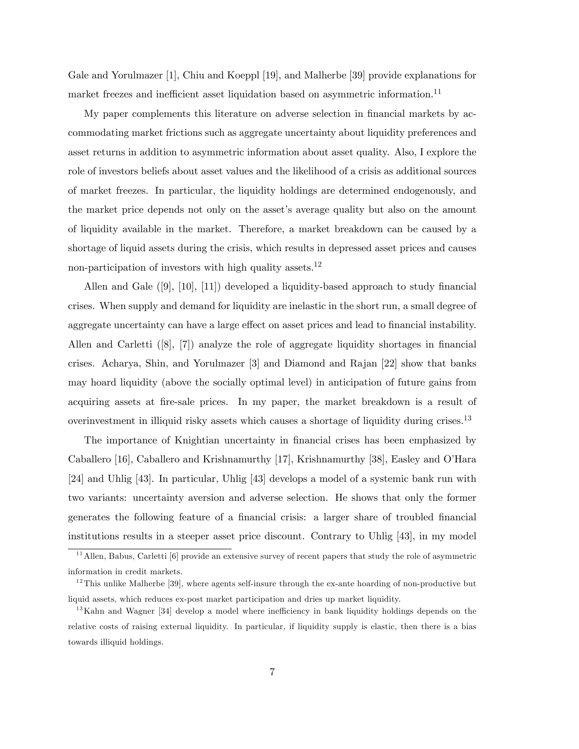Gale and Yorulmazer [1], Chiu and Koeppl [19], and Malherbe [39] provide explanations for market freezes and inefficient asset liquidation based on asymmetric information.[11]

My paper complements this literature on adverse selection in financial markets by accommodating market frictions such as aggregate uncertainty about liquidity preferences and asset returns in addition to asymmetric information about asset quality. Also, I explore the role of investors beliefs about asset values and the likelihood of a crisis as additional sources of market freezes. In particular, the liquidity holdings are determined endogenously, and the market price depends not only on the asset's average quality but also on the amount of liquidity available in the market. Therefore, a market breakdown can be caused by a shortage of liquid assets during the crisis, which results in depressed asset prices and causes non-participation of investors with high quality assets.[12]

Allen and Gale ([9], [10], [11]) developed a liquidity-based approach to study financial crises. When supply and demand for liquidity are inelastic in the short run, a small degree of aggregate uncertainty can have a large effect on asset prices and lead to financial instability. Allen and Carletti ([8], [7]) analyze the role of aggregate liquidity shortages in financial crises. Acharya, Shin, and Yorulmazer [3] and Diamond and Rajan [22] show that banks may hoard liquidity (above the socially optimal level) in anticipation of future gains from acquiring assets at fire-sale prices. In my paper, the market breakdown is a result of overinvestment in illiquid risky assets which causes a shortage of liquidity during crises.[13]

The importance of Knightian uncertainty in financial crises has been emphasized by Caballero [16], Caballero and Krishnamurthy [17], Krishnamurthy [38], Easley and O'Hara [24] and Uhlig [43]. In particular, Uhlig [43] develops a model of a systemic bank run with two variants: uncertainty aversion and adverse selection. He shows that only the former generates the following feature of a financial crisis: a larger share of troubled financial institutions results in a steeper asset price discount. Contrary to Uhlig [43], in my model

[11] Allen, Babus, Carletti [6] provide an extensive survey of recent papers that study the role of asymmetric information in credit markets.

[12] This unlike Malherbe [39], where agents self-insure through the ex-ante hoarding of non-productive but liquid assets, which reduces ex-post market participation and dries up market liquidity.

[13] Kahn and Wagner [34] develop a model where inefficiency in bank liquidity holdings depends on the relative costs of raising external liquidity. In particular, if liquidity supply is elastic, then there is a bias towards illiquid holdings.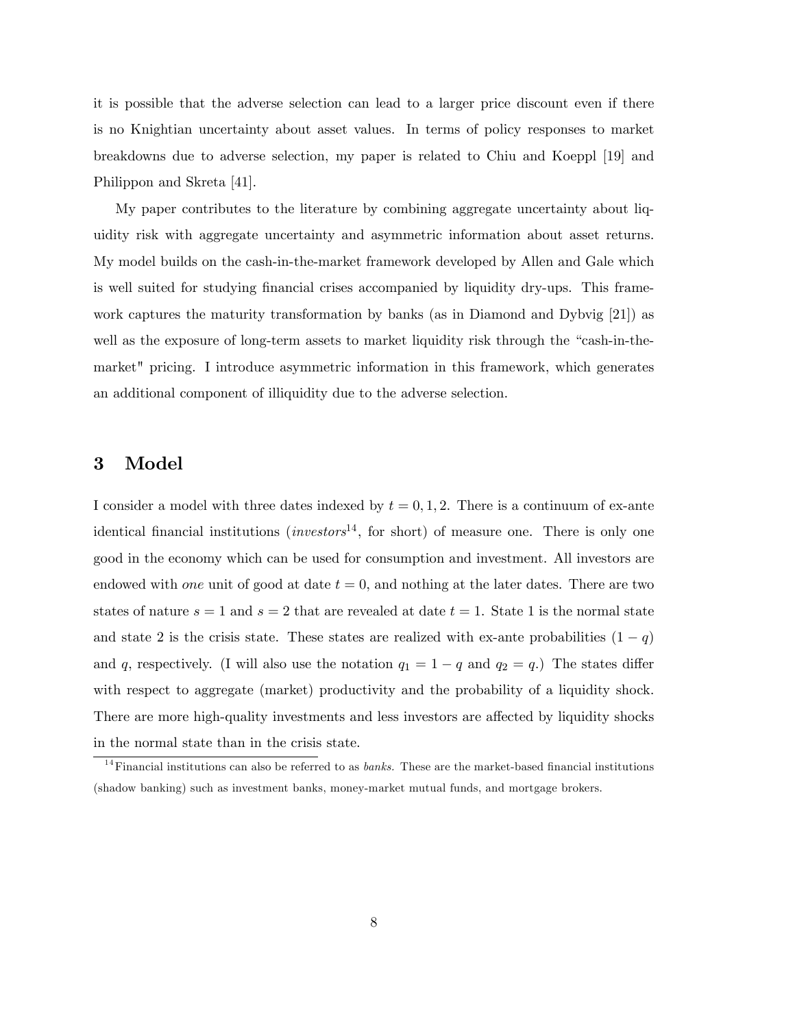it is possible that the adverse selection can lead to a larger price discount even if there is no Knightian uncertainty about asset values. In terms of policy responses to market breakdowns due to adverse selection, my paper is related to Chiu and Koeppl [19] and Philippon and Skreta [41].

My paper contributes to the literature by combining aggregate uncertainty about liquidity risk with aggregate uncertainty and asymmetric information about asset returns. My model builds on the cash-in-the-market framework developed by Allen and Gale which is well suited for studying financial crises accompanied by liquidity dry-ups. This framework captures the maturity transformation by banks (as in Diamond and Dybvig [21]) as well as the exposure of long-term assets to market liquidity risk through the "cash-in-the-market" pricing. I introduce asymmetric information in this framework, which generates an additional component of illiquidity due to the adverse selection.

# 3 Model

I consider a model with three dates indexed by $t = 0, 1, 2$. There is a continuum of ex-ante identical financial institutions (*investors*[14], for short) of measure one. There is only one good in the economy which can be used for consumption and investment. All investors are endowed with *one* unit of good at date $t = 0$, and nothing at the later dates. There are two states of nature $s = 1$ and $s = 2$ that are revealed at date $t = 1$. State 1 is the normal state and state 2 is the crisis state. These states are realized with ex-ante probabilities $(1 - q)$ and $q$, respectively. (I will also use the notation $q_1 = 1 - q$ and $q_2 = q$.) The states differ with respect to aggregate (market) productivity and the probability of a liquidity shock. There are more high-quality investments and less investors are affected by liquidity shocks in the normal state than in the crisis state.

[14] Financial institutions can also be referred to as *banks*. These are the market-based financial institutions (shadow banking) such as investment banks, money-market mutual funds, and mortgage brokers.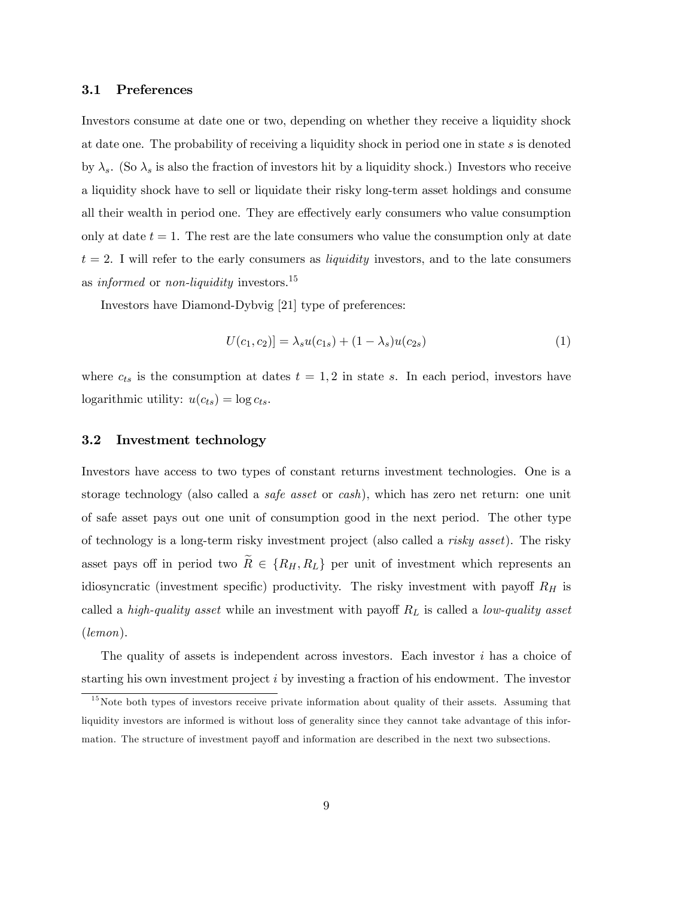### 3.1 Preferences

Investors consume at date one or two, depending on whether they receive a liquidity shock at date one. The probability of receiving a liquidity shock in period one in state $s$ is denoted by $\lambda_s$. (So $\lambda_s$ is also the fraction of investors hit by a liquidity shock.) Investors who receive a liquidity shock have to sell or liquidate their risky long-term asset holdings and consume all their wealth in period one. They are effectively early consumers who value consumption only at date $t = 1$. The rest are the late consumers who value the consumption only at date $t = 2$. I will refer to the early consumers as *liquidity* investors, and to the late consumers as *informed* or *non-liquidity* investors.[15]

Investors have Diamond-Dybvig [21] type of preferences:

$$U(c_1, c_2)] = \lambda_s u(c_{1s}) + (1 - \lambda_s) u(c_{2s}) \tag{1}$$

where $c_{ts}$ is the consumption at dates $t = 1, 2$ in state $s$. In each period, investors have logarithmic utility: $u(c_{ts}) = \log c_{ts}$.

### 3.2 Investment technology

Investors have access to two types of constant returns investment technologies. One is a storage technology (also called a *safe asset* or *cash*), which has zero net return: one unit of safe asset pays out one unit of consumption good in the next period. The other type of technology is a long-term risky investment project (also called a *risky asset*). The risky asset pays off in period two $\widetilde{R} \in \{R_H, R_L\}$ per unit of investment which represents an idiosyncratic (investment specific) productivity. The risky investment with payoff $R_H$ is called a *high-quality asset* while an investment with payoff $R_L$ is called a *low-quality asset* (*lemon*).

The quality of assets is independent across investors. Each investor $i$ has a choice of starting his own investment project $i$ by investing a fraction of his endowment. The investor

[15] Note both types of investors receive private information about quality of their assets. Assuming that liquidity investors are informed is without loss of generality since they cannot take advantage of this information. The structure of investment payoff and information are described in the next two subsections.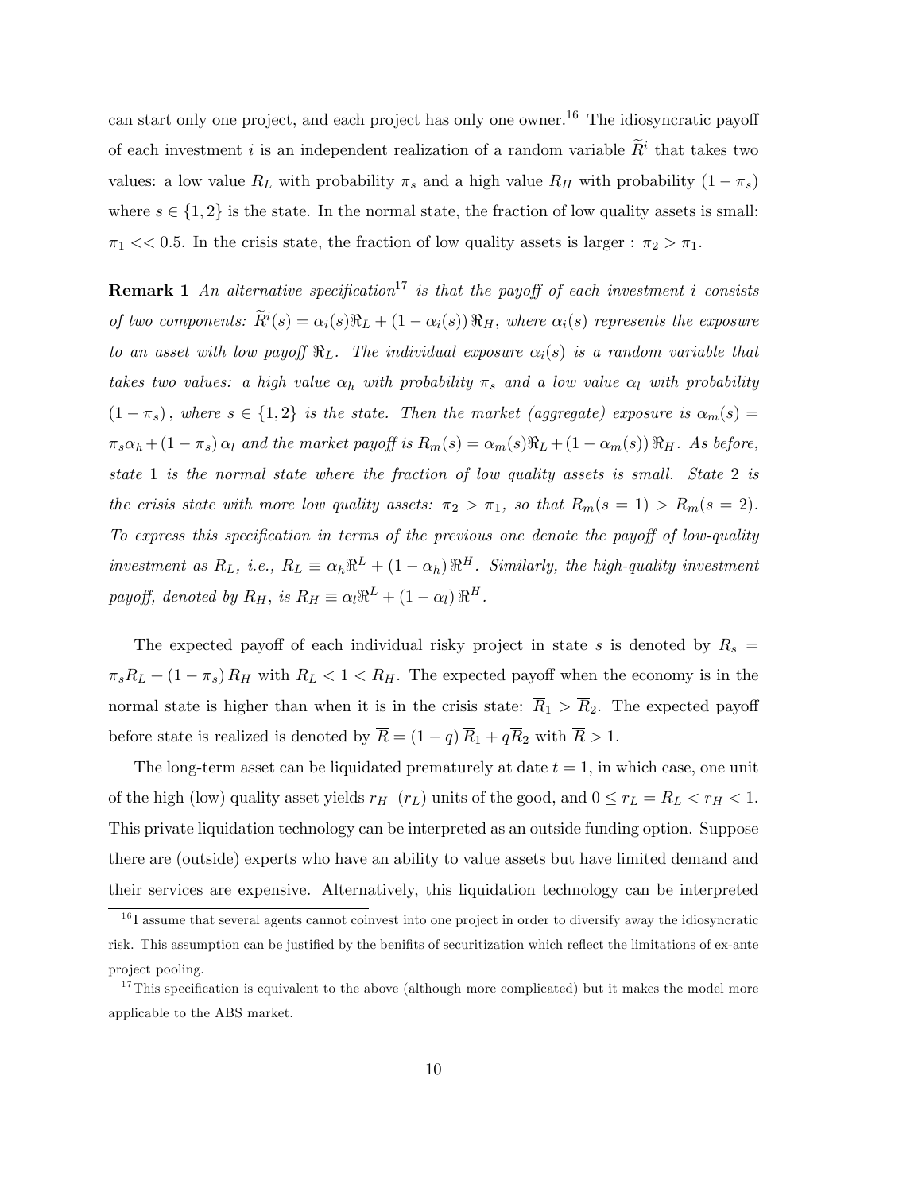can start only one project, and each project has only one owner.[16] The idiosyncratic payoff of each investment $i$ is an independent realization of a random variable $\widetilde{R}^i$ that takes two values: a low value $R_L$ with probability $\pi_s$ and a high value $R_H$ with probability $(1-\pi_s)$ where $s \in \{1,2\}$ is the state. In the normal state, the fraction of low quality assets is small: $\pi_1 << 0.5$. In the crisis state, the fraction of low quality assets is larger : $\pi_2 > \pi_1$.

**Remark 1** *An alternative specification*[17] *is that the payoff of each investment $i$ consists of two components: $\widetilde{R}^i(s) = \alpha_i(s)\Re_L + (1-\alpha_i(s))\Re_H$, where $\alpha_i(s)$ represents the exposure to an asset with low payoff $\Re_L$. The individual exposure $\alpha_i(s)$ is a random variable that takes two values: a high value $\alpha_h$ with probability $\pi_s$ and a low value $\alpha_l$ with probability $(1-\pi_s)$, where $s \in \{1,2\}$ is the state. Then the market (aggregate) exposure is $\alpha_m(s) = \pi_s\alpha_h + (1-\pi_s)\alpha_l$ and the market payoff is $R_m(s) = \alpha_m(s)\Re_L + (1-\alpha_m(s))\Re_H$. As before, state 1 is the normal state where the fraction of low quality assets is small. State 2 is the crisis state with more low quality assets: $\pi_2 > \pi_1$, so that $R_m(s=1) > R_m(s=2)$. To express this specification in terms of the previous one denote the payoff of low-quality investment as $R_L$, i.e., $R_L \equiv \alpha_h\Re^L + (1-\alpha_h)\Re^H$. Similarly, the high-quality investment payoff, denoted by $R_H$, is $R_H \equiv \alpha_l\Re^L + (1-\alpha_l)\Re^H$.*

The expected payoff of each individual risky project in state $s$ is denoted by $\overline{R}_s = \pi_s R_L + (1-\pi_s) R_H$ with $R_L < 1 < R_H$. The expected payoff when the economy is in the normal state is higher than when it is in the crisis state: $\overline{R}_1 > \overline{R}_2$. The expected payoff before state is realized is denoted by $\overline{R} = (1-q)\overline{R}_1 + q\overline{R}_2$ with $\overline{R} > 1$.

The long-term asset can be liquidated prematurely at date $t=1$, in which case, one unit of the high (low) quality asset yields $r_H$ $(r_L)$ units of the good, and $0 \leq r_L = R_L < r_H < 1$. This private liquidation technology can be interpreted as an outside funding option. Suppose there are (outside) experts who have an ability to value assets but have limited demand and their services are expensive. Alternatively, this liquidation technology can be interpreted

[16] I assume that several agents cannot coinvest into one project in order to diversify away the idiosyncratic risk. This assumption can be justified by the benifits of securitization which reflect the limitations of ex-ante project pooling.

[17] This specification is equivalent to the above (although more complicated) but it makes the model more applicable to the ABS market.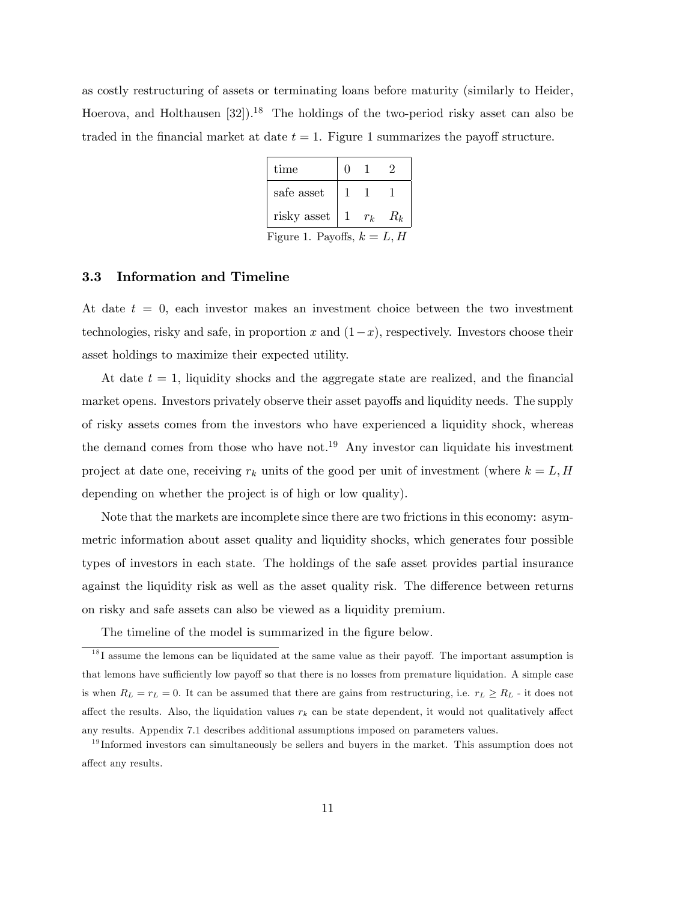as costly restructuring of assets or terminating loans before maturity (similarly to Heider, Hoerova, and Holthausen [32]).[18] The holdings of the two-period risky asset can also be traded in the financial market at date $t = 1$. Figure 1 summarizes the payoff structure.

| time | 0 | 1 | 2 |
|---|---|---|---|
| safe asset | 1 | 1 | 1 |
| risky asset | 1 | $r_k$ | $R_k$ |

Figure 1. Payoffs, $k = L, H$

### 3.3 Information and Timeline

At date $t = 0$, each investor makes an investment choice between the two investment technologies, risky and safe, in proportion $x$ and $(1-x)$, respectively. Investors choose their asset holdings to maximize their expected utility.

At date $t = 1$, liquidity shocks and the aggregate state are realized, and the financial market opens. Investors privately observe their asset payoffs and liquidity needs. The supply of risky assets comes from the investors who have experienced a liquidity shock, whereas the demand comes from those who have not.[19] Any investor can liquidate his investment project at date one, receiving $r_k$ units of the good per unit of investment (where $k = L, H$ depending on whether the project is of high or low quality).

Note that the markets are incomplete since there are two frictions in this economy: asymmetric information about asset quality and liquidity shocks, which generates four possible types of investors in each state. The holdings of the safe asset provides partial insurance against the liquidity risk as well as the asset quality risk. The difference between returns on risky and safe assets can also be viewed as a liquidity premium.

The timeline of the model is summarized in the figure below.

[18] I assume the lemons can be liquidated at the same value as their payoff. The important assumption is that lemons have sufficiently low payoff so that there is no losses from premature liquidation. A simple case is when $R_L = r_L = 0$. It can be assumed that there are gains from restructuring, i.e. $r_L \geq R_L$ - it does not affect the results. Also, the liquidation values $r_k$ can be state dependent, it would not qualitatively affect any results. Appendix 7.1 describes additional assumptions imposed on parameters values.

[19] Informed investors can simultaneously be sellers and buyers in the market. This assumption does not affect any results.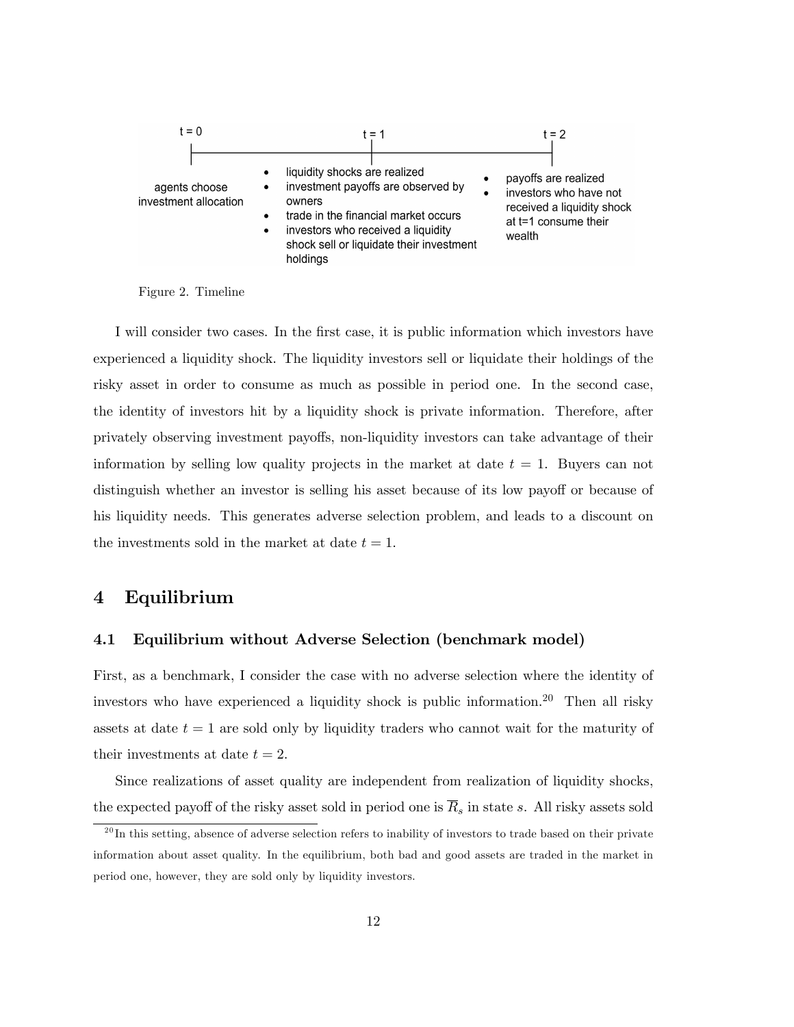t = 0

agents choose investment allocation

t = 1

- liquidity shocks are realized
- investment payoffs are observed by owners
- trade in the financial market occurs
- investors who received a liquidity shock sell or liquidate their investment holdings

t = 2

- payoffs are realized
- investors who have not received a liquidity shock at t=1 consume their wealth

Figure 2. Timeline

I will consider two cases. In the first case, it is public information which investors have experienced a liquidity shock. The liquidity investors sell or liquidate their holdings of the risky asset in order to consume as much as possible in period one. In the second case, the identity of investors hit by a liquidity shock is private information. Therefore, after privately observing investment payoffs, non-liquidity investors can take advantage of their information by selling low quality projects in the market at date $t = 1$. Buyers can not distinguish whether an investor is selling his asset because of its low payoff or because of his liquidity needs. This generates adverse selection problem, and leads to a discount on the investments sold in the market at date $t = 1$.

# 4 Equilibrium

## 4.1 Equilibrium without Adverse Selection (benchmark model)

First, as a benchmark, I consider the case with no adverse selection where the identity of investors who have experienced a liquidity shock is public information.[20] Then all risky assets at date $t = 1$ are sold only by liquidity traders who cannot wait for the maturity of their investments at date $t = 2$.

Since realizations of asset quality are independent from realization of liquidity shocks, the expected payoff of the risky asset sold in period one is $\overline{R}_s$ in state $s$. All risky assets sold

[20] In this setting, absence of adverse selection refers to inability of investors to trade based on their private information about asset quality. In the equilibrium, both bad and good assets are traded in the market in period one, however, they are sold only by liquidity investors.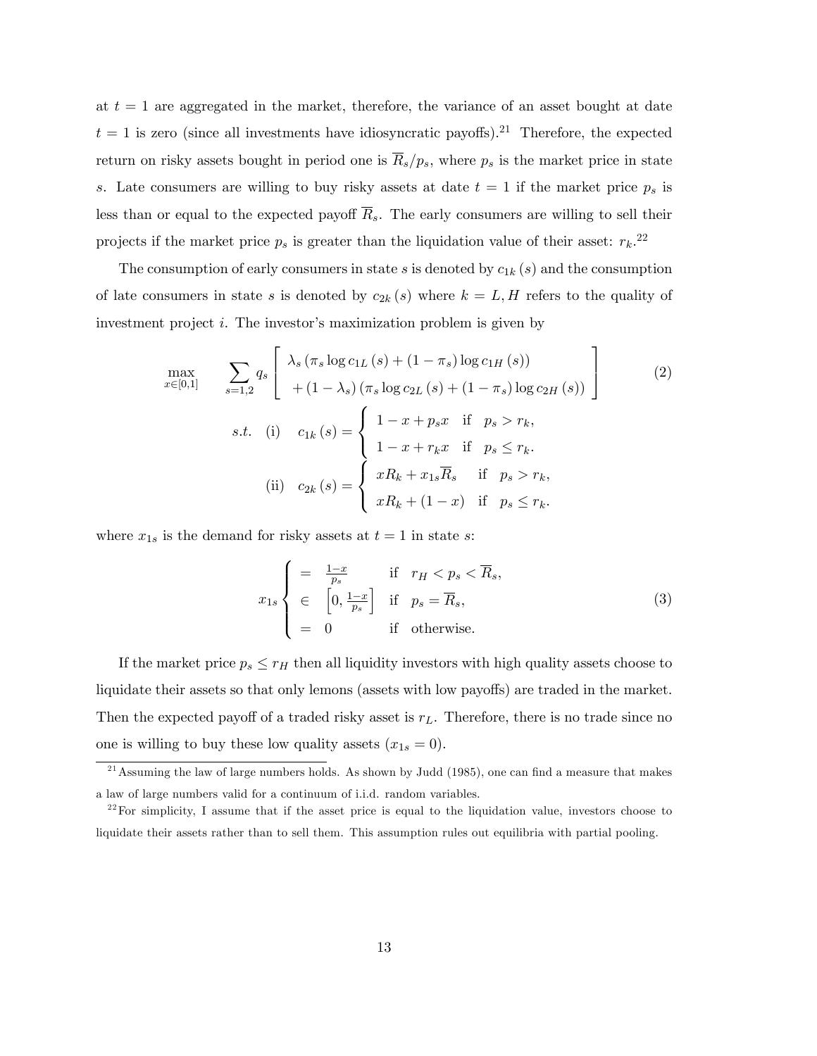at $t = 1$ are aggregated in the market, therefore, the variance of an asset bought at date $t = 1$ is zero (since all investments have idiosyncratic payoffs).[21] Therefore, the expected return on risky assets bought in period one is $\overline{R}_s/p_s$, where $p_s$ is the market price in state $s$. Late consumers are willing to buy risky assets at date $t = 1$ if the market price $p_s$ is less than or equal to the expected payoff $\overline{R}_s$. The early consumers are willing to sell their projects if the market price $p_s$ is greater than the liquidation value of their asset: $r_k$.[22]

The consumption of early consumers in state $s$ is denoted by $c_{1k}(s)$ and the consumption of late consumers in state $s$ is denoted by $c_{2k}(s)$ where $k = L, H$ refers to the quality of investment project $i$. The investor's maximization problem is given by

$$\max_{x \in [0,1]} \quad \sum_{s=1,2} q_s \left[ \begin{array}{l} \lambda_s \left(\pi_s \log c_{1L}(s) + (1-\pi_s) \log c_{1H}(s)\right) \\ + (1-\lambda_s)\left(\pi_s \log c_{2L}(s) + (1-\pi_s) \log c_{2H}(s)\right) \end{array} \right] \tag{2}$$

$$s.t. \quad \text{(i)} \quad c_{1k}(s) = \begin{cases} 1 - x + p_s x & \text{if} \quad p_s > r_k, \\ 1 - x + r_k x & \text{if} \quad p_s \leq r_k. \end{cases}$$

$$\text{(ii)} \quad c_{2k}(s) = \begin{cases} x R_k + x_{1s}\overline{R}_s & \text{if} \quad p_s > r_k, \\ x R_k + (1-x) & \text{if} \quad p_s \leq r_k. \end{cases}$$

where $x_{1s}$ is the demand for risky assets at $t = 1$ in state $s$:

$$x_{1s} \begin{cases} = \frac{1-x}{p_s} & \text{if} \quad r_H < p_s < \overline{R}_s, \\ \in \left[0, \frac{1-x}{p_s}\right] & \text{if} \quad p_s = \overline{R}_s, \\ = 0 & \text{if} \quad \text{otherwise}. \end{cases} \tag{3}$$

If the market price $p_s \leq r_H$ then all liquidity investors with high quality assets choose to liquidate their assets so that only lemons (assets with low payoffs) are traded in the market. Then the expected payoff of a traded risky asset is $r_L$. Therefore, there is no trade since no one is willing to buy these low quality assets ($x_{1s} = 0$).

[21] Assuming the law of large numbers holds. As shown by Judd (1985), one can find a measure that makes a law of large numbers valid for a continuum of i.i.d. random variables.

[22] For simplicity, I assume that if the asset price is equal to the liquidation value, investors choose to liquidate their assets rather than to sell them. This assumption rules out equilibria with partial pooling.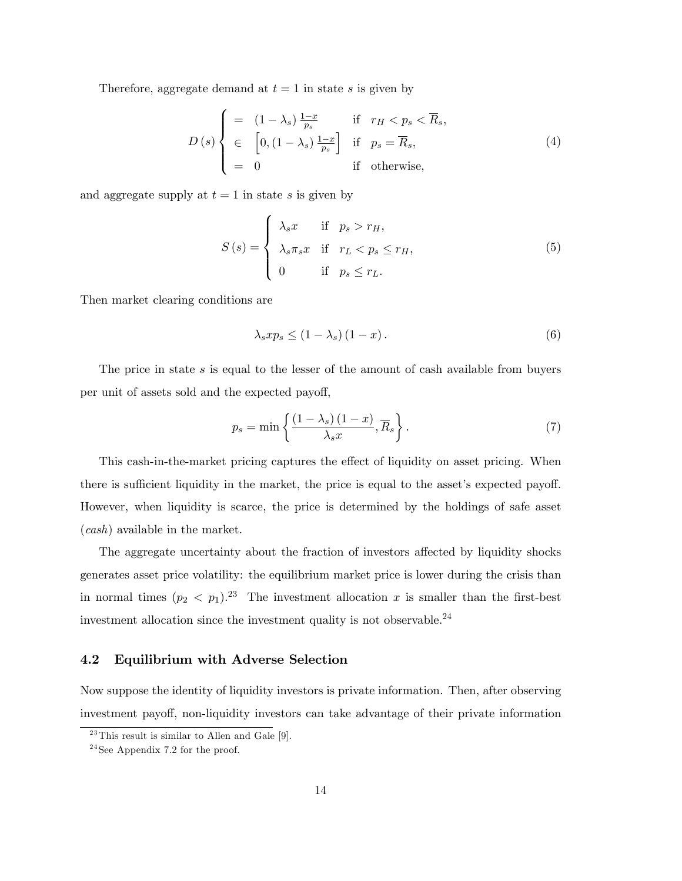Therefore, aggregate demand at $t = 1$ in state $s$ is given by

$$D(s) \begin{cases} = & (1-\lambda_s)\frac{1-x}{p_s} & \text{if} \quad r_H < p_s < \overline{R}_s, \\ \in & \left[0, (1-\lambda_s)\frac{1-x}{p_s}\right] & \text{if} \quad p_s = \overline{R}_s, \\ = & 0 & \text{if} \quad \text{otherwise}, \end{cases} \tag{4}$$

and aggregate supply at $t = 1$ in state $s$ is given by

$$S(s) = \begin{cases} \lambda_s x & \text{if} \quad p_s > r_H, \\ \lambda_s \pi_s x & \text{if} \quad r_L < p_s \leq r_H, \\ 0 & \text{if} \quad p_s \leq r_L. \end{cases} \tag{5}$$

Then market clearing conditions are

$$\lambda_s x p_s \leq (1-\lambda_s)(1-x). \tag{6}$$

The price in state $s$ is equal to the lesser of the amount of cash available from buyers per unit of assets sold and the expected payoff,

$$p_s = \min\left\{\frac{(1-\lambda_s)(1-x)}{\lambda_s x}, \overline{R}_s\right\}. \tag{7}$$

This cash-in-the-market pricing captures the effect of liquidity on asset pricing. When there is sufficient liquidity in the market, the price is equal to the asset's expected payoff. However, when liquidity is scarce, the price is determined by the holdings of safe asset (*cash*) available in the market.

The aggregate uncertainty about the fraction of investors affected by liquidity shocks generates asset price volatility: the equilibrium market price is lower during the crisis than in normal times ($p_2 < p_1$).[23] The investment allocation $x$ is smaller than the first-best investment allocation since the investment quality is not observable.[24]

## 4.2 Equilibrium with Adverse Selection

Now suppose the identity of liquidity investors is private information. Then, after observing investment payoff, non-liquidity investors can take advantage of their private information

[23] This result is similar to Allen and Gale [9].

[24] See Appendix 7.2 for the proof.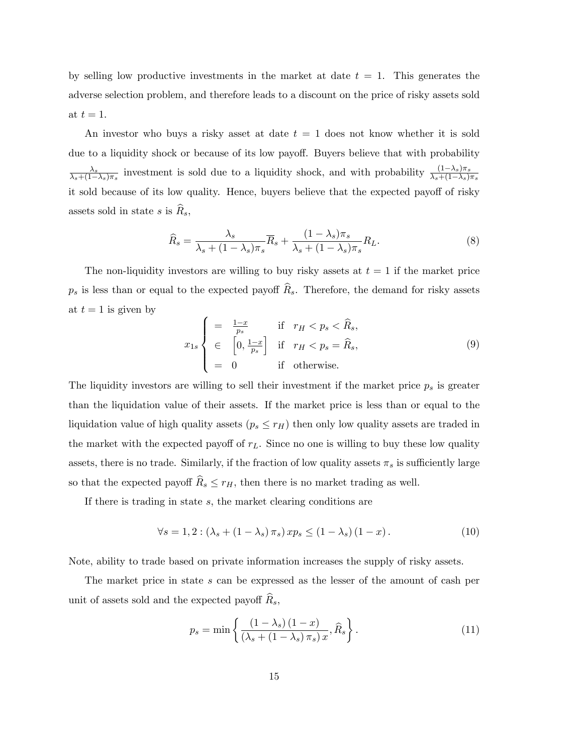by selling low productive investments in the market at date $t = 1$. This generates the adverse selection problem, and therefore leads to a discount on the price of risky assets sold at $t = 1$.

An investor who buys a risky asset at date $t = 1$ does not know whether it is sold due to a liquidity shock or because of its low payoff. Buyers believe that with probability $\frac{\lambda_s}{\lambda_s+(1-\lambda_s)\pi_s}$ investment is sold due to a liquidity shock, and with probability $\frac{(1-\lambda_s)\pi_s}{\lambda_s+(1-\lambda_s)\pi_s}$ it sold because of its low quality. Hence, buyers believe that the expected payoff of risky assets sold in state $s$ is $\widehat{R}_s$,

$$\widehat{R}_s = \frac{\lambda_s}{\lambda_s + (1-\lambda_s)\pi_s}\overline{R}_s + \frac{(1-\lambda_s)\pi_s}{\lambda_s + (1-\lambda_s)\pi_s}R_L. \tag{8}$$

The non-liquidity investors are willing to buy risky assets at $t = 1$ if the market price $p_s$ is less than or equal to the expected payoff $\widehat{R}_s$. Therefore, the demand for risky assets at $t = 1$ is given by

$$x_{1s} \begin{cases} = & \frac{1-x}{p_s} & \text{if } \ r_H < p_s < \widehat{R}_s, \\ \in & \left[0, \frac{1-x}{p_s}\right] & \text{if } \ r_H < p_s = \widehat{R}_s, \\ = & 0 & \text{if } \ \text{otherwise.} \end{cases} \tag{9}$$

The liquidity investors are willing to sell their investment if the market price $p_s$ is greater than the liquidation value of their assets. If the market price is less than or equal to the liquidation value of high quality assets ($p_s \leq r_H$) then only low quality assets are traded in the market with the expected payoff of $r_L$. Since no one is willing to buy these low quality assets, there is no trade. Similarly, if the fraction of low quality assets $\pi_s$ is sufficiently large so that the expected payoff $\widehat{R}_s \leq r_H$, then there is no market trading as well.

If there is trading in state $s$, the market clearing conditions are

$$\forall s = 1, 2 : (\lambda_s + (1-\lambda_s)\pi_s)\, x p_s \leq (1-\lambda_s)(1-x). \tag{10}$$

Note, ability to trade based on private information increases the supply of risky assets.

The market price in state $s$ can be expressed as the lesser of the amount of cash per unit of assets sold and the expected payoff $\widehat{R}_s$,

$$p_s = \min\left\{\frac{(1-\lambda_s)(1-x)}{(\lambda_s + (1-\lambda_s)\pi_s)\, x}, \widehat{R}_s\right\}. \tag{11}$$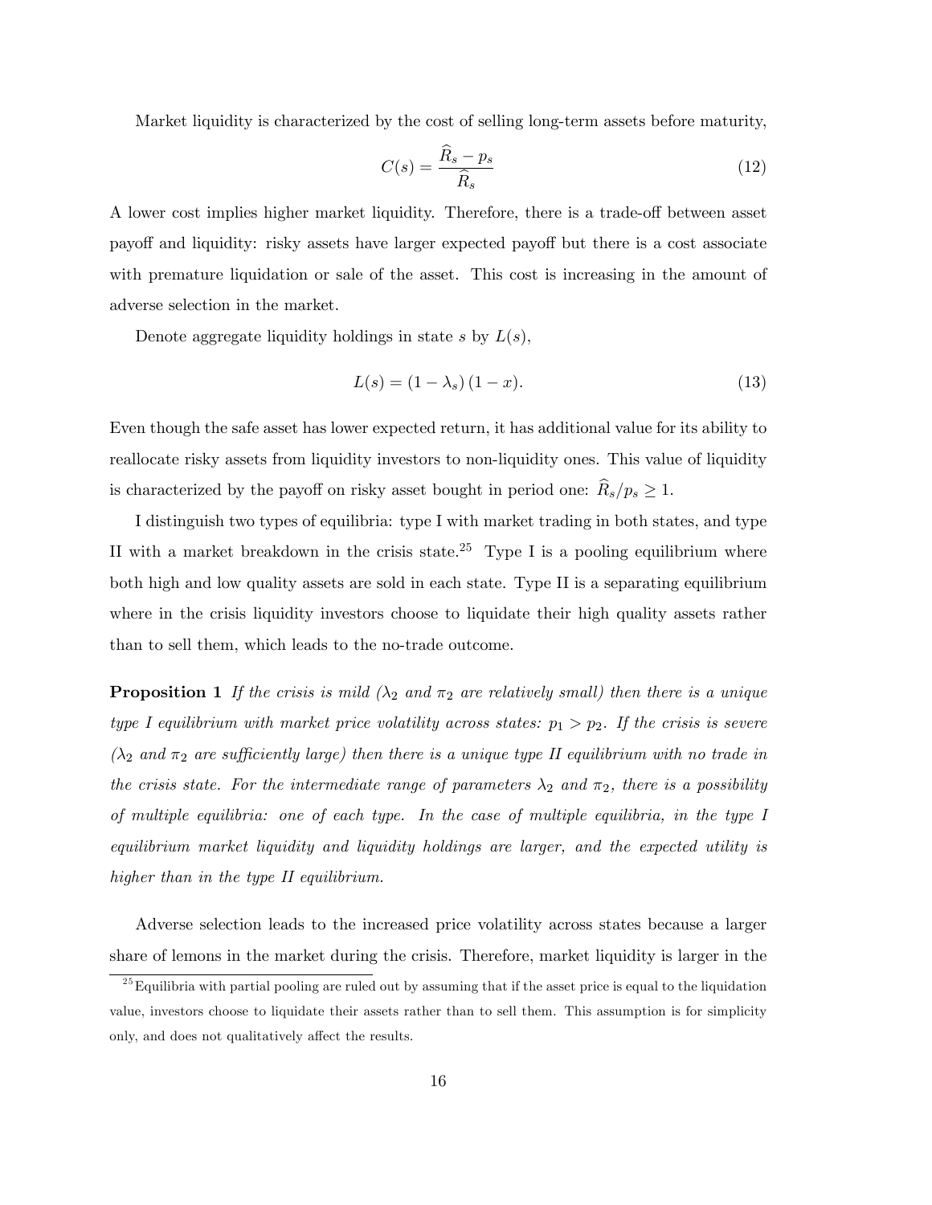Market liquidity is characterized by the cost of selling long-term assets before maturity,

$$C(s) = \frac{\widehat{R}_s - p_s}{\widehat{R}_s} \tag{12}$$

A lower cost implies higher market liquidity. Therefore, there is a trade-off between asset payoff and liquidity: risky assets have larger expected payoff but there is a cost associate with premature liquidation or sale of the asset. This cost is increasing in the amount of adverse selection in the market.

Denote aggregate liquidity holdings in state $s$ by $L(s)$,

$$L(s) = (1 - \lambda_s)(1 - x). \tag{13}$$

Even though the safe asset has lower expected return, it has additional value for its ability to reallocate risky assets from liquidity investors to non-liquidity ones. This value of liquidity is characterized by the payoff on risky asset bought in period one: $\widehat{R}_s/p_s \geq 1$.

I distinguish two types of equilibria: type I with market trading in both states, and type II with a market breakdown in the crisis state.[25] Type I is a pooling equilibrium where both high and low quality assets are sold in each state. Type II is a separating equilibrium where in the crisis liquidity investors choose to liquidate their high quality assets rather than to sell them, which leads to the no-trade outcome.

**Proposition 1** *If the crisis is mild ($\lambda_2$ and $\pi_2$ are relatively small) then there is a unique type I equilibrium with market price volatility across states: $p_1 > p_2$. If the crisis is severe ($\lambda_2$ and $\pi_2$ are sufficiently large) then there is a unique type II equilibrium with no trade in the crisis state. For the intermediate range of parameters $\lambda_2$ and $\pi_2$, there is a possibility of multiple equilibria: one of each type. In the case of multiple equilibria, in the type I equilibrium market liquidity and liquidity holdings are larger, and the expected utility is higher than in the type II equilibrium.*

Adverse selection leads to the increased price volatility across states because a larger share of lemons in the market during the crisis. Therefore, market liquidity is larger in the

[25] Equilibria with partial pooling are ruled out by assuming that if the asset price is equal to the liquidation value, investors choose to liquidate their assets rather than to sell them. This assumption is for simplicity only, and does not qualitatively affect the results.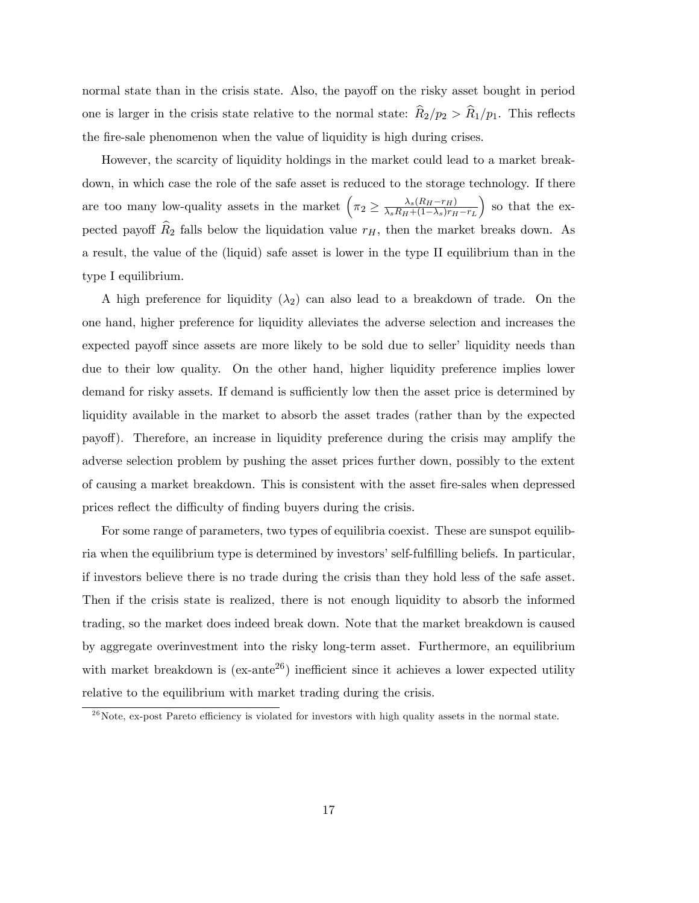normal state than in the crisis state. Also, the payoff on the risky asset bought in period one is larger in the crisis state relative to the normal state: $\widehat{R}_2/p_2 > \widehat{R}_1/p_1$. This reflects the fire-sale phenomenon when the value of liquidity is high during crises.

However, the scarcity of liquidity holdings in the market could lead to a market breakdown, in which case the role of the safe asset is reduced to the storage technology. If there are too many low-quality assets in the market $\left(\pi_2 \geq \frac{\lambda_s(R_H - r_H)}{\lambda_s R_H + (1-\lambda_s) r_H - r_L}\right)$ so that the expected payoff $\widehat{R}_2$ falls below the liquidation value $r_H$, then the market breaks down. As a result, the value of the (liquid) safe asset is lower in the type II equilibrium than in the type I equilibrium.

A high preference for liquidity ($\lambda_2$) can also lead to a breakdown of trade. On the one hand, higher preference for liquidity alleviates the adverse selection and increases the expected payoff since assets are more likely to be sold due to seller' liquidity needs than due to their low quality. On the other hand, higher liquidity preference implies lower demand for risky assets. If demand is sufficiently low then the asset price is determined by liquidity available in the market to absorb the asset trades (rather than by the expected payoff). Therefore, an increase in liquidity preference during the crisis may amplify the adverse selection problem by pushing the asset prices further down, possibly to the extent of causing a market breakdown. This is consistent with the asset fire-sales when depressed prices reflect the difficulty of finding buyers during the crisis.

For some range of parameters, two types of equilibria coexist. These are sunspot equilibria when the equilibrium type is determined by investors' self-fulfilling beliefs. In particular, if investors believe there is no trade during the crisis than they hold less of the safe asset. Then if the crisis state is realized, there is not enough liquidity to absorb the informed trading, so the market does indeed break down. Note that the market breakdown is caused by aggregate overinvestment into the risky long-term asset. Furthermore, an equilibrium with market breakdown is (ex-ante[26]) inefficient since it achieves a lower expected utility relative to the equilibrium with market trading during the crisis.

[26] Note, ex-post Pareto efficiency is violated for investors with high quality assets in the normal state.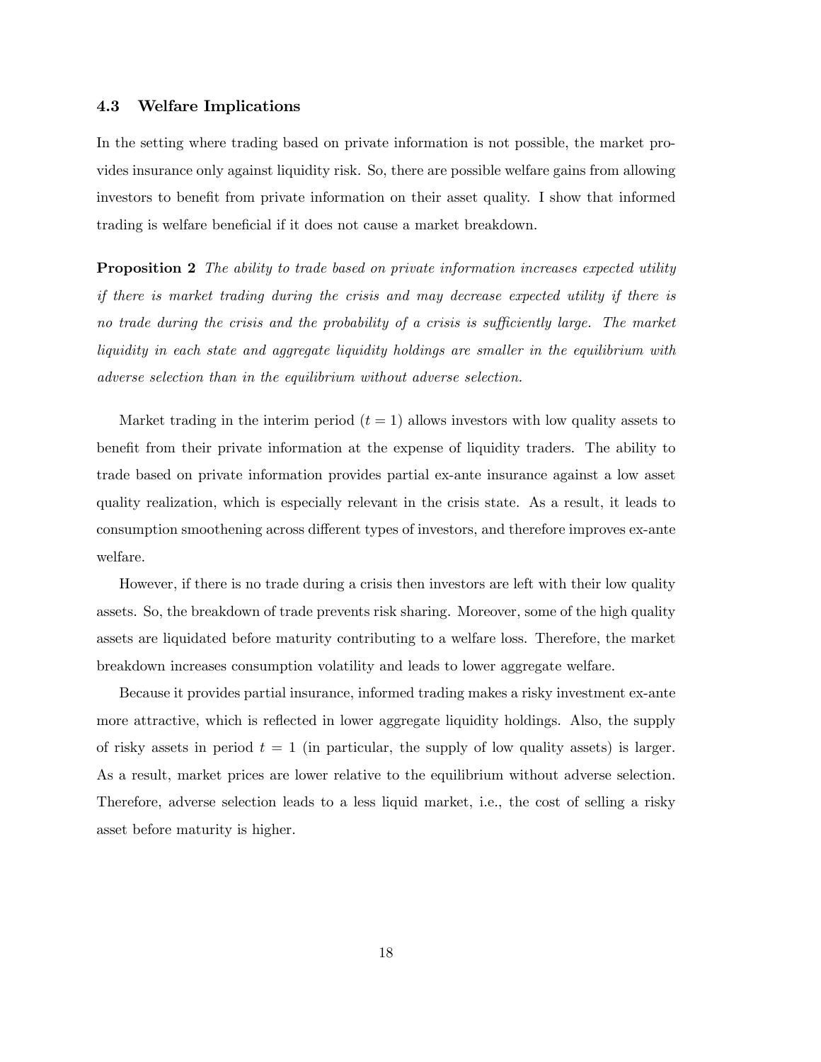### 4.3 Welfare Implications

In the setting where trading based on private information is not possible, the market provides insurance only against liquidity risk. So, there are possible welfare gains from allowing investors to benefit from private information on their asset quality. I show that informed trading is welfare beneficial if it does not cause a market breakdown.

**Proposition 2** *The ability to trade based on private information increases expected utility if there is market trading during the crisis and may decrease expected utility if there is no trade during the crisis and the probability of a crisis is sufficiently large. The market liquidity in each state and aggregate liquidity holdings are smaller in the equilibrium with adverse selection than in the equilibrium without adverse selection.*

Market trading in the interim period ($t = 1$) allows investors with low quality assets to benefit from their private information at the expense of liquidity traders. The ability to trade based on private information provides partial ex-ante insurance against a low asset quality realization, which is especially relevant in the crisis state. As a result, it leads to consumption smoothening across different types of investors, and therefore improves ex-ante welfare.

However, if there is no trade during a crisis then investors are left with their low quality assets. So, the breakdown of trade prevents risk sharing. Moreover, some of the high quality assets are liquidated before maturity contributing to a welfare loss. Therefore, the market breakdown increases consumption volatility and leads to lower aggregate welfare.

Because it provides partial insurance, informed trading makes a risky investment ex-ante more attractive, which is reflected in lower aggregate liquidity holdings. Also, the supply of risky assets in period $t = 1$ (in particular, the supply of low quality assets) is larger. As a result, market prices are lower relative to the equilibrium without adverse selection. Therefore, adverse selection leads to a less liquid market, i.e., the cost of selling a risky asset before maturity is higher.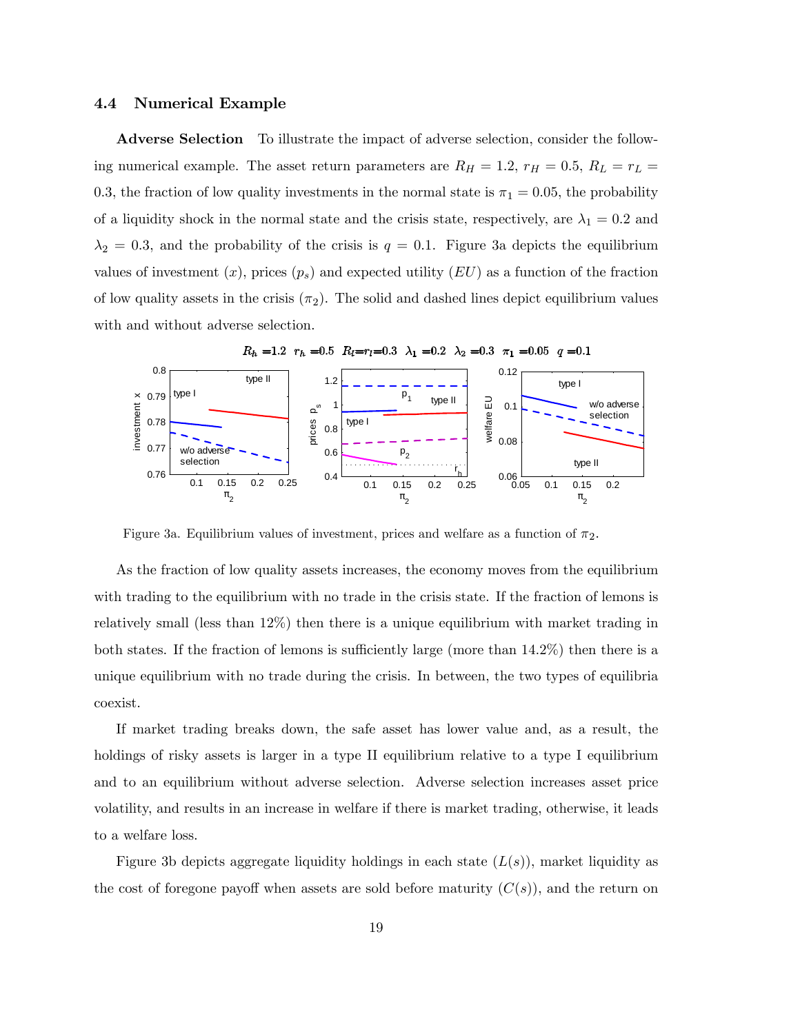### 4.4 Numerical Example

**Adverse Selection** To illustrate the impact of adverse selection, consider the following numerical example. The asset return parameters are $R_H = 1.2$, $r_H = 0.5$, $R_L = r_L = 0.3$, the fraction of low quality investments in the normal state is $\pi_1 = 0.05$, the probability of a liquidity shock in the normal state and the crisis state, respectively, are $\lambda_1 = 0.2$ and $\lambda_2 = 0.3$, and the probability of the crisis is $q = 0.1$. Figure 3a depicts the equilibrium values of investment ($x$), prices ($p_s$) and expected utility ($EU$) as a function of the fraction of low quality assets in the crisis ($\pi_2$). The solid and dashed lines depict equilibrium values with and without adverse selection.

Figure 3a. Equilibrium values of investment, prices and welfare as a function of $\pi_2$.

As the fraction of low quality assets increases, the economy moves from the equilibrium with trading to the equilibrium with no trade in the crisis state. If the fraction of lemons is relatively small (less than 12%) then there is a unique equilibrium with market trading in both states. If the fraction of lemons is sufficiently large (more than 14.2%) then there is a unique equilibrium with no trade during the crisis. In between, the two types of equilibria coexist.

If market trading breaks down, the safe asset has lower value and, as a result, the holdings of risky assets is larger in a type II equilibrium relative to a type I equilibrium and to an equilibrium without adverse selection. Adverse selection increases asset price volatility, and results in an increase in welfare if there is market trading, otherwise, it leads to a welfare loss.

Figure 3b depicts aggregate liquidity holdings in each state ($L(s)$), market liquidity as the cost of foregone payoff when assets are sold before maturity ($C(s)$), and the return on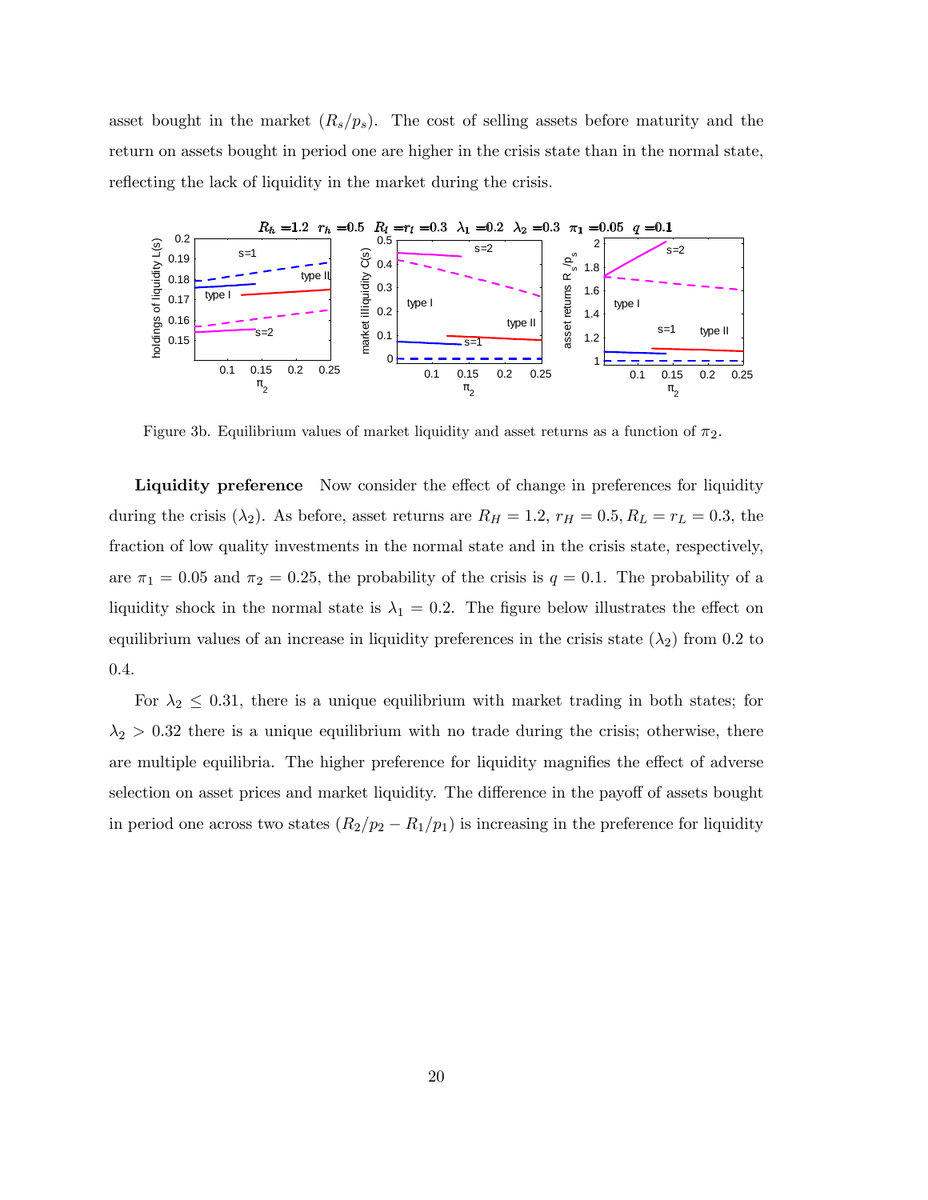asset bought in the market ($R_s/p_s$). The cost of selling assets before maturity and the return on assets bought in period one are higher in the crisis state than in the normal state, reflecting the lack of liquidity in the market during the crisis.

Figure 3b. Equilibrium values of market liquidity and asset returns as a function of $\pi_2$.

**Liquidity preference** Now consider the effect of change in preferences for liquidity during the crisis ($\lambda_2$). As before, asset returns are $R_H = 1.2$, $r_H = 0.5, R_L = r_L = 0.3$, the fraction of low quality investments in the normal state and in the crisis state, respectively, are $\pi_1 = 0.05$ and $\pi_2 = 0.25$, the probability of the crisis is $q = 0.1$. The probability of a liquidity shock in the normal state is $\lambda_1 = 0.2$. The figure below illustrates the effect on equilibrium values of an increase in liquidity preferences in the crisis state ($\lambda_2$) from 0.2 to 0.4.

For $\lambda_2 \leq 0.31$, there is a unique equilibrium with market trading in both states; for $\lambda_2 > 0.32$ there is a unique equilibrium with no trade during the crisis; otherwise, there are multiple equilibria. The higher preference for liquidity magnifies the effect of adverse selection on asset prices and market liquidity. The difference in the payoff of assets bought in period one across two states ($R_2/p_2 - R_1/p_1$) is increasing in the preference for liquidity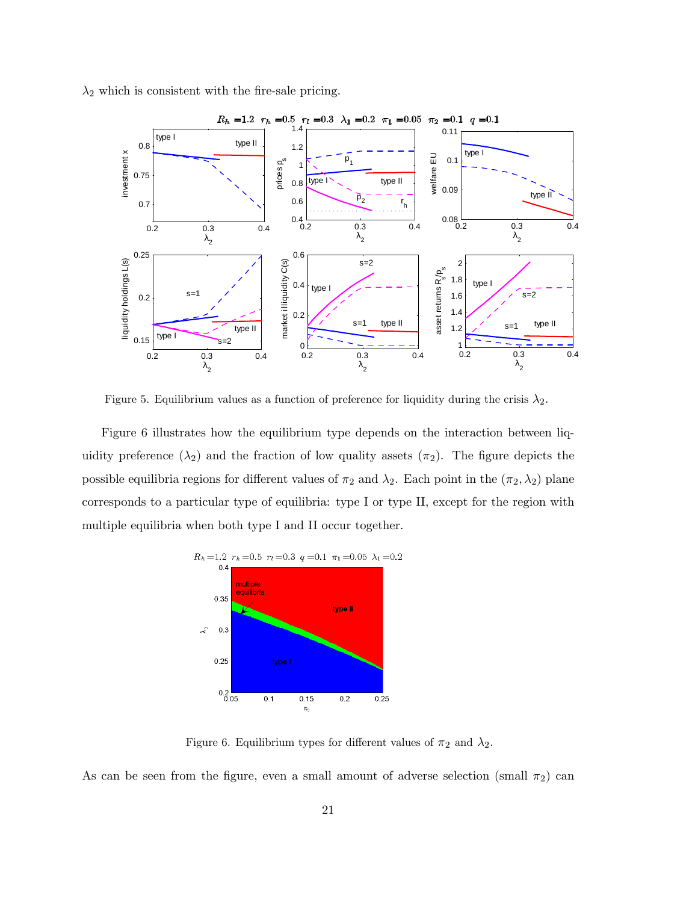$\lambda_2$ which is consistent with the fire-sale pricing.

Figure 5. Equilibrium values as a function of preference for liquidity during the crisis $\lambda_2$.

Figure 6 illustrates how the equilibrium type depends on the interaction between liquidity preference ($\lambda_2$) and the fraction of low quality assets ($\pi_2$). The figure depicts the possible equilibria regions for different values of $\pi_2$ and $\lambda_2$. Each point in the $(\pi_2, \lambda_2)$ plane corresponds to a particular type of equilibria: type I or type II, except for the region with multiple equilibria when both type I and II occur together.

Figure 6. Equilibrium types for different values of $\pi_2$ and $\lambda_2$.

As can be seen from the figure, even a small amount of adverse selection (small $\pi_2$) can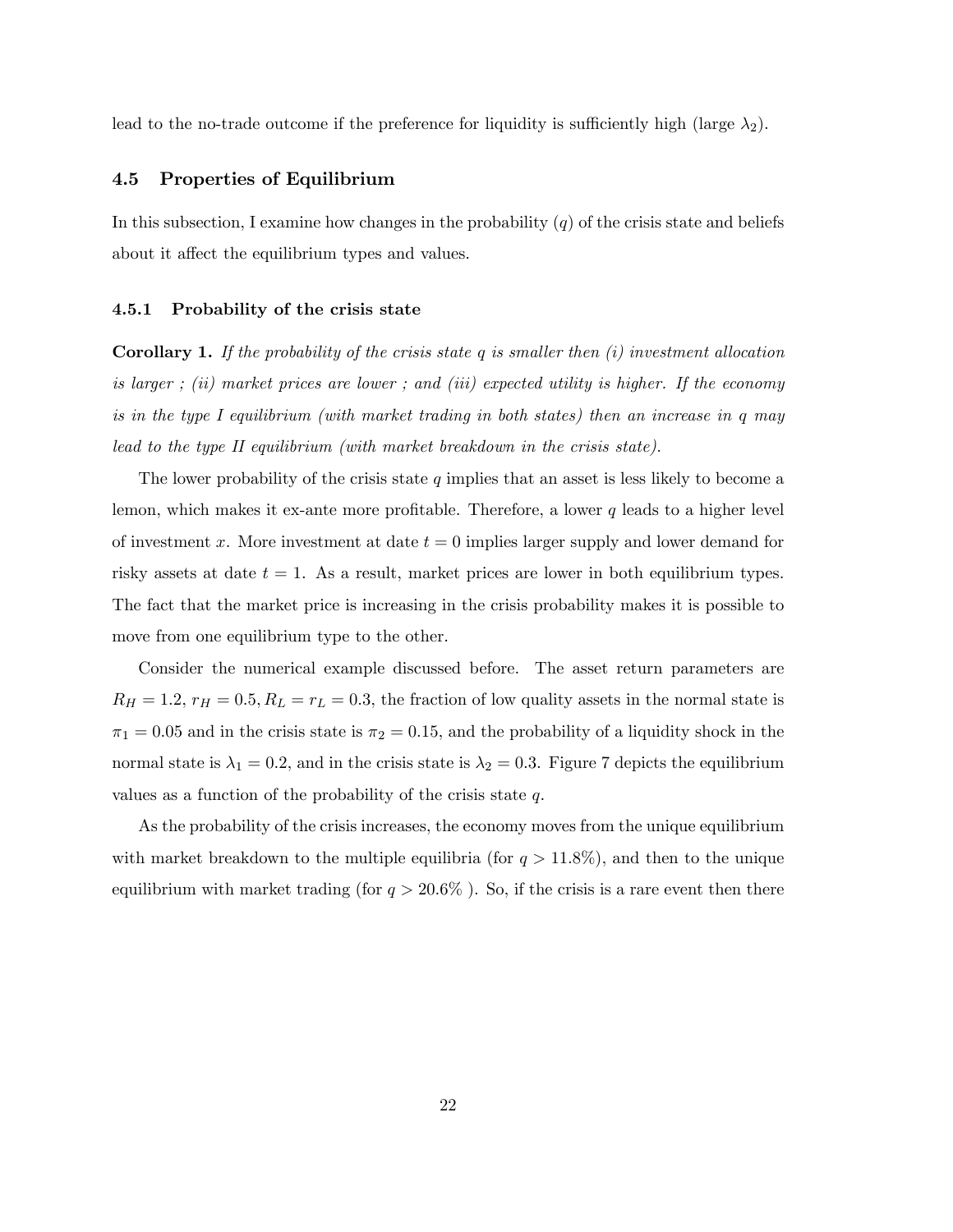lead to the no-trade outcome if the preference for liquidity is sufficiently high (large $\lambda_2$).

### 4.5 Properties of Equilibrium

In this subsection, I examine how changes in the probability ($q$) of the crisis state and beliefs about it affect the equilibrium types and values.

#### 4.5.1 Probability of the crisis state

**Corollary 1.** *If the probability of the crisis state $q$ is smaller then (i) investment allocation is larger ; (ii) market prices are lower ; and (iii) expected utility is higher. If the economy is in the type I equilibrium (with market trading in both states) then an increase in $q$ may lead to the type II equilibrium (with market breakdown in the crisis state).*

The lower probability of the crisis state $q$ implies that an asset is less likely to become a lemon, which makes it ex-ante more profitable. Therefore, a lower $q$ leads to a higher level of investment $x$. More investment at date $t = 0$ implies larger supply and lower demand for risky assets at date $t = 1$. As a result, market prices are lower in both equilibrium types. The fact that the market price is increasing in the crisis probability makes it is possible to move from one equilibrium type to the other.

Consider the numerical example discussed before. The asset return parameters are $R_H = 1.2$, $r_H = 0.5$, $R_L = r_L = 0.3$, the fraction of low quality assets in the normal state is $\pi_1 = 0.05$ and in the crisis state is $\pi_2 = 0.15$, and the probability of a liquidity shock in the normal state is $\lambda_1 = 0.2$, and in the crisis state is $\lambda_2 = 0.3$. Figure 7 depicts the equilibrium values as a function of the probability of the crisis state $q$.

As the probability of the crisis increases, the economy moves from the unique equilibrium with market breakdown to the multiple equilibria (for $q > 11.8\%$), and then to the unique equilibrium with market trading (for $q > 20.6\%$ ). So, if the crisis is a rare event then there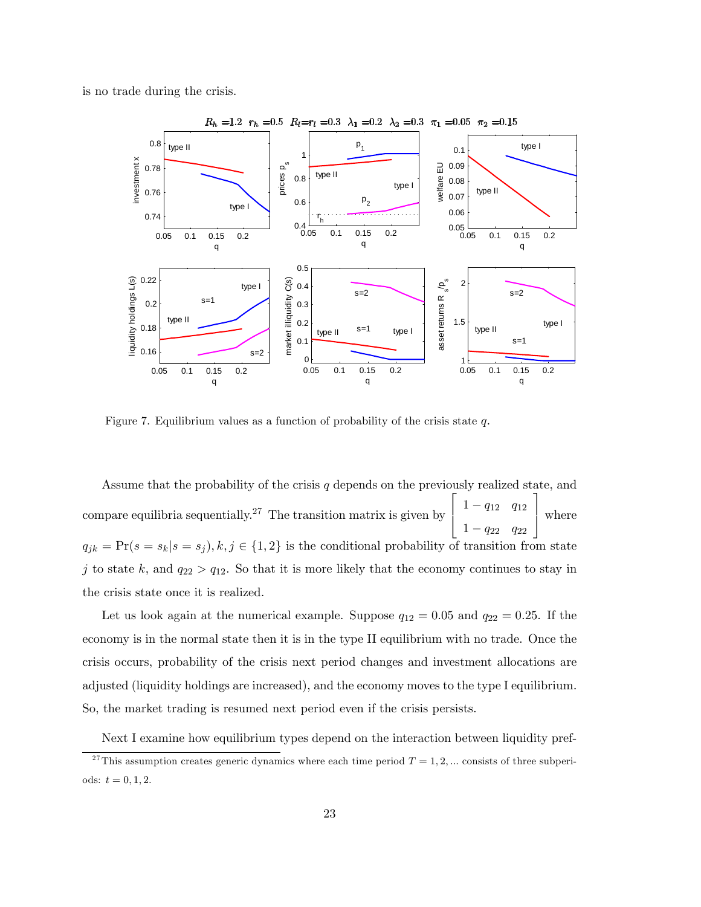is no trade during the crisis.

Figure 7. Equilibrium values as a function of probability of the crisis state $q$.

Assume that the probability of the crisis $q$ depends on the previously realized state, and compare equilibria sequentially.[27] The transition matrix is given by $\begin{bmatrix} 1-q_{12} & q_{12} \\ 1-q_{22} & q_{22} \end{bmatrix}$ where $q_{jk} = \Pr(s = s_k | s = s_j), k, j \in \{1, 2\}$ is the conditional probability of transition from state $j$ to state $k$, and $q_{22} > q_{12}$. So that it is more likely that the economy continues to stay in the crisis state once it is realized.

Let us look again at the numerical example. Suppose $q_{12} = 0.05$ and $q_{22} = 0.25$. If the economy is in the normal state then it is in the type II equilibrium with no trade. Once the crisis occurs, probability of the crisis next period changes and investment allocations are adjusted (liquidity holdings are increased), and the economy moves to the type I equilibrium. So, the market trading is resumed next period even if the crisis persists.

Next I examine how equilibrium types depend on the interaction between liquidity pref-

[27] This assumption creates generic dynamics where each time period $T = 1, 2, ...$ consists of three subperiods: $t = 0, 1, 2$.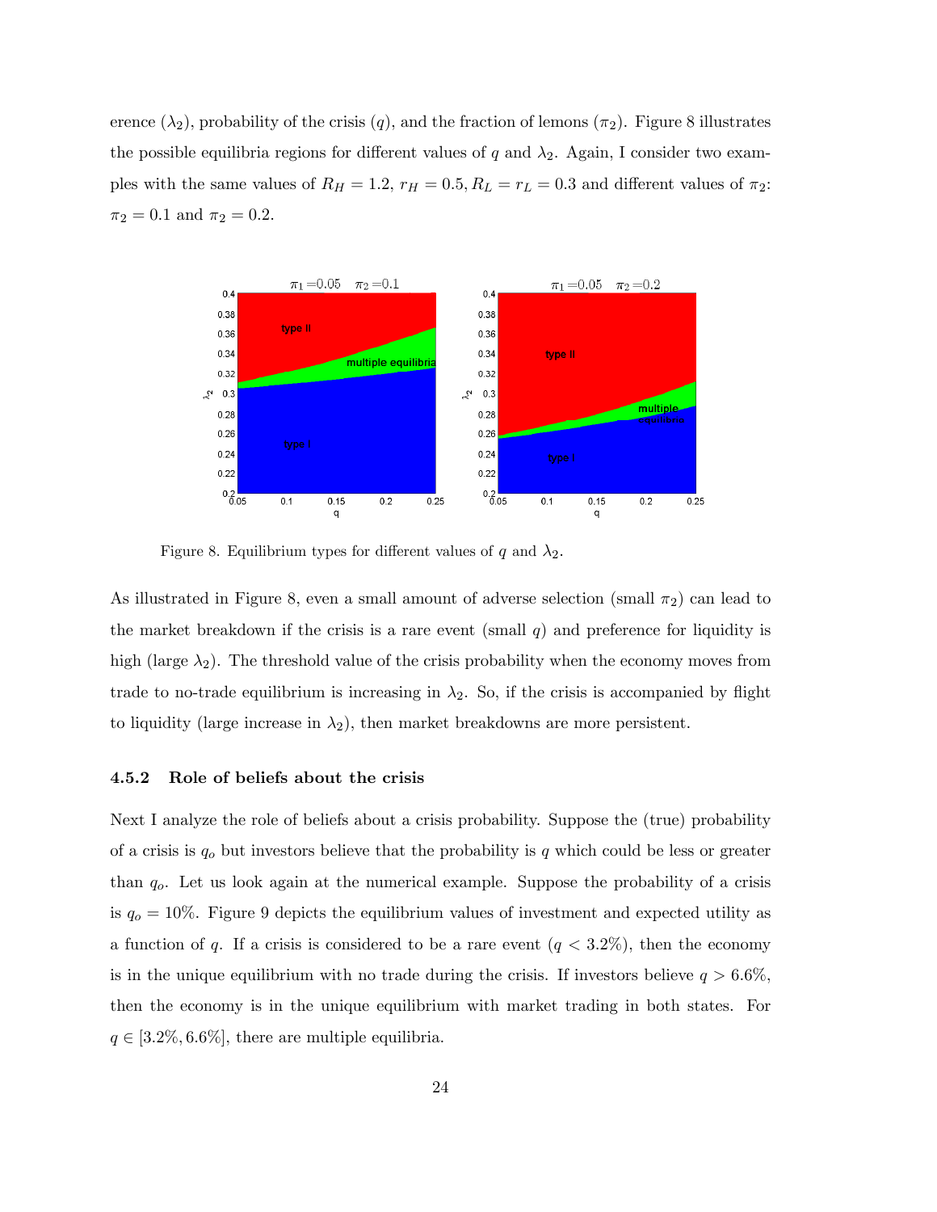erence ($\lambda_2$), probability of the crisis ($q$), and the fraction of lemons ($\pi_2$). Figure 8 illustrates the possible equilibria regions for different values of $q$ and $\lambda_2$. Again, I consider two examples with the same values of $R_H = 1.2$, $r_H = 0.5$, $R_L = r_L = 0.3$ and different values of $\pi_2$: $\pi_2 = 0.1$ and $\pi_2 = 0.2$.

Figure 8. Equilibrium types for different values of $q$ and $\lambda_2$.

As illustrated in Figure 8, even a small amount of adverse selection (small $\pi_2$) can lead to the market breakdown if the crisis is a rare event (small $q$) and preference for liquidity is high (large $\lambda_2$). The threshold value of the crisis probability when the economy moves from trade to no-trade equilibrium is increasing in $\lambda_2$. So, if the crisis is accompanied by flight to liquidity (large increase in $\lambda_2$), then market breakdowns are more persistent.

### 4.5.2 Role of beliefs about the crisis

Next I analyze the role of beliefs about a crisis probability. Suppose the (true) probability of a crisis is $q_o$ but investors believe that the probability is $q$ which could be less or greater than $q_o$. Let us look again at the numerical example. Suppose the probability of a crisis is $q_o = 10\%$. Figure 9 depicts the equilibrium values of investment and expected utility as a function of $q$. If a crisis is considered to be a rare event ($q < 3.2\%$), then the economy is in the unique equilibrium with no trade during the crisis. If investors believe $q > 6.6\%$, then the economy is in the unique equilibrium with market trading in both states. For $q \in [3.2\%, 6.6\%]$, there are multiple equilibria.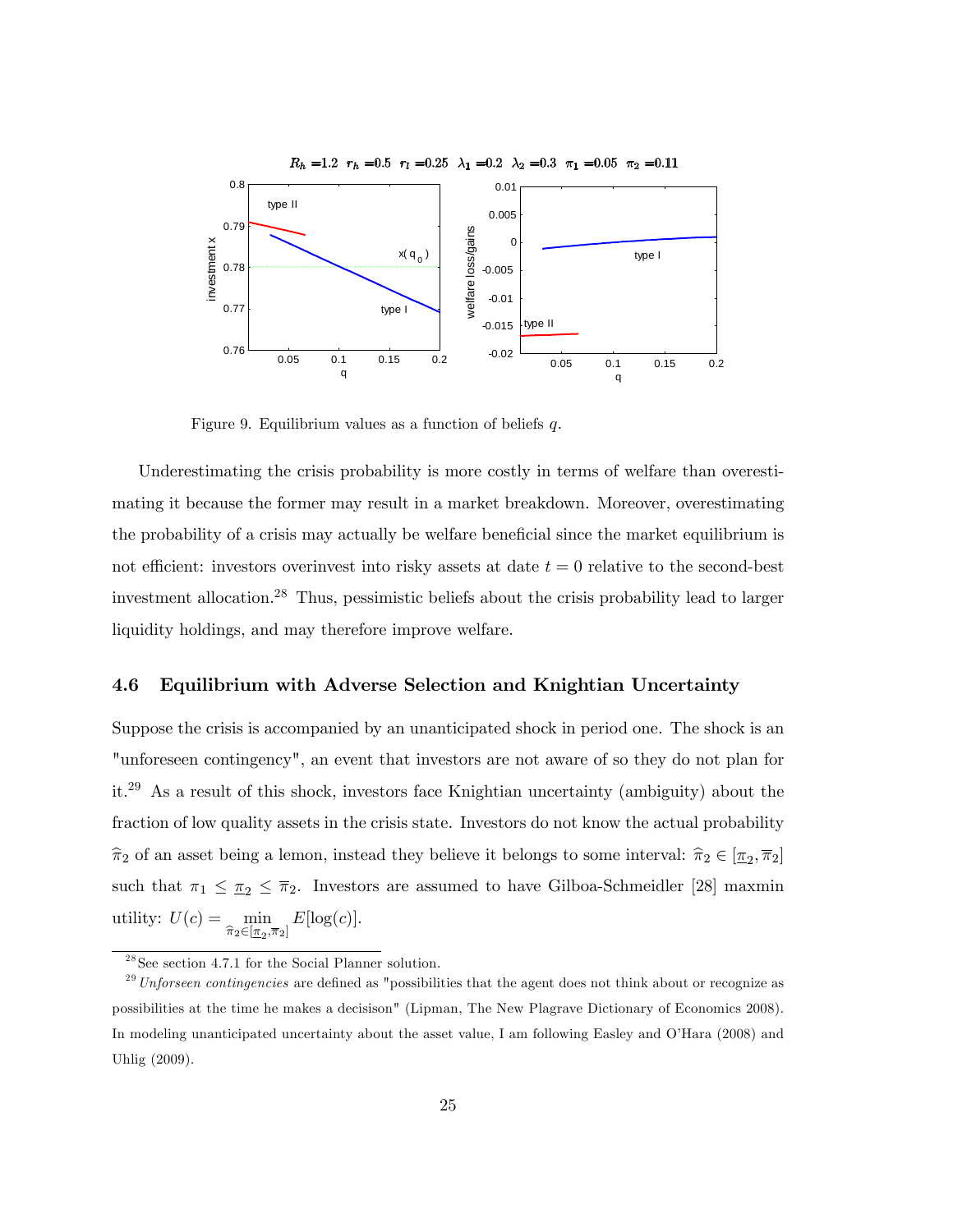Figure 9. Equilibrium values as a function of beliefs $q$.

Underestimating the crisis probability is more costly in terms of welfare than overestimating it because the former may result in a market breakdown. Moreover, overestimating the probability of a crisis may actually be welfare beneficial since the market equilibrium is not efficient: investors overinvest into risky assets at date $t = 0$ relative to the second-best investment allocation.[28] Thus, pessimistic beliefs about the crisis probability lead to larger liquidity holdings, and may therefore improve welfare.

### 4.6 Equilibrium with Adverse Selection and Knightian Uncertainty

Suppose the crisis is accompanied by an unanticipated shock in period one. The shock is an "unforeseen contingency", an event that investors are not aware of so they do not plan for it.[29] As a result of this shock, investors face Knightian uncertainty (ambiguity) about the fraction of low quality assets in the crisis state. Investors do not know the actual probability $\widehat{\pi}_2$ of an asset being a lemon, instead they believe it belongs to some interval: $\widehat{\pi}_2 \in [\underline{\pi}_2, \overline{\pi}_2]$ such that $\pi_1 \leq \underline{\pi}_2 \leq \overline{\pi}_2$. Investors are assumed to have Gilboa-Schmeidler [28] maxmin utility: $U(c) = \min_{\widehat{\pi}_2 \in [\underline{\pi}_2, \overline{\pi}_2]} E[\log(c)]$.

[28] See section 4.7.1 for the Social Planner solution.

[29] *Unforseen contingencies* are defined as "possibilities that the agent does not think about or recognize as possibilities at the time he makes a decisison" (Lipman, The New Plagrave Dictionary of Economics 2008). In modeling unanticipated uncertainty about the asset value, I am following Easley and O'Hara (2008) and Uhlig (2009).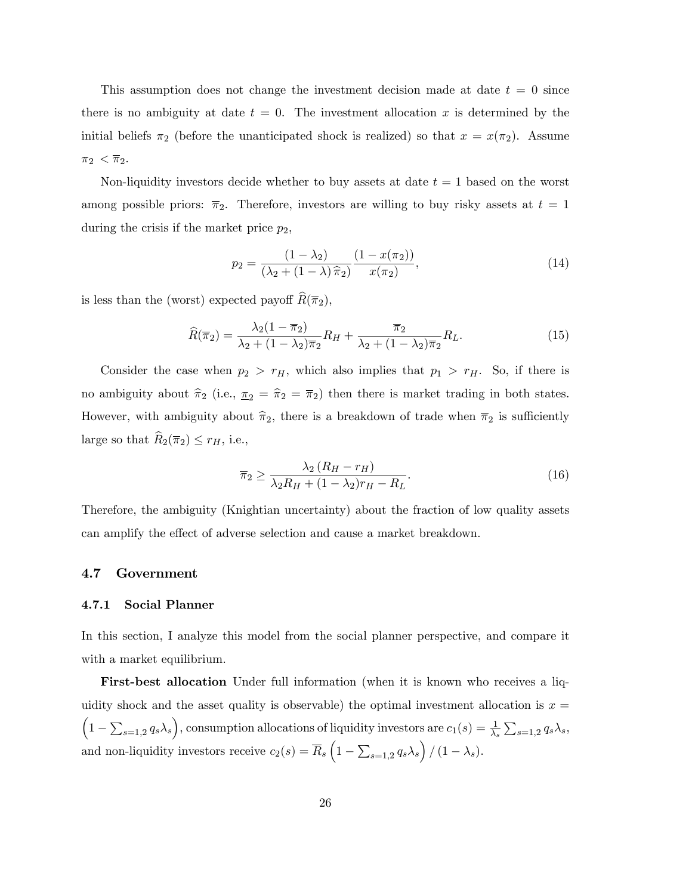This assumption does not change the investment decision made at date $t = 0$ since there is no ambiguity at date $t = 0$. The investment allocation $x$ is determined by the initial beliefs $\pi_2$ (before the unanticipated shock is realized) so that $x = x(\pi_2)$. Assume $\pi_2 < \overline{\pi}_2$.

Non-liquidity investors decide whether to buy assets at date $t = 1$ based on the worst among possible priors: $\overline{\pi}_2$. Therefore, investors are willing to buy risky assets at $t = 1$ during the crisis if the market price $p_2$,

$$
p_2 = \frac{(1-\lambda_2)}{(\lambda_2 + (1-\lambda)\,\widehat{\pi}_2)} \frac{(1-x(\pi_2))}{x(\pi_2)}, \tag{14}
$$

is less than the (worst) expected payoff $\widehat{R}(\overline{\pi}_2)$,

$$
\widehat{R}(\overline{\pi}_2) = \frac{\lambda_2(1-\overline{\pi}_2)}{\lambda_2 + (1-\lambda_2)\overline{\pi}_2} R_H + \frac{\overline{\pi}_2}{\lambda_2 + (1-\lambda_2)\overline{\pi}_2} R_L. \tag{15}
$$

Consider the case when $p_2 > r_H$, which also implies that $p_1 > r_H$. So, if there is no ambiguity about $\widehat{\pi}_2$ (i.e., $\underline{\pi}_2 = \widehat{\pi}_2 = \overline{\pi}_2$) then there is market trading in both states. However, with ambiguity about $\widehat{\pi}_2$, there is a breakdown of trade when $\overline{\pi}_2$ is sufficiently large so that $\widehat{R}_2(\overline{\pi}_2) \leq r_H$, i.e.,

$$
\overline{\pi}_2 \geq \frac{\lambda_2\,(R_H - r_H)}{\lambda_2 R_H + (1-\lambda_2) r_H - R_L}. \tag{16}
$$

Therefore, the ambiguity (Knightian uncertainty) about the fraction of low quality assets can amplify the effect of adverse selection and cause a market breakdown.

## 4.7 Government

### 4.7.1 Social Planner

In this section, I analyze this model from the social planner perspective, and compare it with a market equilibrium.

**First-best allocation** Under full information (when it is known who receives a liquidity shock and the asset quality is observable) the optimal investment allocation is $x = \left(1 - \sum_{s=1,2} q_s \lambda_s\right)$, consumption allocations of liquidity investors are $c_1(s) = \frac{1}{\lambda_s} \sum_{s=1,2} q_s \lambda_s$, and non-liquidity investors receive $c_2(s) = \overline{R}_s \left(1 - \sum_{s=1,2} q_s \lambda_s\right) / (1 - \lambda_s)$.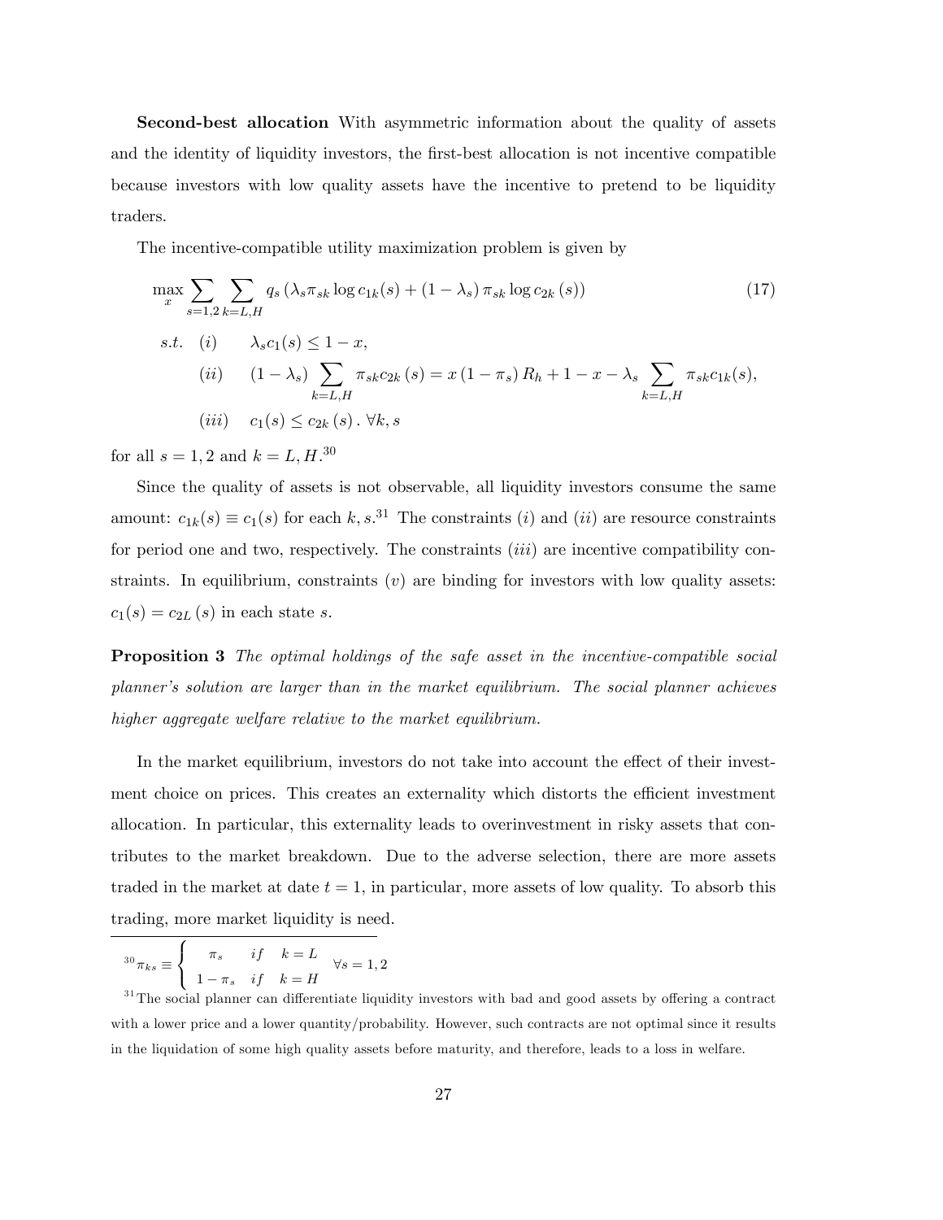**Second-best allocation** With asymmetric information about the quality of assets and the identity of liquidity investors, the first-best allocation is not incentive compatible because investors with low quality assets have the incentive to pretend to be liquidity traders.

The incentive-compatible utility maximization problem is given by

$$\max_{x} \sum_{s=1,2} \sum_{k=L,H} q_s \left( \lambda_s \pi_{sk} \log c_{1k}(s) + (1 - \lambda_s) \pi_{sk} \log c_{2k}(s) \right) \tag{17}$$

$$\begin{aligned}
s.t. \quad & (i) \quad && \lambda_s c_1(s) \leq 1 - x, \\
& (ii) \quad && (1 - \lambda_s) \sum_{k=L,H} \pi_{sk} c_{2k}(s) = x (1 - \pi_s) R_h + 1 - x - \lambda_s \sum_{k=L,H} \pi_{sk} c_{1k}(s), \\
& (iii) \quad && c_1(s) \leq c_{2k}(s) . \ \forall k, s
\end{aligned}$$

for all $s = 1, 2$ and $k = L, H$.[30]

Since the quality of assets is not observable, all liquidity investors consume the same amount: $c_{1k}(s) \equiv c_1(s)$ for each $k, s$.[31] The constraints $(i)$ and $(ii)$ are resource constraints for period one and two, respectively. The constraints $(iii)$ are incentive compatibility constraints. In equilibrium, constraints $(v)$ are binding for investors with low quality assets: $c_1(s) = c_{2L}(s)$ in each state $s$.

**Proposition 3** *The optimal holdings of the safe asset in the incentive-compatible social planner's solution are larger than in the market equilibrium. The social planner achieves higher aggregate welfare relative to the market equilibrium.*

In the market equilibrium, investors do not take into account the effect of their investment choice on prices. This creates an externality which distorts the efficient investment allocation. In particular, this externality leads to overinvestment in risky assets that contributes to the market breakdown. Due to the adverse selection, there are more assets traded in the market at date $t = 1$, in particular, more assets of low quality. To absorb this trading, more market liquidity is need.

---

[30] $\pi_{ks} \equiv \begin{cases} \pi_s & if \quad k = L \\ 1 - \pi_s & if \quad k = H \end{cases} \quad \forall s = 1, 2$

[31] The social planner can differentiate liquidity investors with bad and good assets by offering a contract with a lower price and a lower quantity/probability. However, such contracts are not optimal since it results in the liquidation of some high quality assets before maturity, and therefore, leads to a loss in welfare.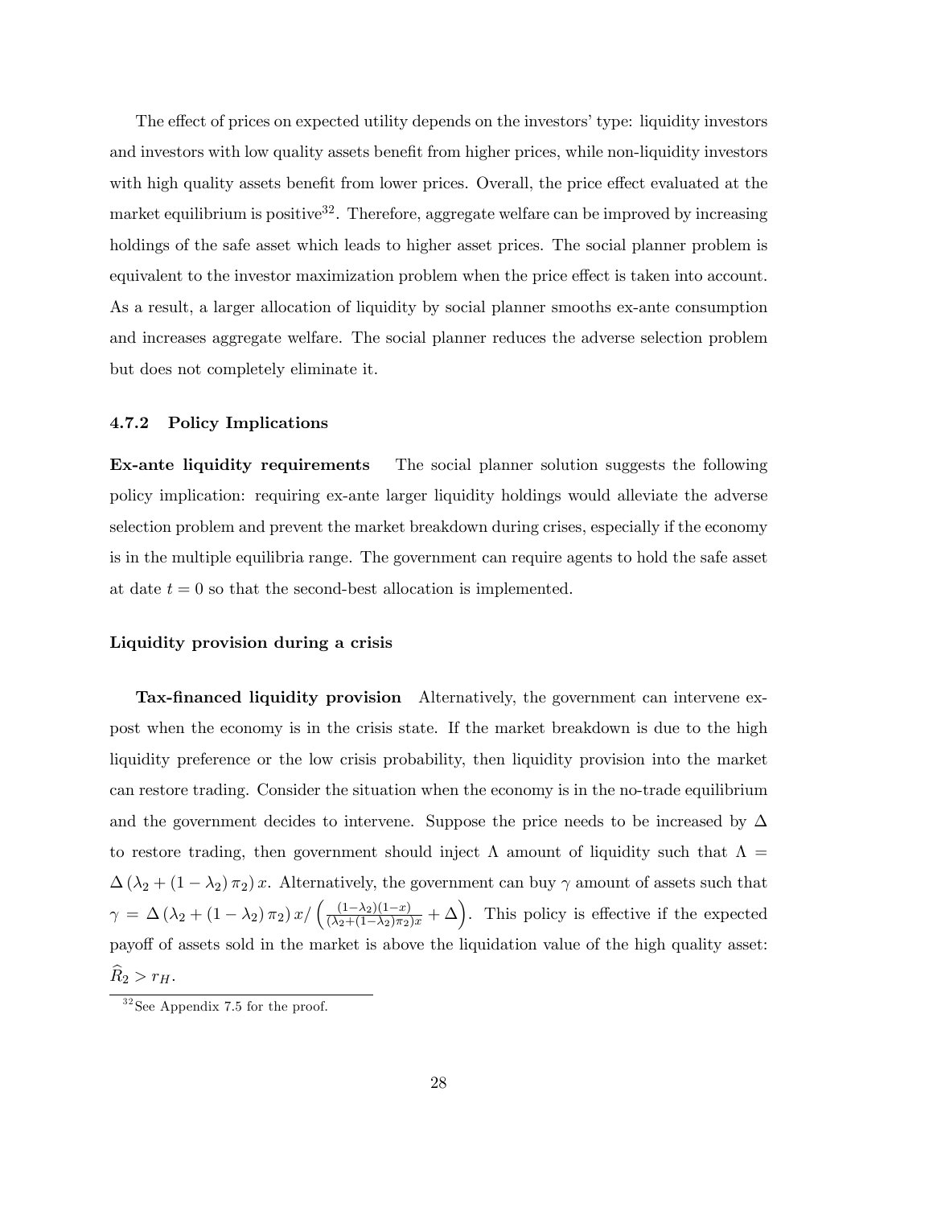The effect of prices on expected utility depends on the investors' type: liquidity investors and investors with low quality assets benefit from higher prices, while non-liquidity investors with high quality assets benefit from lower prices. Overall, the price effect evaluated at the market equilibrium is positive[32]. Therefore, aggregate welfare can be improved by increasing holdings of the safe asset which leads to higher asset prices. The social planner problem is equivalent to the investor maximization problem when the price effect is taken into account. As a result, a larger allocation of liquidity by social planner smooths ex-ante consumption and increases aggregate welfare. The social planner reduces the adverse selection problem but does not completely eliminate it.

### 4.7.2 Policy Implications

**Ex-ante liquidity requirements** The social planner solution suggests the following policy implication: requiring ex-ante larger liquidity holdings would alleviate the adverse selection problem and prevent the market breakdown during crises, especially if the economy is in the multiple equilibria range. The government can require agents to hold the safe asset at date $t = 0$ so that the second-best allocation is implemented.

**Liquidity provision during a crisis**

**Tax-financed liquidity provision** Alternatively, the government can intervene ex-post when the economy is in the crisis state. If the market breakdown is due to the high liquidity preference or the low crisis probability, then liquidity provision into the market can restore trading. Consider the situation when the economy is in the no-trade equilibrium and the government decides to intervene. Suppose the price needs to be increased by $\Delta$ to restore trading, then government should inject $\Lambda$ amount of liquidity such that $\Lambda = \Delta\left(\lambda_2 + (1-\lambda_2)\,\pi_2\right)x$. Alternatively, the government can buy $\gamma$ amount of assets such that $\gamma = \Delta\left(\lambda_2 + (1-\lambda_2)\,\pi_2\right)x / \left(\frac{(1-\lambda_2)(1-x)}{(\lambda_2+(1-\lambda_2)\pi_2)x} + \Delta\right)$. This policy is effective if the expected payoff of assets sold in the market is above the liquidation value of the high quality asset: $\widehat{R}_2 > r_H$.

[32] See Appendix 7.5 for the proof.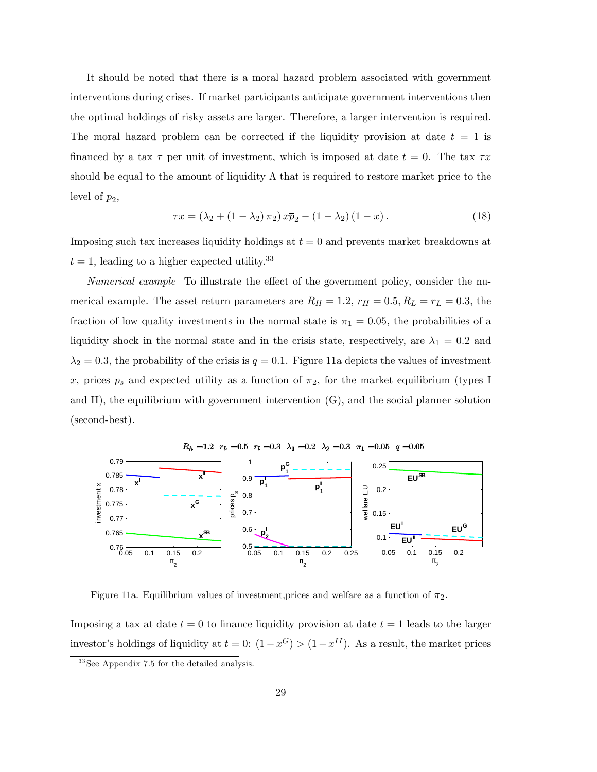It should be noted that there is a moral hazard problem associated with government interventions during crises. If market participants anticipate government interventions then the optimal holdings of risky assets are larger. Therefore, a larger intervention is required. The moral hazard problem can be corrected if the liquidity provision at date $t = 1$ is financed by a tax $\tau$ per unit of investment, which is imposed at date $t = 0$. The tax $\tau x$ should be equal to the amount of liquidity $\Lambda$ that is required to restore market price to the level of $\overline{p}_2$,

$$\tau x = \left(\lambda_2 + (1 - \lambda_2)\,\pi_2\right) x \overline{p}_2 - (1 - \lambda_2)\,(1 - x)\,. \tag{18}$$

Imposing such tax increases liquidity holdings at $t = 0$ and prevents market breakdowns at $t = 1$, leading to a higher expected utility.[33]

*Numerical example* To illustrate the effect of the government policy, consider the numerical example. The asset return parameters are $R_H = 1.2$, $r_H = 0.5$, $R_L = r_L = 0.3$, the fraction of low quality investments in the normal state is $\pi_1 = 0.05$, the probabilities of a liquidity shock in the normal state and in the crisis state, respectively, are $\lambda_1 = 0.2$ and $\lambda_2 = 0.3$, the probability of the crisis is $q = 0.1$. Figure 11a depicts the values of investment $x$, prices $p_s$ and expected utility as a function of $\pi_2$, for the market equilibrium (types I and II), the equilibrium with government intervention (G), and the social planner solution (second-best).

Figure 11a. Equilibrium values of investment,prices and welfare as a function of $\pi_2$.

Imposing a tax at date $t = 0$ to finance liquidity provision at date $t = 1$ leads to the larger investor's holdings of liquidity at $t = 0$: $(1 - x^G) > (1 - x^{II})$. As a result, the market prices

[33] See Appendix 7.5 for the detailed analysis.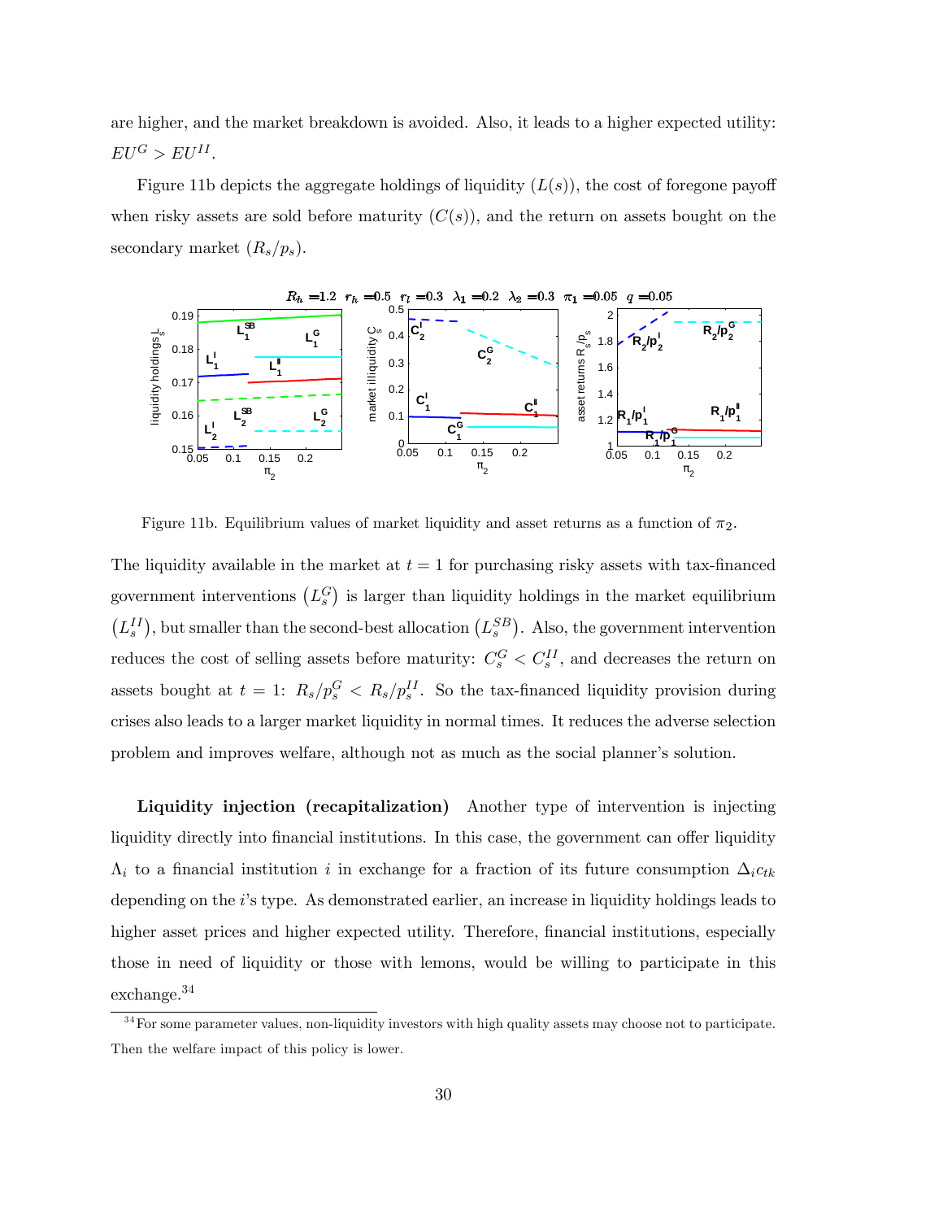are higher, and the market breakdown is avoided. Also, it leads to a higher expected utility: $EU^G > EU^{II}$.

Figure 11b depicts the aggregate holdings of liquidity ($L(s)$), the cost of foregone payoff when risky assets are sold before maturity ($C(s)$), and the return on assets bought on the secondary market ($R_s/p_s$).

Figure 11b. Equilibrium values of market liquidity and asset returns as a function of $\pi_2$.

The liquidity available in the market at $t = 1$ for purchasing risky assets with tax-financed government interventions $\left(L_s^G\right)$ is larger than liquidity holdings in the market equilibrium $\left(L_s^{II}\right)$, but smaller than the second-best allocation $\left(L_s^{SB}\right)$. Also, the government intervention reduces the cost of selling assets before maturity: $C_s^G < C_s^{II}$, and decreases the return on assets bought at $t = 1$: $R_s/p_s^G < R_s/p_s^{II}$. So the tax-financed liquidity provision during crises also leads to a larger market liquidity in normal times. It reduces the adverse selection problem and improves welfare, although not as much as the social planner's solution.

**Liquidity injection (recapitalization)** Another type of intervention is injecting liquidity directly into financial institutions. In this case, the government can offer liquidity $\Lambda_i$ to a financial institution $i$ in exchange for a fraction of its future consumption $\Delta_i c_{tk}$ depending on the $i$'s type. As demonstrated earlier, an increase in liquidity holdings leads to higher asset prices and higher expected utility. Therefore, financial institutions, especially those in need of liquidity or those with lemons, would be willing to participate in this exchange.[34]

[34] For some parameter values, non-liquidity investors with high quality assets may choose not to participate. Then the welfare impact of this policy is lower.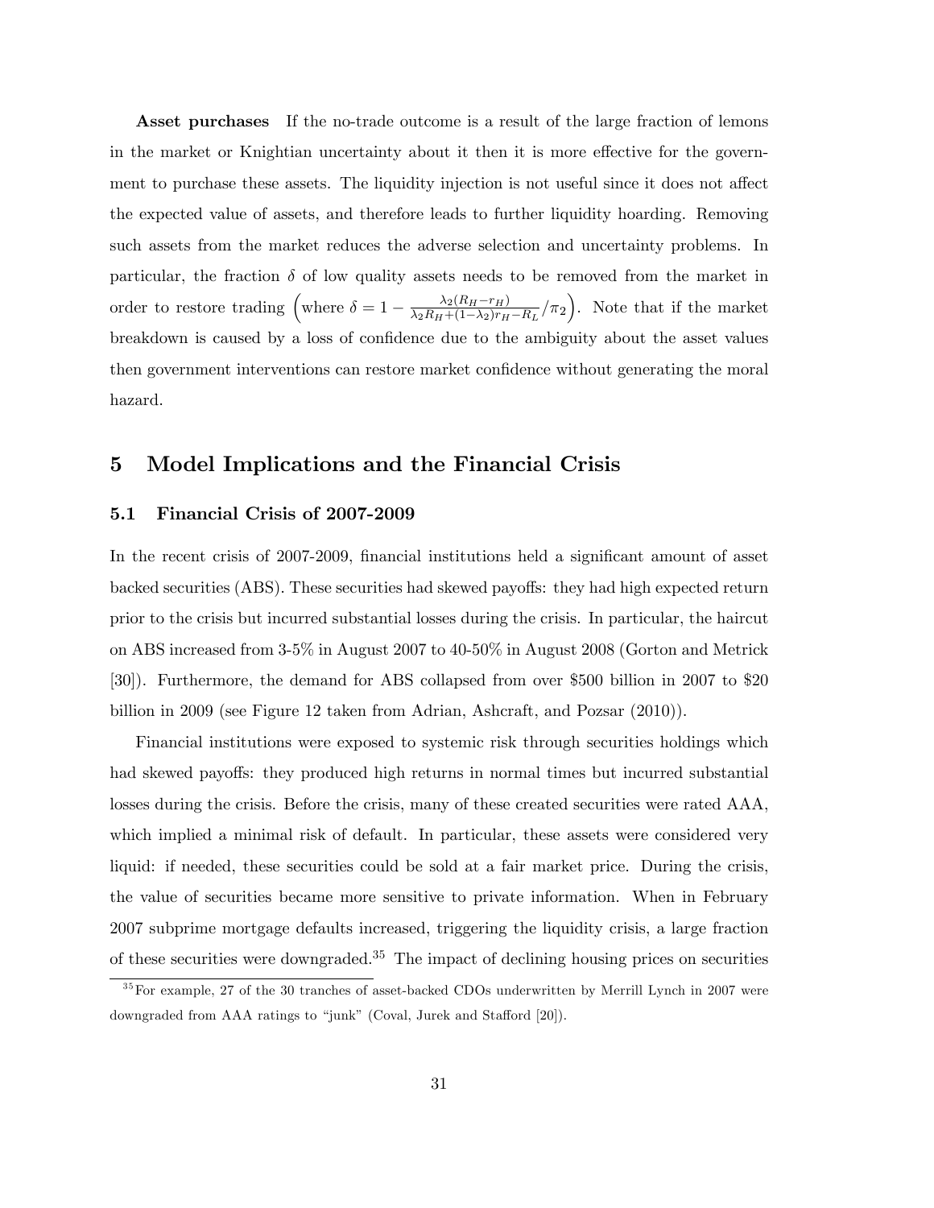**Asset purchases** If the no-trade outcome is a result of the large fraction of lemons in the market or Knightian uncertainty about it then it is more effective for the government to purchase these assets. The liquidity injection is not useful since it does not affect the expected value of assets, and therefore leads to further liquidity hoarding. Removing such assets from the market reduces the adverse selection and uncertainty problems. In particular, the fraction $\delta$ of low quality assets needs to be removed from the market in order to restore trading $\left(\text{where } \delta = 1 - \frac{\lambda_2(R_H - r_H)}{\lambda_2 R_H + (1-\lambda_2) r_H - R_L} / \pi_2\right)$. Note that if the market breakdown is caused by a loss of confidence due to the ambiguity about the asset values then government interventions can restore market confidence without generating the moral hazard.

# 5 Model Implications and the Financial Crisis

## 5.1 Financial Crisis of 2007-2009

In the recent crisis of 2007-2009, financial institutions held a significant amount of asset backed securities (ABS). These securities had skewed payoffs: they had high expected return prior to the crisis but incurred substantial losses during the crisis. In particular, the haircut on ABS increased from 3-5% in August 2007 to 40-50% in August 2008 (Gorton and Metrick [30]). Furthermore, the demand for ABS collapsed from over \$500 billion in 2007 to \$20 billion in 2009 (see Figure 12 taken from Adrian, Ashcraft, and Pozsar (2010)).

Financial institutions were exposed to systemic risk through securities holdings which had skewed payoffs: they produced high returns in normal times but incurred substantial losses during the crisis. Before the crisis, many of these created securities were rated AAA, which implied a minimal risk of default. In particular, these assets were considered very liquid: if needed, these securities could be sold at a fair market price. During the crisis, the value of securities became more sensitive to private information. When in February 2007 subprime mortgage defaults increased, triggering the liquidity crisis, a large fraction of these securities were downgraded.[35] The impact of declining housing prices on securities

[35] For example, 27 of the 30 tranches of asset-backed CDOs underwritten by Merrill Lynch in 2007 were downgraded from AAA ratings to "junk" (Coval, Jurek and Stafford [20]).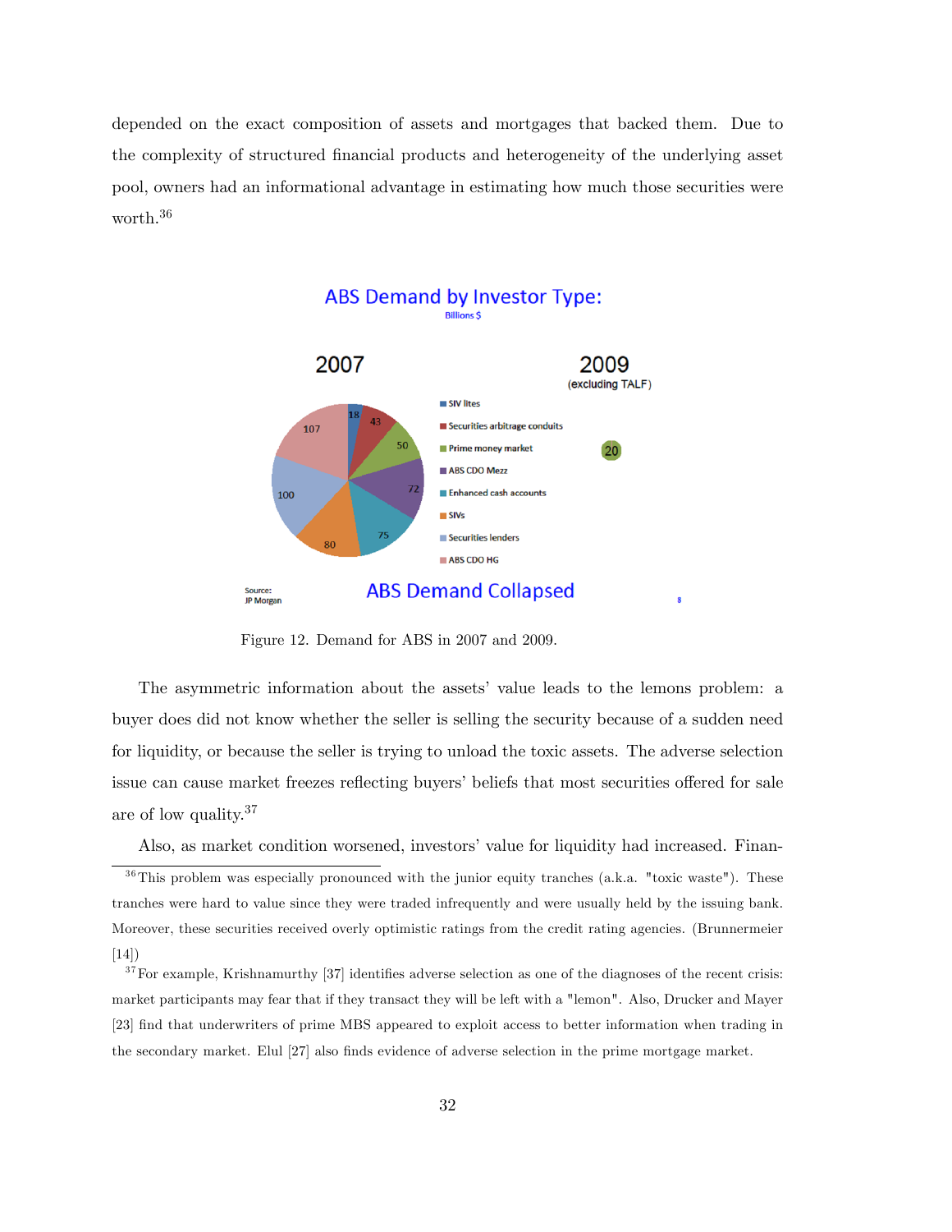depended on the exact composition of assets and mortgages that backed them. Due to the complexity of structured financial products and heterogeneity of the underlying asset pool, owners had an informational advantage in estimating how much those securities were worth.[36]

Figure 12. Demand for ABS in 2007 and 2009.

The asymmetric information about the assets' value leads to the lemons problem: a buyer does did not know whether the seller is selling the security because of a sudden need for liquidity, or because the seller is trying to unload the toxic assets. The adverse selection issue can cause market freezes reflecting buyers' beliefs that most securities offered for sale are of low quality.[37]

Also, as market condition worsened, investors' value for liquidity had increased. Finan-

[36] This problem was especially pronounced with the junior equity tranches (a.k.a. "toxic waste"). These tranches were hard to value since they were traded infrequently and were usually held by the issuing bank. Moreover, these securities received overly optimistic ratings from the credit rating agencies. (Brunnermeier [14])

[37] For example, Krishnamurthy [37] identifies adverse selection as one of the diagnoses of the recent crisis: market participants may fear that if they transact they will be left with a "lemon". Also, Drucker and Mayer [23] find that underwriters of prime MBS appeared to exploit access to better information when trading in the secondary market. Elul [27] also finds evidence of adverse selection in the prime mortgage market.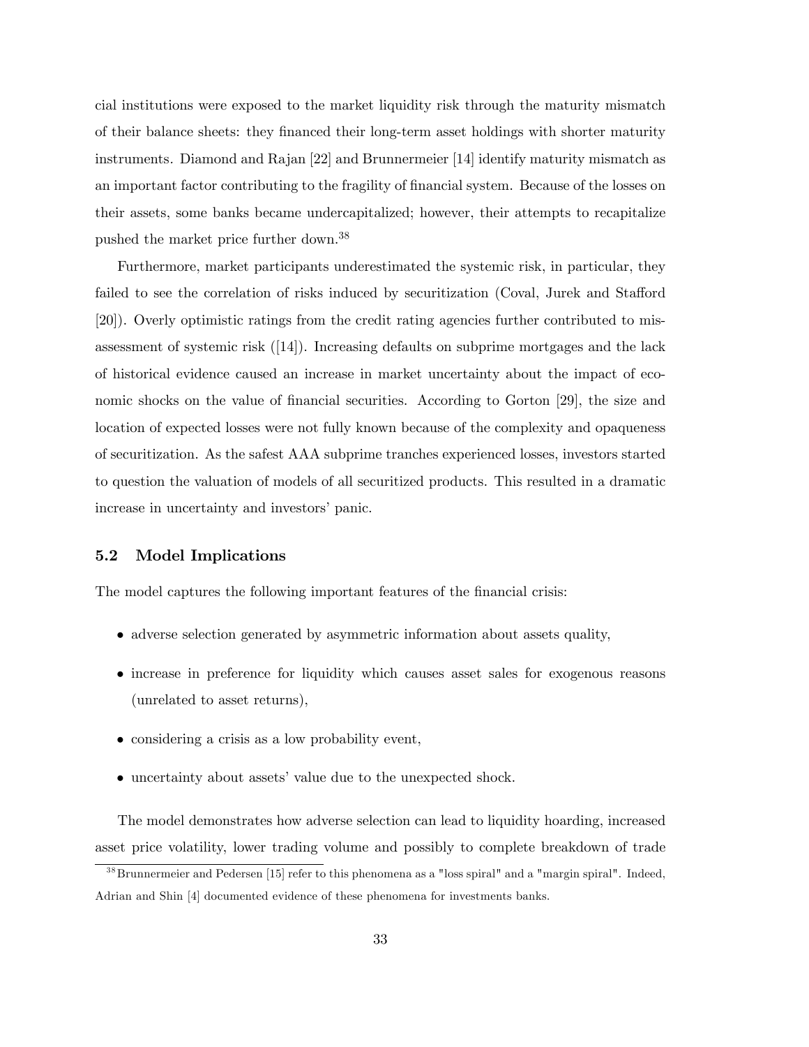cial institutions were exposed to the market liquidity risk through the maturity mismatch of their balance sheets: they financed their long-term asset holdings with shorter maturity instruments. Diamond and Rajan [22] and Brunnermeier [14] identify maturity mismatch as an important factor contributing to the fragility of financial system. Because of the losses on their assets, some banks became undercapitalized; however, their attempts to recapitalize pushed the market price further down.[38]

Furthermore, market participants underestimated the systemic risk, in particular, they failed to see the correlation of risks induced by securitization (Coval, Jurek and Stafford [20]). Overly optimistic ratings from the credit rating agencies further contributed to misassessment of systemic risk ([14]). Increasing defaults on subprime mortgages and the lack of historical evidence caused an increase in market uncertainty about the impact of economic shocks on the value of financial securities. According to Gorton [29], the size and location of expected losses were not fully known because of the complexity and opaqueness of securitization. As the safest AAA subprime tranches experienced losses, investors started to question the valuation of models of all securitized products. This resulted in a dramatic increase in uncertainty and investors' panic.

### 5.2 Model Implications

The model captures the following important features of the financial crisis:

- adverse selection generated by asymmetric information about assets quality,
- increase in preference for liquidity which causes asset sales for exogenous reasons (unrelated to asset returns),
- considering a crisis as a low probability event,
- uncertainty about assets' value due to the unexpected shock.

The model demonstrates how adverse selection can lead to liquidity hoarding, increased asset price volatility, lower trading volume and possibly to complete breakdown of trade

[38] Brunnermeier and Pedersen [15] refer to this phenomena as a "loss spiral" and a "margin spiral". Indeed, Adrian and Shin [4] documented evidence of these phenomena for investments banks.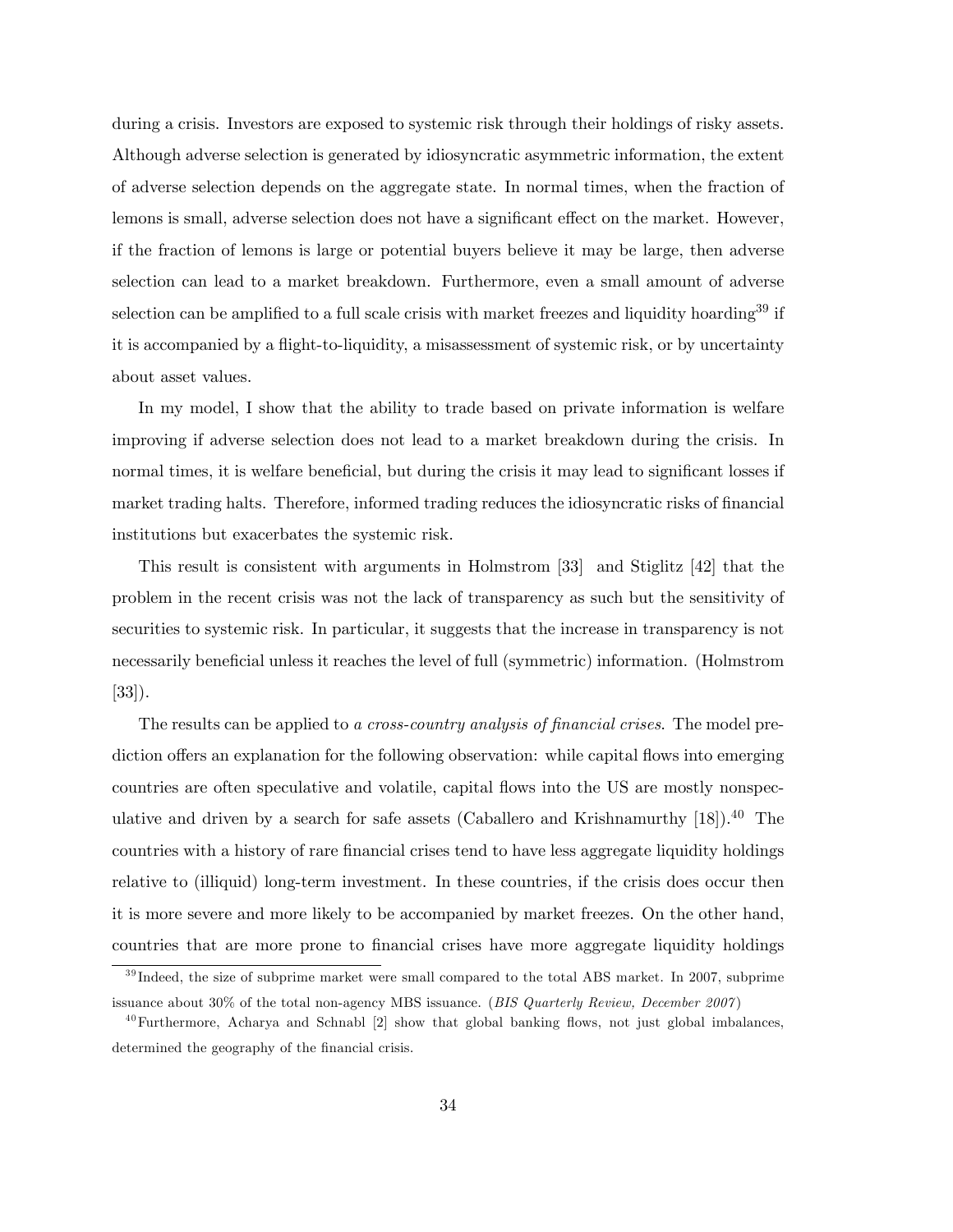during a crisis. Investors are exposed to systemic risk through their holdings of risky assets. Although adverse selection is generated by idiosyncratic asymmetric information, the extent of adverse selection depends on the aggregate state. In normal times, when the fraction of lemons is small, adverse selection does not have a significant effect on the market. However, if the fraction of lemons is large or potential buyers believe it may be large, then adverse selection can lead to a market breakdown. Furthermore, even a small amount of adverse selection can be amplified to a full scale crisis with market freezes and liquidity hoarding[39] if it is accompanied by a flight-to-liquidity, a misassessment of systemic risk, or by uncertainty about asset values.

In my model, I show that the ability to trade based on private information is welfare improving if adverse selection does not lead to a market breakdown during the crisis. In normal times, it is welfare beneficial, but during the crisis it may lead to significant losses if market trading halts. Therefore, informed trading reduces the idiosyncratic risks of financial institutions but exacerbates the systemic risk.

This result is consistent with arguments in Holmstrom [33] and Stiglitz [42] that the problem in the recent crisis was not the lack of transparency as such but the sensitivity of securities to systemic risk. In particular, it suggests that the increase in transparency is not necessarily beneficial unless it reaches the level of full (symmetric) information. (Holmstrom [33]).

The results can be applied to *a cross-country analysis of financial crises*. The model prediction offers an explanation for the following observation: while capital flows into emerging countries are often speculative and volatile, capital flows into the US are mostly nonspeculative and driven by a search for safe assets (Caballero and Krishnamurthy [18]).[40] The countries with a history of rare financial crises tend to have less aggregate liquidity holdings relative to (illiquid) long-term investment. In these countries, if the crisis does occur then it is more severe and more likely to be accompanied by market freezes. On the other hand, countries that are more prone to financial crises have more aggregate liquidity holdings

[39] Indeed, the size of subprime market were small compared to the total ABS market. In 2007, subprime issuance about 30% of the total non-agency MBS issuance. (*BIS Quarterly Review, December 2007*)

[40] Furthermore, Acharya and Schnabl [2] show that global banking flows, not just global imbalances, determined the geography of the financial crisis.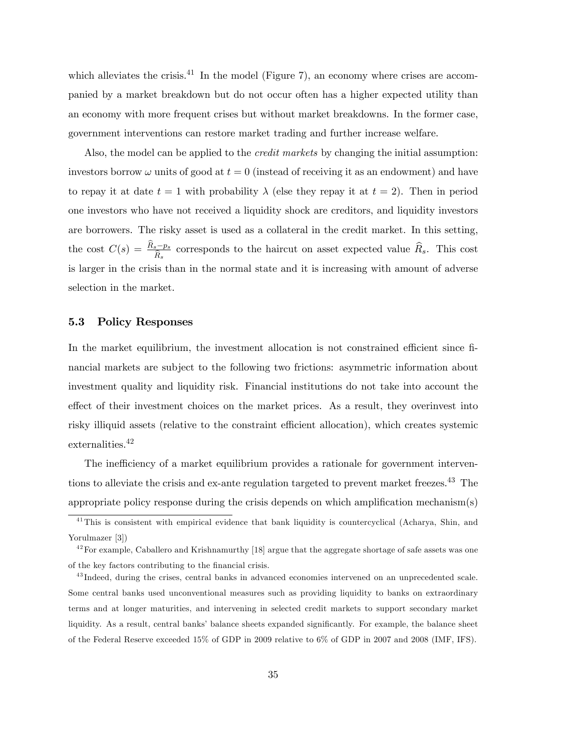which alleviates the crisis.[41] In the model (Figure 7), an economy where crises are accompanied by a market breakdown but do not occur often has a higher expected utility than an economy with more frequent crises but without market breakdowns. In the former case, government interventions can restore market trading and further increase welfare.

Also, the model can be applied to the *credit markets* by changing the initial assumption: investors borrow $\omega$ units of good at $t = 0$ (instead of receiving it as an endowment) and have to repay it at date $t = 1$ with probability $\lambda$ (else they repay it at $t = 2$). Then in period one investors who have not received a liquidity shock are creditors, and liquidity investors are borrowers. The risky asset is used as a collateral in the credit market. In this setting, the cost $C(s) = \frac{\widehat{R}_s - p_s}{\widehat{R}_s}$ corresponds to the haircut on asset expected value $\widehat{R}_s$. This cost is larger in the crisis than in the normal state and it is increasing with amount of adverse selection in the market.

### 5.3 Policy Responses

In the market equilibrium, the investment allocation is not constrained efficient since financial markets are subject to the following two frictions: asymmetric information about investment quality and liquidity risk. Financial institutions do not take into account the effect of their investment choices on the market prices. As a result, they overinvest into risky illiquid assets (relative to the constraint efficient allocation), which creates systemic externalities.[42]

The inefficiency of a market equilibrium provides a rationale for government interventions to alleviate the crisis and ex-ante regulation targeted to prevent market freezes.[43] The appropriate policy response during the crisis depends on which amplification mechanism(s)

[41] This is consistent with empirical evidence that bank liquidity is countercyclical (Acharya, Shin, and Yorulmazer [3])

[42] For example, Caballero and Krishnamurthy [18] argue that the aggregate shortage of safe assets was one of the key factors contributing to the financial crisis.

[43] Indeed, during the crises, central banks in advanced economies intervened on an unprecedented scale. Some central banks used unconventional measures such as providing liquidity to banks on extraordinary terms and at longer maturities, and intervening in selected credit markets to support secondary market liquidity. As a result, central banks' balance sheets expanded significantly. For example, the balance sheet of the Federal Reserve exceeded 15% of GDP in 2009 relative to 6% of GDP in 2007 and 2008 (IMF, IFS).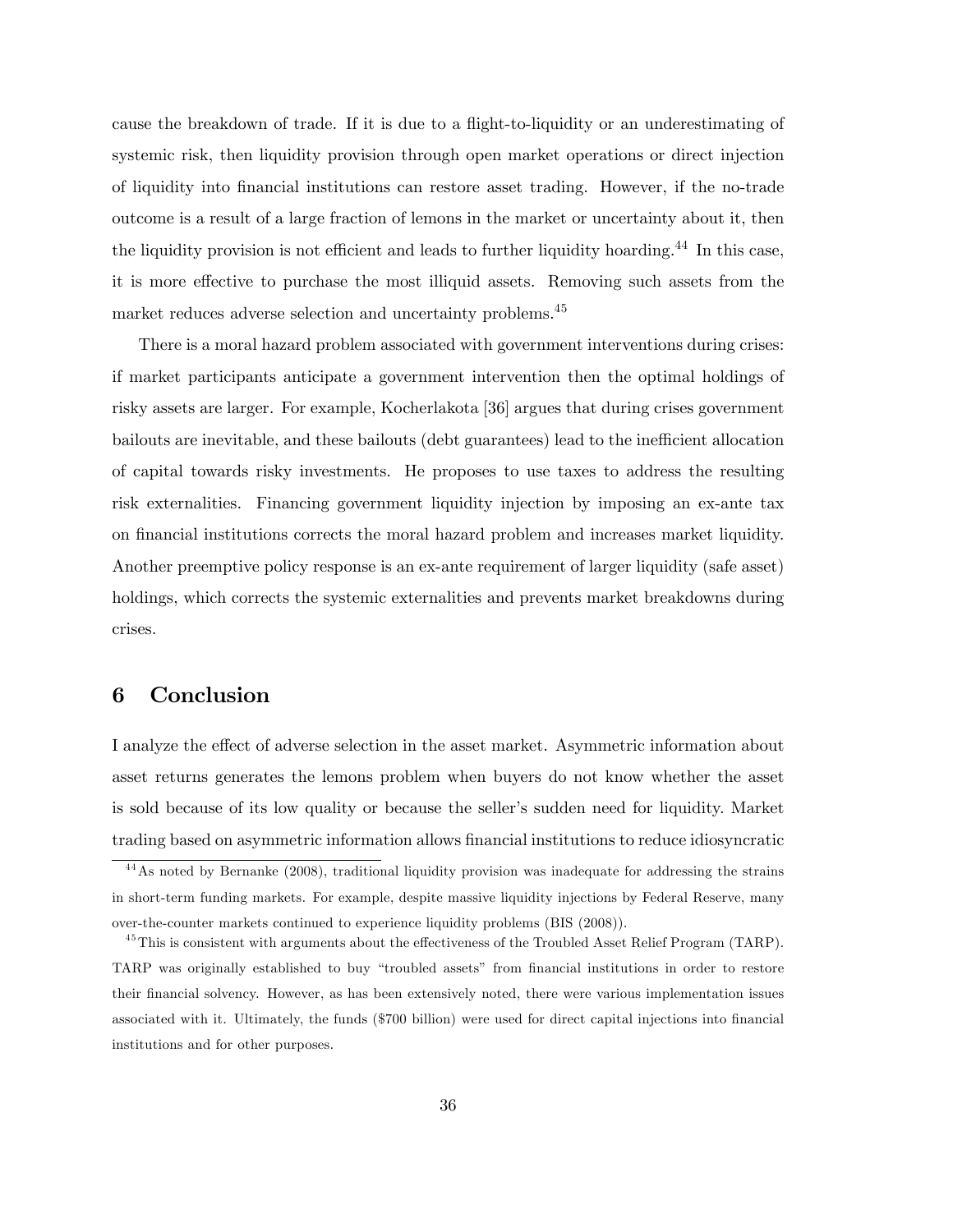cause the breakdown of trade. If it is due to a flight-to-liquidity or an underestimating of systemic risk, then liquidity provision through open market operations or direct injection of liquidity into financial institutions can restore asset trading. However, if the no-trade outcome is a result of a large fraction of lemons in the market or uncertainty about it, then the liquidity provision is not efficient and leads to further liquidity hoarding.[44] In this case, it is more effective to purchase the most illiquid assets. Removing such assets from the market reduces adverse selection and uncertainty problems.[45]

There is a moral hazard problem associated with government interventions during crises: if market participants anticipate a government intervention then the optimal holdings of risky assets are larger. For example, Kocherlakota [36] argues that during crises government bailouts are inevitable, and these bailouts (debt guarantees) lead to the inefficient allocation of capital towards risky investments. He proposes to use taxes to address the resulting risk externalities. Financing government liquidity injection by imposing an ex-ante tax on financial institutions corrects the moral hazard problem and increases market liquidity. Another preemptive policy response is an ex-ante requirement of larger liquidity (safe asset) holdings, which corrects the systemic externalities and prevents market breakdowns during crises.

## 6 Conclusion

I analyze the effect of adverse selection in the asset market. Asymmetric information about asset returns generates the lemons problem when buyers do not know whether the asset is sold because of its low quality or because the seller's sudden need for liquidity. Market trading based on asymmetric information allows financial institutions to reduce idiosyncratic

[44] As noted by Bernanke (2008), traditional liquidity provision was inadequate for addressing the strains in short-term funding markets. For example, despite massive liquidity injections by Federal Reserve, many over-the-counter markets continued to experience liquidity problems (BIS (2008)).

[45] This is consistent with arguments about the effectiveness of the Troubled Asset Relief Program (TARP). TARP was originally established to buy "troubled assets" from financial institutions in order to restore their financial solvency. However, as has been extensively noted, there were various implementation issues associated with it. Ultimately, the funds ($700 billion) were used for direct capital injections into financial institutions and for other purposes.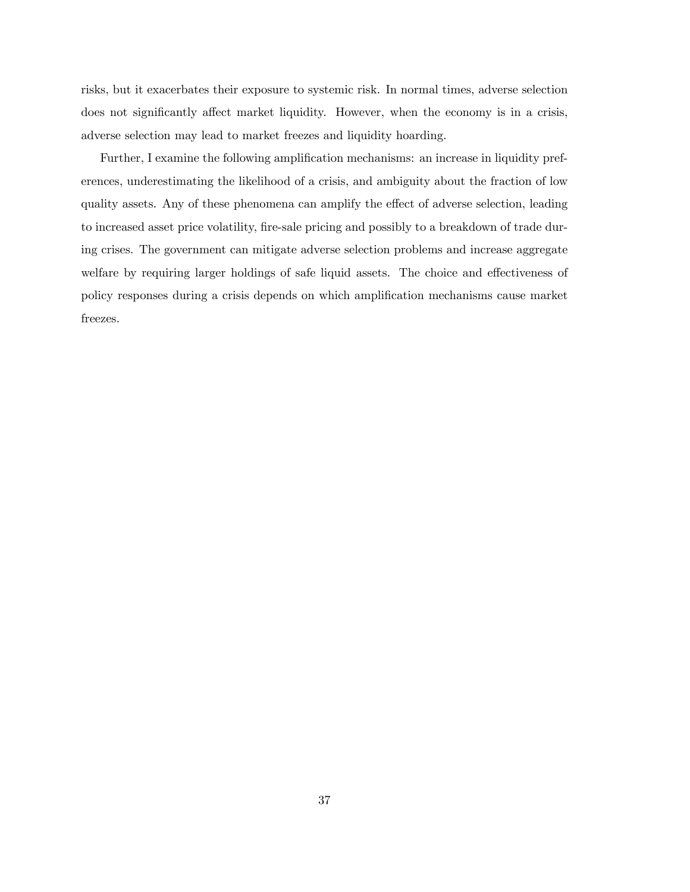risks, but it exacerbates their exposure to systemic risk. In normal times, adverse selection does not significantly affect market liquidity. However, when the economy is in a crisis, adverse selection may lead to market freezes and liquidity hoarding.

Further, I examine the following amplification mechanisms: an increase in liquidity preferences, underestimating the likelihood of a crisis, and ambiguity about the fraction of low quality assets. Any of these phenomena can amplify the effect of adverse selection, leading to increased asset price volatility, fire-sale pricing and possibly to a breakdown of trade during crises. The government can mitigate adverse selection problems and increase aggregate welfare by requiring larger holdings of safe liquid assets. The choice and effectiveness of policy responses during a crisis depends on which amplification mechanisms cause market freezes.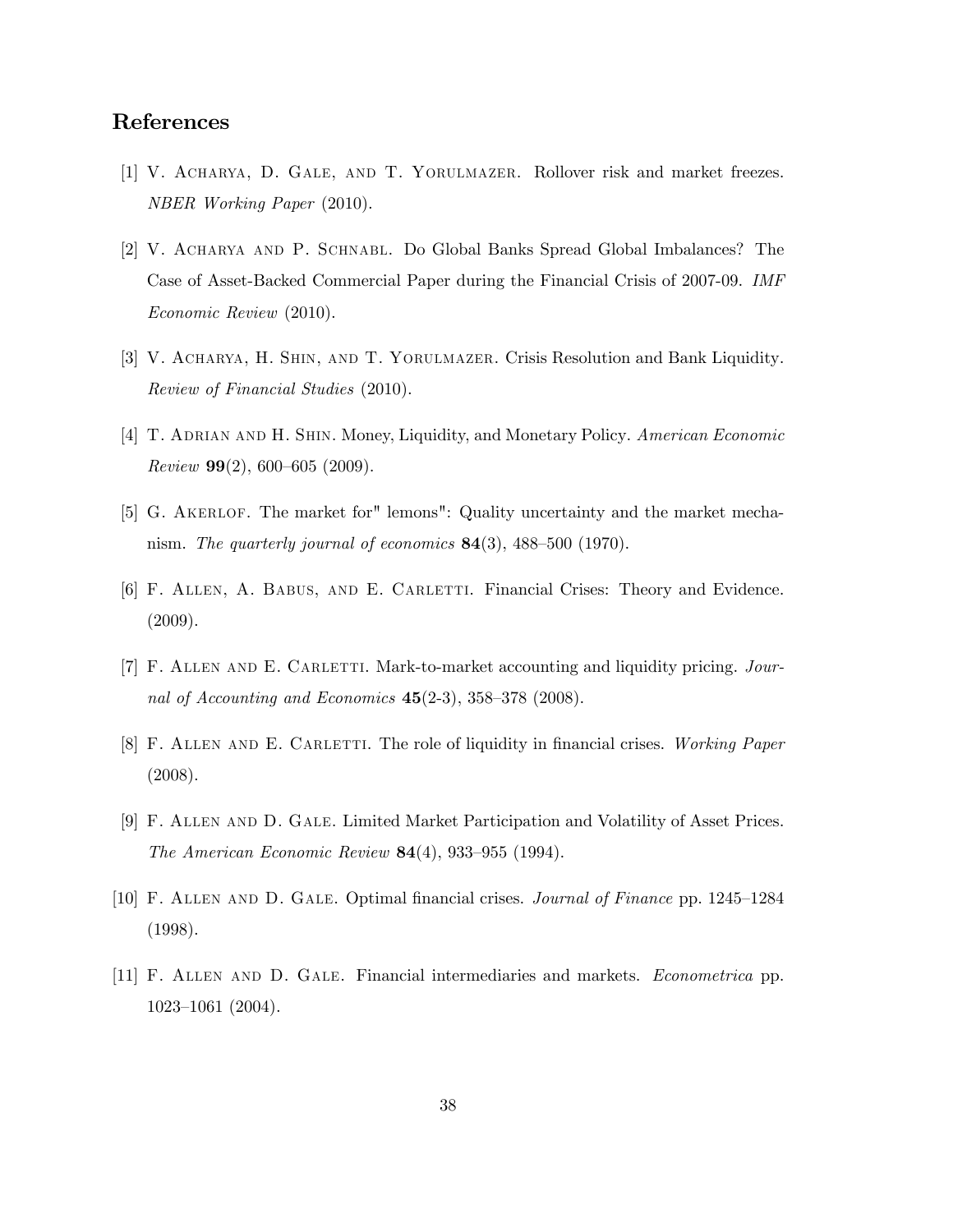## References

[1] V. Acharya, D. Gale, and T. Yorulmazer. Rollover risk and market freezes. *NBER Working Paper* (2010).

[2] V. Acharya and P. Schnabl. Do Global Banks Spread Global Imbalances? The Case of Asset-Backed Commercial Paper during the Financial Crisis of 2007-09. *IMF Economic Review* (2010).

[3] V. Acharya, H. Shin, and T. Yorulmazer. Crisis Resolution and Bank Liquidity. *Review of Financial Studies* (2010).

[4] T. Adrian and H. Shin. Money, Liquidity, and Monetary Policy. *American Economic Review* **99**(2), 600–605 (2009).

[5] G. Akerlof. The market for" lemons": Quality uncertainty and the market mechanism. *The quarterly journal of economics* **84**(3), 488–500 (1970).

[6] F. Allen, A. Babus, and E. Carletti. Financial Crises: Theory and Evidence. (2009).

[7] F. Allen and E. Carletti. Mark-to-market accounting and liquidity pricing. *Journal of Accounting and Economics* **45**(2-3), 358–378 (2008).

[8] F. Allen and E. Carletti. The role of liquidity in financial crises. *Working Paper* (2008).

[9] F. Allen and D. Gale. Limited Market Participation and Volatility of Asset Prices. *The American Economic Review* **84**(4), 933–955 (1994).

[10] F. Allen and D. Gale. Optimal financial crises. *Journal of Finance* pp. 1245–1284 (1998).

[11] F. Allen and D. Gale. Financial intermediaries and markets. *Econometrica* pp. 1023–1061 (2004).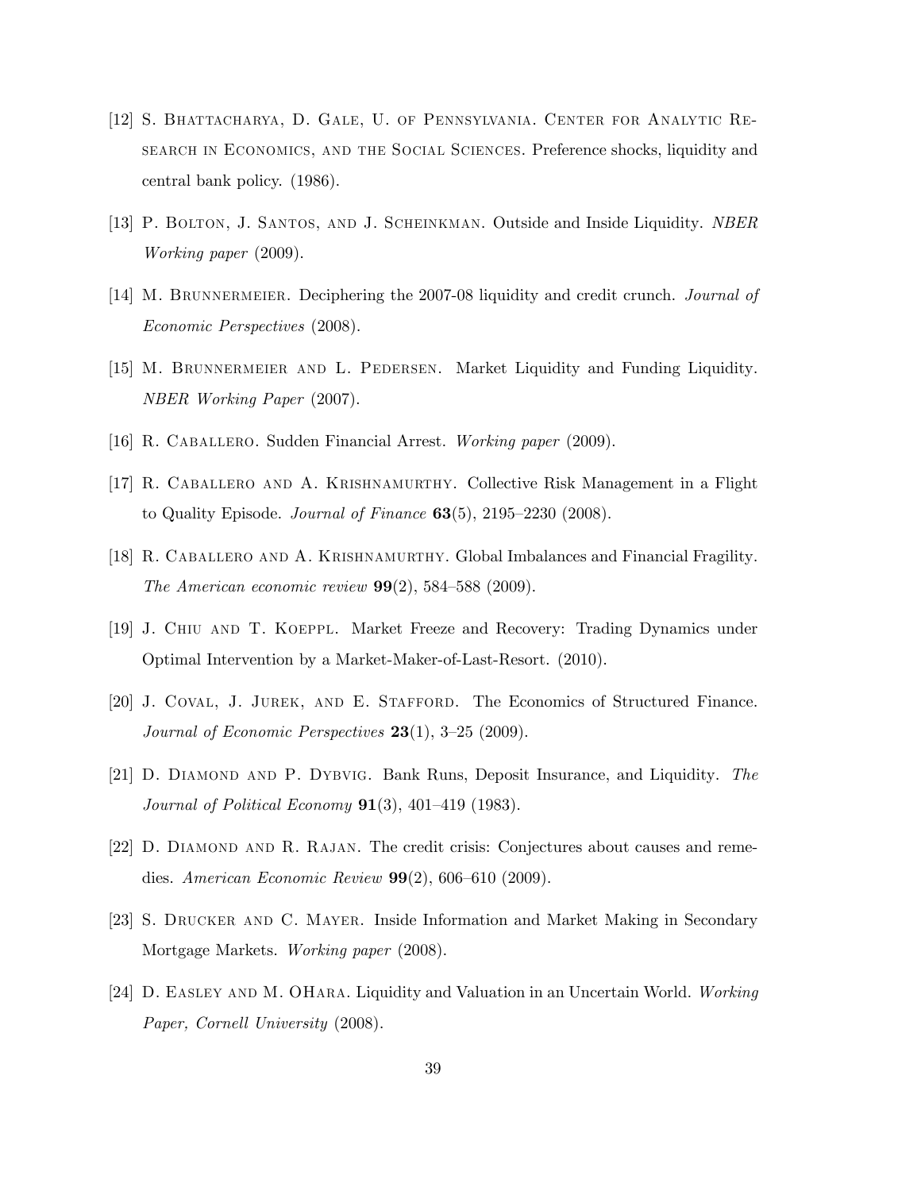[12] S. Bhattacharya, D. Gale, U. of Pennsylvania. Center for Analytic Research in Economics, and the Social Sciences. Preference shocks, liquidity and central bank policy. (1986).

[13] P. Bolton, J. Santos, and J. Scheinkman. Outside and Inside Liquidity. *NBER Working paper* (2009).

[14] M. Brunnermeier. Deciphering the 2007-08 liquidity and credit crunch. *Journal of Economic Perspectives* (2008).

[15] M. Brunnermeier and L. Pedersen. Market Liquidity and Funding Liquidity. *NBER Working Paper* (2007).

[16] R. Caballero. Sudden Financial Arrest. *Working paper* (2009).

[17] R. Caballero and A. Krishnamurthy. Collective Risk Management in a Flight to Quality Episode. *Journal of Finance* **63**(5), 2195–2230 (2008).

[18] R. Caballero and A. Krishnamurthy. Global Imbalances and Financial Fragility. *The American economic review* **99**(2), 584–588 (2009).

[19] J. Chiu and T. Koeppl. Market Freeze and Recovery: Trading Dynamics under Optimal Intervention by a Market-Maker-of-Last-Resort. (2010).

[20] J. Coval, J. Jurek, and E. Stafford. The Economics of Structured Finance. *Journal of Economic Perspectives* **23**(1), 3–25 (2009).

[21] D. Diamond and P. Dybvig. Bank Runs, Deposit Insurance, and Liquidity. *The Journal of Political Economy* **91**(3), 401–419 (1983).

[22] D. Diamond and R. Rajan. The credit crisis: Conjectures about causes and remedies. *American Economic Review* **99**(2), 606–610 (2009).

[23] S. Drucker and C. Mayer. Inside Information and Market Making in Secondary Mortgage Markets. *Working paper* (2008).

[24] D. Easley and M. OHara. Liquidity and Valuation in an Uncertain World. *Working Paper, Cornell University* (2008).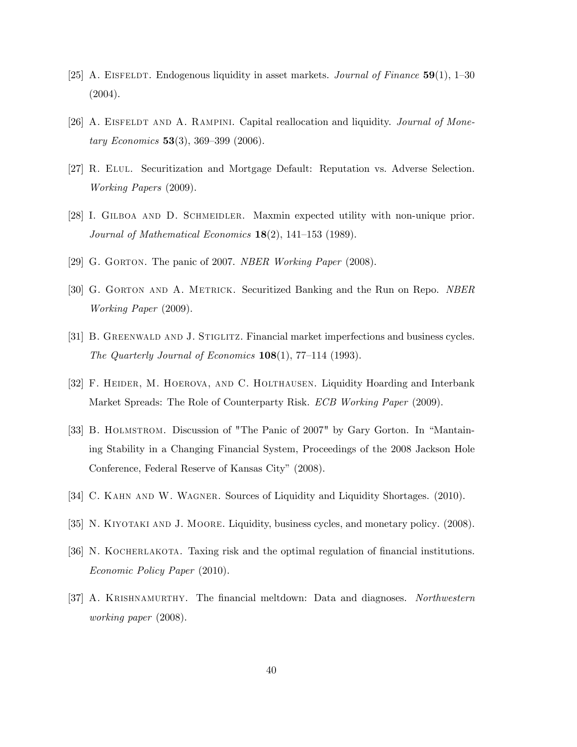[25] A. Eisfeldt. Endogenous liquidity in asset markets. *Journal of Finance* **59**(1), 1–30 (2004).

[26] A. Eisfeldt and A. Rampini. Capital reallocation and liquidity. *Journal of Monetary Economics* **53**(3), 369–399 (2006).

[27] R. Elul. Securitization and Mortgage Default: Reputation vs. Adverse Selection. *Working Papers* (2009).

[28] I. Gilboa and D. Schmeidler. Maxmin expected utility with non-unique prior. *Journal of Mathematical Economics* **18**(2), 141–153 (1989).

[29] G. Gorton. The panic of 2007. *NBER Working Paper* (2008).

[30] G. Gorton and A. Metrick. Securitized Banking and the Run on Repo. *NBER Working Paper* (2009).

[31] B. Greenwald and J. Stiglitz. Financial market imperfections and business cycles. *The Quarterly Journal of Economics* **108**(1), 77–114 (1993).

[32] F. Heider, M. Hoerova, and C. Holthausen. Liquidity Hoarding and Interbank Market Spreads: The Role of Counterparty Risk. *ECB Working Paper* (2009).

[33] B. Holmstrom. Discussion of "The Panic of 2007" by Gary Gorton. In "Mantaining Stability in a Changing Financial System, Proceedings of the 2008 Jackson Hole Conference, Federal Reserve of Kansas City" (2008).

[34] C. Kahn and W. Wagner. Sources of Liquidity and Liquidity Shortages. (2010).

[35] N. Kiyotaki and J. Moore. Liquidity, business cycles, and monetary policy. (2008).

[36] N. Kocherlakota. Taxing risk and the optimal regulation of financial institutions. *Economic Policy Paper* (2010).

[37] A. Krishnamurthy. The financial meltdown: Data and diagnoses. *Northwestern working paper* (2008).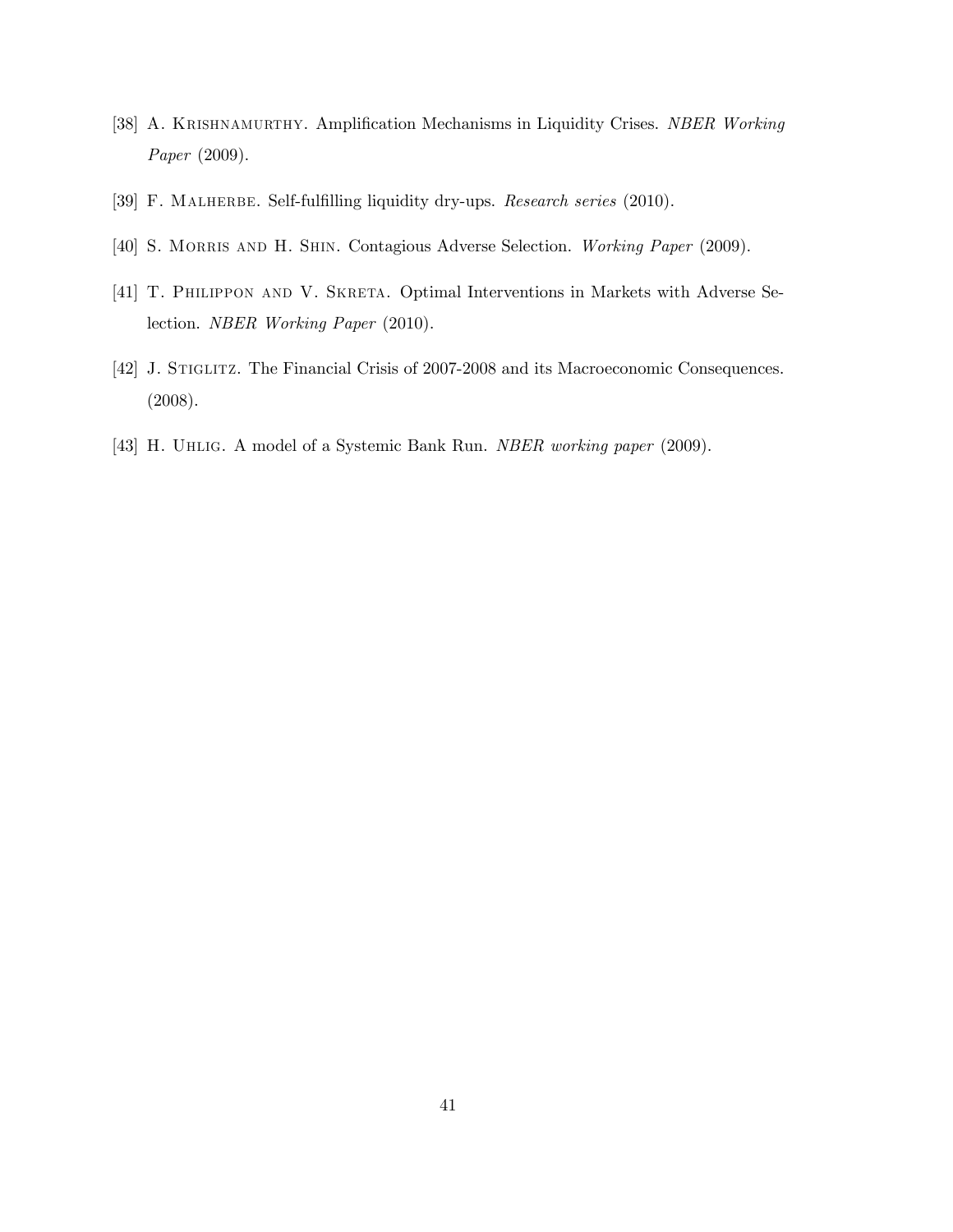[38] A. Krishnamurthy. Amplification Mechanisms in Liquidity Crises. *NBER Working Paper* (2009).

[39] F. Malherbe. Self-fulfilling liquidity dry-ups. *Research series* (2010).

[40] S. Morris and H. Shin. Contagious Adverse Selection. *Working Paper* (2009).

[41] T. Philippon and V. Skreta. Optimal Interventions in Markets with Adverse Selection. *NBER Working Paper* (2010).

[42] J. Stiglitz. The Financial Crisis of 2007-2008 and its Macroeconomic Consequences. (2008).

[43] H. Uhlig. A model of a Systemic Bank Run. *NBER working paper* (2009).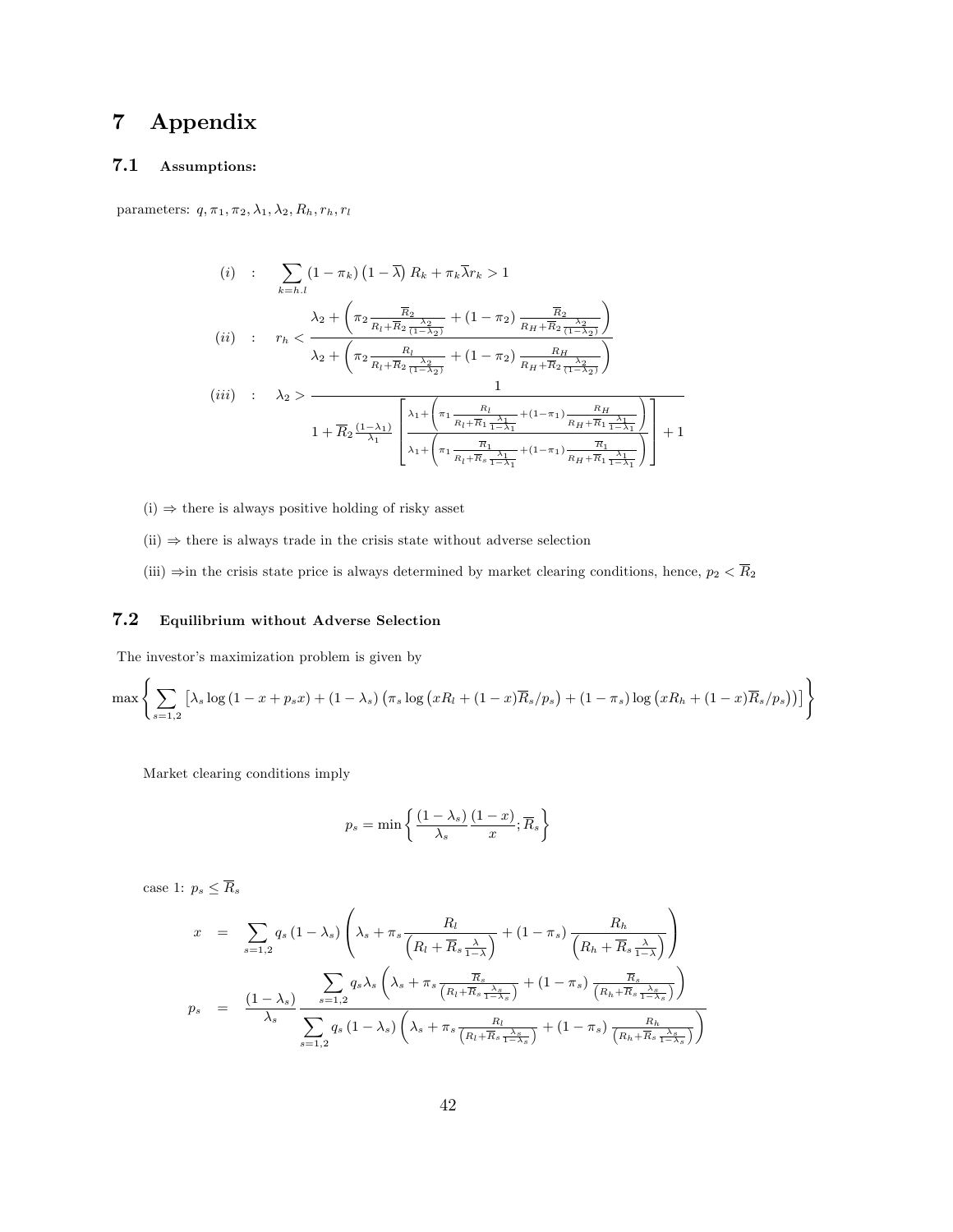# 7 Appendix

## 7.1 Assumptions:

parameters: $q, \pi_1, \pi_2, \lambda_1, \lambda_2, R_h, r_h, r_l$

$$
\begin{aligned}
(i) \quad &: \quad \sum_{k=h.l} (1-\pi_k)\left(1-\overline{\lambda}\right) R_k + \pi_k \overline{\lambda} r_k > 1 \\
(ii) \quad &: \quad r_h < \frac{\lambda_2 + \left(\pi_2 \frac{\overline{R}_2}{R_l + \overline{R}_2 \frac{\lambda_2}{(1-\lambda_2)}} + (1-\pi_2) \frac{\overline{R}_2}{R_H + \overline{R}_2 \frac{\lambda_2}{(1-\lambda_2)}}\right)}{\lambda_2 + \left(\pi_2 \frac{R_l}{R_l + \overline{R}_2 \frac{\lambda_2}{(1-\lambda_2)}} + (1-\pi_2) \frac{R_H}{R_H + \overline{R}_2 \frac{\lambda_2}{(1-\lambda_2)}}\right)} \\
(iii) \quad &: \quad \lambda_2 > \frac{1}{1 + \overline{R}_2 \frac{(1-\lambda_1)}{\lambda_1} \left[ \frac{\lambda_1 + \left(\pi_1 \frac{R_l}{R_l + \overline{R}_1 \frac{\lambda_1}{1-\lambda_1}} + (1-\pi_1) \frac{R_H}{R_H + \overline{R}_1 \frac{\lambda_1}{1-\lambda_1}}\right)}{\lambda_1 + \left(\pi_1 \frac{\overline{R}_1}{R_l + \overline{R}_s \frac{\lambda_1}{1-\lambda_1}} + (1-\pi_1) \frac{\overline{R}_1}{R_H + \overline{R}_1 \frac{\lambda_1}{1-\lambda_1}}\right)} \right] + 1}
\end{aligned}
$$

(i) $\Rightarrow$ there is always positive holding of risky asset

(ii) $\Rightarrow$ there is always trade in the crisis state without adverse selection

(iii) $\Rightarrow$in the crisis state price is always determined by market clearing conditions, hence, $p_2 < \overline{R}_2$

## 7.2 Equilibrium without Adverse Selection

The investor's maximization problem is given by

$$
\max \left\{ \sum_{s=1,2} \left[ \lambda_s \log(1 - x + p_s x) + (1-\lambda_s)\left(\pi_s \log\left(x R_l + (1-x)\overline{R}_s / p_s\right) + (1-\pi_s) \log\left(x R_h + (1-x)\overline{R}_s / p_s\right)\right)\right] \right\}
$$

Market clearing conditions imply

$$
p_s = \min\left\{ \frac{(1-\lambda_s)}{\lambda_s} \frac{(1-x)}{x}; \overline{R}_s \right\}
$$

case 1: $p_s \leq \overline{R}_s$

$$
\begin{aligned}
x &= \sum_{s=1,2} q_s (1-\lambda_s) \left( \lambda_s + \pi_s \frac{R_l}{\left(R_l + \overline{R}_s \frac{\lambda}{1-\lambda}\right)} + (1-\pi_s) \frac{R_h}{\left(R_h + \overline{R}_s \frac{\lambda}{1-\lambda}\right)} \right) \\
p_s &= \frac{(1-\lambda_s)}{\lambda_s} \frac{\sum_{s=1,2} q_s \lambda_s \left( \lambda_s + \pi_s \frac{\overline{R}_s}{\left(R_l + \overline{R}_s \frac{\lambda_s}{1-\lambda_s}\right)} + (1-\pi_s) \frac{\overline{R}_s}{\left(R_h + \overline{R}_s \frac{\lambda_s}{1-\lambda_s}\right)} \right)}{\sum_{s=1,2} q_s (1-\lambda_s) \left( \lambda_s + \pi_s \frac{R_l}{\left(R_l + \overline{R}_s \frac{\lambda_s}{1-\lambda_s}\right)} + (1-\pi_s) \frac{R_h}{\left(R_h + \overline{R}_s \frac{\lambda_s}{1-\lambda_s}\right)} \right)}
\end{aligned}
$$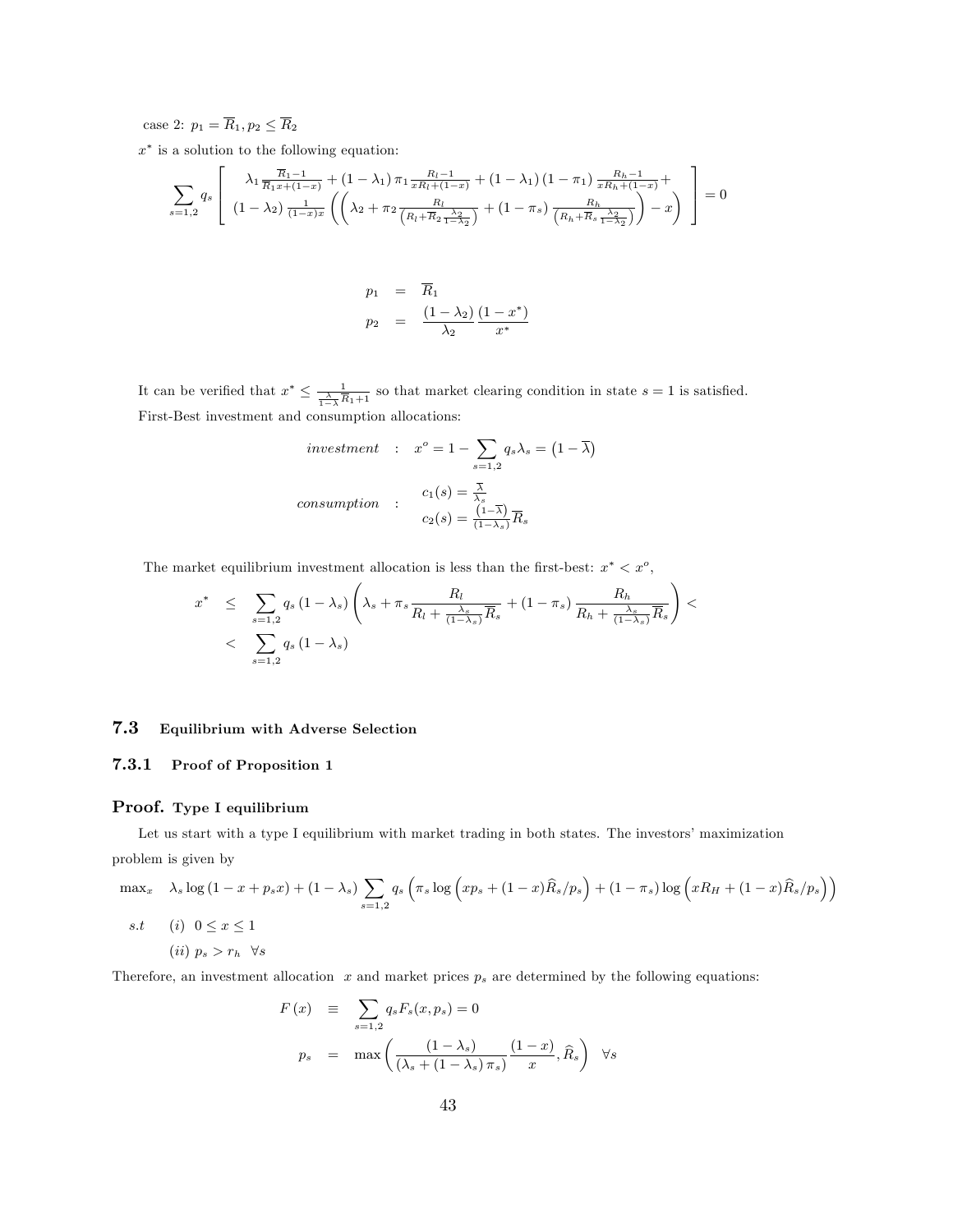case 2: $p_1 = \overline{R}_1, p_2 \leq \overline{R}_2$

$x^*$ is a solution to the following equation:

$$\sum_{s=1,2} q_s \left[ \begin{array}{c} \lambda_1 \frac{\overline{R}_1 - 1}{\overline{R}_1 x + (1-x)} + (1-\lambda_1)\pi_1 \frac{R_l - 1}{xR_l + (1-x)} + (1-\lambda_1)(1-\pi_1)\frac{R_h - 1}{xR_h + (1-x)} + \\ (1-\lambda_2)\frac{1}{(1-x)x}\left(\left(\lambda_2 + \pi_2 \frac{R_l}{\left(R_l + \overline{R}_2 \frac{\lambda_2}{1-\lambda_2}\right)} + (1-\pi_s)\frac{R_h}{\left(R_h + \overline{R}_s \frac{\lambda_2}{1-\lambda_2}\right)}\right) - x\right) \end{array} \right] = 0$$

$$\begin{aligned} p_1 &= \overline{R}_1 \\ p_2 &= \frac{(1-\lambda_2)}{\lambda_2}\frac{(1-x^*)}{x^*} \end{aligned}$$

It can be verified that $x^* \leq \frac{1}{\frac{\lambda}{1-\lambda}\overline{R}_1 + 1}$ so that market clearing condition in state $s=1$ is satisfied.

First-Best investment and consumption allocations:

$$investment \quad : \quad x^o = 1 - \sum_{s=1,2} q_s \lambda_s = \left(1 - \overline{\lambda}\right)$$

$$consumption \quad : \quad \begin{array}{l} c_1(s) = \frac{\overline{\lambda}}{\lambda_s} \\ c_2(s) = \frac{(1-\overline{\lambda})}{(1-\lambda_s)}\overline{R}_s \end{array}$$

The market equilibrium investment allocation is less than the first-best: $x^* < x^o$,

$$\begin{aligned} x^* &\leq \sum_{s=1,2} q_s (1-\lambda_s)\left(\lambda_s + \pi_s \frac{R_l}{R_l + \frac{\lambda_s}{(1-\lambda_s)}\overline{R}_s} + (1-\pi_s)\frac{R_h}{R_h + \frac{\lambda_s}{(1-\lambda_s)}\overline{R}_s}\right) < \\ &< \sum_{s=1,2} q_s (1-\lambda_s) \end{aligned}$$

## 7.3 Equilibrium with Adverse Selection

### 7.3.1 Proof of Proposition 1

**Proof. Type I equilibrium**

Let us start with a type I equilibrium with market trading in both states. The investors' maximization problem is given by

$$\begin{aligned} \max_x \quad & \lambda_s \log(1 - x + p_s x) + (1-\lambda_s)\sum_{s=1,2} q_s \left(\pi_s \log\left(xp_s + (1-x)\widehat{R}_s/p_s\right) + (1-\pi_s)\log\left(xR_H + (1-x)\widehat{R}_s/p_s\right)\right) \\ s.t \quad & (i) \ \ 0 \leq x \leq 1 \\ & (ii) \ \ p_s > r_h \ \ \forall s \end{aligned}$$

Therefore, an investment allocation $x$ and market prices $p_s$ are determined by the following equations:

$$\begin{aligned} F(x) &\equiv \sum_{s=1,2} q_s F_s(x, p_s) = 0 \\ p_s &= \max\left(\frac{(1-\lambda_s)}{(\lambda_s + (1-\lambda_s)\pi_s)}\frac{(1-x)}{x}, \widehat{R}_s\right) \quad \forall s \end{aligned}$$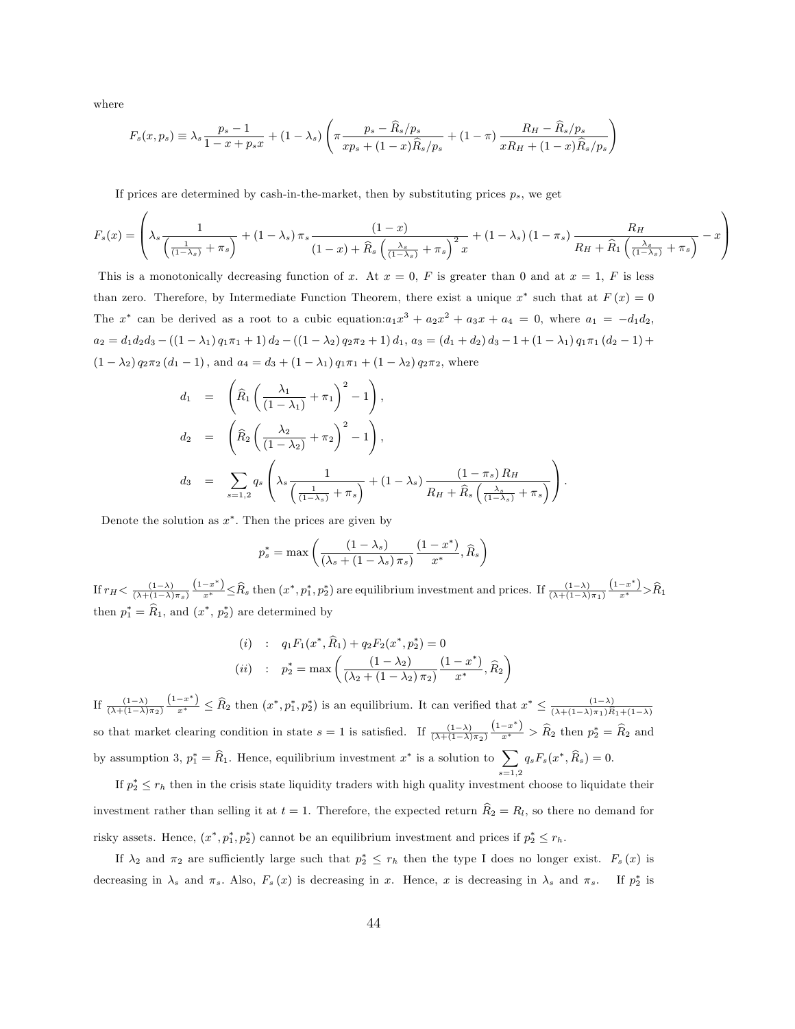where

$$F_s(x, p_s) \equiv \lambda_s \frac{p_s - 1}{1 - x + p_s x} + (1 - \lambda_s) \left( \pi \frac{p_s - \widehat{R}_s / p_s}{x p_s + (1 - x) \widehat{R}_s / p_s} + (1 - \pi) \frac{R_H - \widehat{R}_s / p_s}{x R_H + (1 - x) \widehat{R}_s / p_s} \right)$$

If prices are determined by cash-in-the-market, then by substituting prices $p_s$, we get

$$F_s(x) = \left( \lambda_s \frac{1}{\left( \frac{1}{(1-\lambda_s)} + \pi_s \right)} + (1 - \lambda_s) \pi_s \frac{(1 - x)}{(1 - x) + \widehat{R}_s \left( \frac{\lambda_s}{(1-\lambda_s)} + \pi_s \right)^2 x} + (1 - \lambda_s)(1 - \pi_s) \frac{R_H}{R_H + \widehat{R}_1 \left( \frac{\lambda_s}{(1-\lambda_s)} + \pi_s \right)} - x \right)$$

This is a monotonically decreasing function of $x$. At $x = 0$, $F$ is greater than 0 and at $x = 1$, $F$ is less than zero. Therefore, by Intermediate Function Theorem, there exist a unique $x^*$ such that at $F(x) = 0$ The $x^*$ can be derived as a root to a cubic equation: $a_1 x^3 + a_2 x^2 + a_3 x + a_4 = 0$, where $a_1 = -d_1 d_2$, $a_2 = d_1 d_2 d_3 - ((1 - \lambda_1) q_1 \pi_1 + 1) d_2 - ((1 - \lambda_2) q_2 \pi_2 + 1) d_1$, $a_3 = (d_1 + d_2) d_3 - 1 + (1 - \lambda_1) q_1 \pi_1 (d_2 - 1) + (1 - \lambda_2) q_2 \pi_2 (d_1 - 1)$, and $a_4 = d_3 + (1 - \lambda_1) q_1 \pi_1 + (1 - \lambda_2) q_2 \pi_2$, where

$$\begin{aligned}
d_1 &= \left( \widehat{R}_1 \left( \frac{\lambda_1}{(1-\lambda_1)} + \pi_1 \right)^2 - 1 \right), \\
d_2 &= \left( \widehat{R}_2 \left( \frac{\lambda_2}{(1-\lambda_2)} + \pi_2 \right)^2 - 1 \right), \\
d_3 &= \sum_{s=1,2} q_s \left( \lambda_s \frac{1}{\left( \frac{1}{(1-\lambda_s)} + \pi_s \right)} + (1 - \lambda_s) \frac{(1 - \pi_s) R_H}{R_H + \widehat{R}_s \left( \frac{\lambda_s}{(1-\lambda_s)} + \pi_s \right)} \right).
\end{aligned}$$

Denote the solution as $x^*$. Then the prices are given by

$$p_s^* = \max \left( \frac{(1 - \lambda_s)}{(\lambda_s + (1 - \lambda_s) \pi_s)} \frac{(1 - x^*)}{x^*}, \widehat{R}_s \right)$$

If $r_H < \frac{(1-\lambda)}{(\lambda + (1-\lambda)\pi_s)} \frac{(1-x^*)}{x^*} \leq \widehat{R}_s$ then $(x^*, p_1^*, p_2^*)$ are equilibrium investment and prices. If $\frac{(1-\lambda)}{(\lambda + (1-\lambda)\pi_1)} \frac{(1-x^*)}{x^*} > \widehat{R}_1$ then $p_1^* = \widehat{R}_1$, and $(x^*, p_2^*)$ are determined by

$$\begin{aligned}
(i) &: \quad q_1 F_1(x^*, \widehat{R}_1) + q_2 F_2(x^*, p_2^*) = 0 \\
(ii) &: \quad p_2^* = \max \left( \frac{(1 - \lambda_2)}{(\lambda_2 + (1 - \lambda_2) \pi_2)} \frac{(1 - x^*)}{x^*}, \widehat{R}_2 \right)
\end{aligned}$$

If $\frac{(1-\lambda)}{(\lambda + (1-\lambda)\pi_2)} \frac{(1-x^*)}{x^*} \leq \widehat{R}_2$ then $(x^*, p_1^*, p_2^*)$ is an equilibrium. It can verified that $x^* \leq \frac{(1-\lambda)}{(\lambda + (1-\lambda)\pi_1) R_1 + (1-\lambda)}$ so that market clearing condition in state $s = 1$ is satisfied. If $\frac{(1-\lambda)}{(\lambda + (1-\lambda)\pi_2)} \frac{(1-x^*)}{x^*} > \widehat{R}_2$ then $p_2^* = \widehat{R}_2$ and by assumption 3, $p_1^* = \widehat{R}_1$. Hence, equilibrium investment $x^*$ is a solution to $\sum_{s=1,2} q_s F_s(x^*, \widehat{R}_s) = 0$.

If $p_2^* \leq r_h$ then in the crisis state liquidity traders with high quality investment choose to liquidate their investment rather than selling it at $t = 1$. Therefore, the expected return $\widehat{R}_2 = R_l$, so there no demand for risky assets. Hence, $(x^*, p_1^*, p_2^*)$ cannot be an equilibrium investment and prices if $p_2^* \leq r_h$.

If $\lambda_2$ and $\pi_2$ are sufficiently large such that $p_2^* \leq r_h$ then the type I does no longer exist. $F_s(x)$ is decreasing in $\lambda_s$ and $\pi_s$. Also, $F_s(x)$ is decreasing in $x$. Hence, $x$ is decreasing in $\lambda_s$ and $\pi_s$. If $p_2^*$ is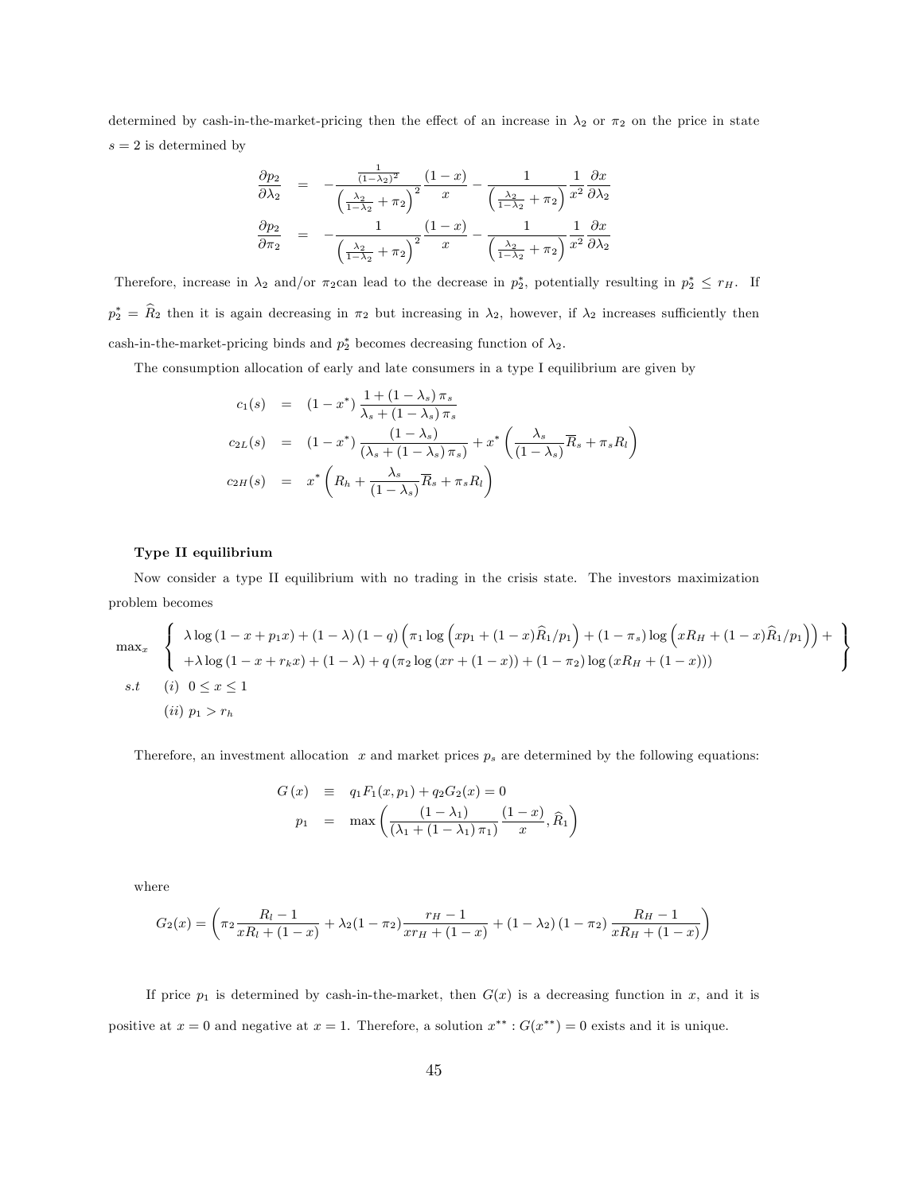determined by cash-in-the-market-pricing then the effect of an increase in $\lambda_2$ or $\pi_2$ on the price in state $s = 2$ is determined by

$$
\begin{aligned}
\frac{\partial p_2}{\partial \lambda_2} &= -\frac{\frac{1}{(1-\lambda_2)^2}}{\left(\frac{\lambda_2}{1-\lambda_2}+\pi_2\right)^2}\frac{(1-x)}{x} - \frac{1}{\left(\frac{\lambda_2}{1-\lambda_2}+\pi_2\right)}\frac{1}{x^2}\frac{\partial x}{\partial \lambda_2} \\
\frac{\partial p_2}{\partial \pi_2} &= -\frac{1}{\left(\frac{\lambda_2}{1-\lambda_2}+\pi_2\right)^2}\frac{(1-x)}{x} - \frac{1}{\left(\frac{\lambda_2}{1-\lambda_2}+\pi_2\right)}\frac{1}{x^2}\frac{\partial x}{\partial \lambda_2}
\end{aligned}
$$

Therefore, increase in $\lambda_2$ and/or $\pi_2$can lead to the decrease in $p_2^*$, potentially resulting in $p_2^* \le r_H$. If $p_2^* = \widehat{R}_2$ then it is again decreasing in $\pi_2$ but increasing in $\lambda_2$, however, if $\lambda_2$ increases sufficiently then cash-in-the-market-pricing binds and $p_2^*$ becomes decreasing function of $\lambda_2$.

The consumption allocation of early and late consumers in a type I equilibrium are given by

$$
\begin{aligned}
c_1(s) &= (1-x^*)\,\frac{1+(1-\lambda_s)\,\pi_s}{\lambda_s+(1-\lambda_s)\,\pi_s} \\
c_{2L}(s) &= (1-x^*)\,\frac{(1-\lambda_s)}{(\lambda_s+(1-\lambda_s)\,\pi_s)} + x^*\left(\frac{\lambda_s}{(1-\lambda_s)}\overline{R}_s + \pi_s R_l\right) \\
c_{2H}(s) &= x^*\left(R_h + \frac{\lambda_s}{(1-\lambda_s)}\overline{R}_s + \pi_s R_l\right)
\end{aligned}
$$

**Type II equilibrium**

Now consider a type II equilibrium with no trading in the crisis state. The investors maximization problem becomes

$$
\begin{aligned}
\max_x \quad & \left\{ \begin{array}{l} \lambda \log\left(1-x+p_1 x\right) + (1-\lambda)\,(1-q)\left(\pi_1 \log\left(x p_1 + (1-x)\widehat{R}_1/p_1\right) + (1-\pi_s)\log\left(x R_H + (1-x)\widehat{R}_1/p_1\right)\right) + \\ +\lambda \log\left(1-x+r_k x\right) + (1-\lambda) + q\left(\pi_2 \log\left(xr + (1-x)\right) + (1-\pi_2)\log\left(x R_H + (1-x)\right)\right) \end{array} \right\} \\
s.t \quad & (i)\ \ 0 \le x \le 1 \\
& (ii)\ p_1 > r_h
\end{aligned}
$$

Therefore, an investment allocation $x$ and market prices $p_s$ are determined by the following equations:

$$
\begin{aligned}
G(x) &\equiv q_1 F_1(x, p_1) + q_2 G_2(x) = 0 \\
p_1 &= \max\left(\frac{(1-\lambda_1)}{(\lambda_1+(1-\lambda_1)\,\pi_1)}\frac{(1-x)}{x}, \widehat{R}_1\right)
\end{aligned}
$$

where

$$
G_2(x) = \left(\pi_2 \frac{R_l - 1}{x R_l + (1-x)} + \lambda_2 (1-\pi_2)\frac{r_H - 1}{x r_H + (1-x)} + (1-\lambda_2)\,(1-\pi_2)\,\frac{R_H - 1}{x R_H + (1-x)}\right)
$$

If price $p_1$ is determined by cash-in-the-market, then $G(x)$ is a decreasing function in $x$, and it is positive at $x = 0$ and negative at $x = 1$. Therefore, a solution $x^{**} : G(x^{**}) = 0$ exists and it is unique.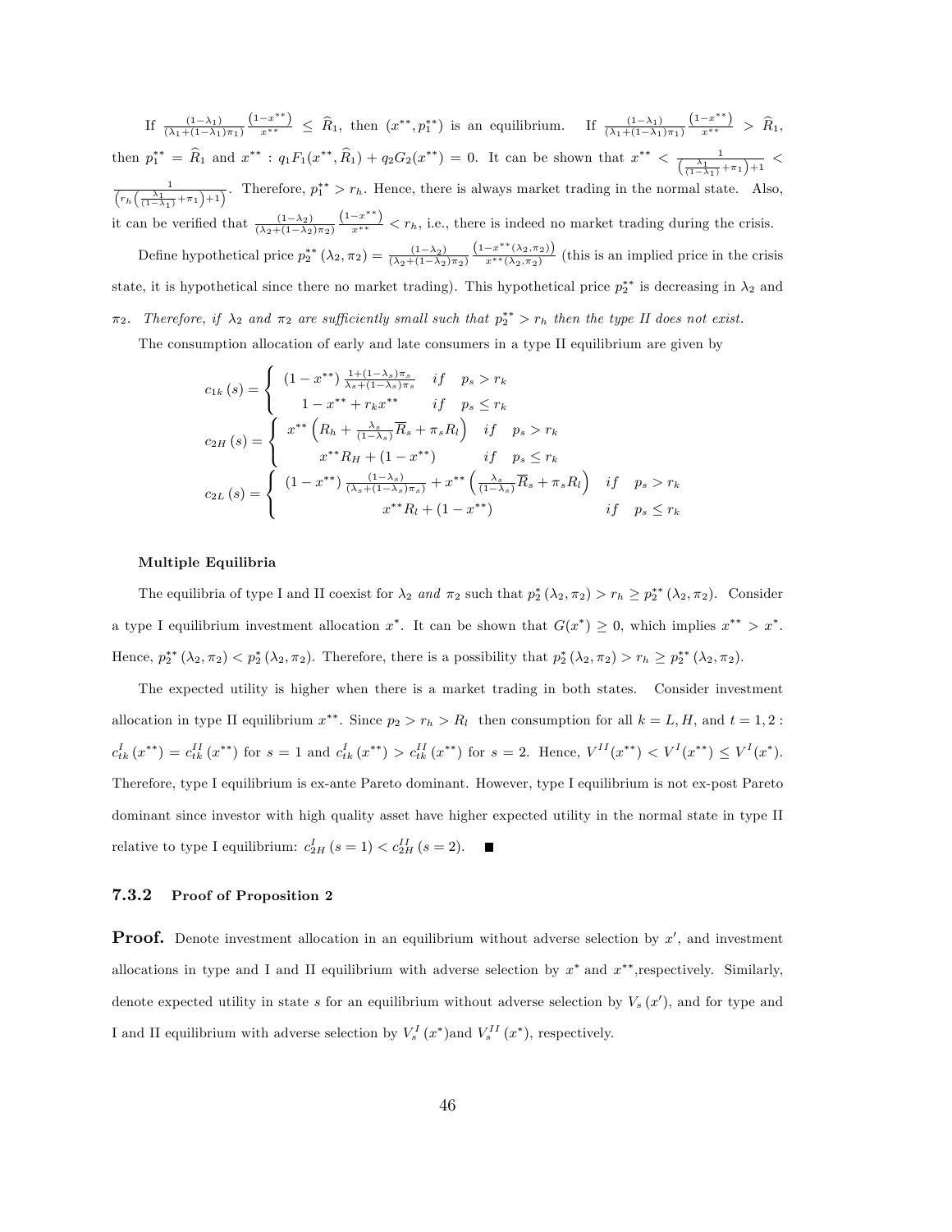If $\frac{(1-\lambda_1)}{(\lambda_1+(1-\lambda_1)\pi_1)} \frac{(1-x^{**})}{x^{**}} \leq \widehat{R}_1$, then $(x^{**}, p_1^{**})$ is an equilibrium. If $\frac{(1-\lambda_1)}{(\lambda_1+(1-\lambda_1)\pi_1)} \frac{(1-x^{**})}{x^{**}} > \widehat{R}_1$, then $p_1^{**} = \widehat{R}_1$ and $x^{**} : q_1 F_1(x^{**}, \widehat{R}_1) + q_2 G_2(x^{**}) = 0$. It can be shown that $x^{**} < \frac{1}{\left(\frac{\lambda_1}{(1-\lambda_1)}+\pi_1\right)+1} < \frac{1}{\left(r_h\left(\frac{\lambda_1}{(1-\lambda_1)}+\pi_1\right)+1\right)}$. Therefore, $p_1^{**} > r_h$. Hence, there is always market trading in the normal state. Also, it can be verified that $\frac{(1-\lambda_2)}{(\lambda_2+(1-\lambda_2)\pi_2)} \frac{(1-x^{**})}{x^{**}} < r_h$, i.e., there is indeed no market trading during the crisis.

Define hypothetical price $p_2^{**}(\lambda_2, \pi_2) = \frac{(1-\lambda_2)}{(\lambda_2+(1-\lambda_2)\pi_2)} \frac{(1-x^{**}(\lambda_2,\pi_2))}{x^{**}(\lambda_2,\pi_2)}$ (this is an implied price in the crisis state, it is hypothetical since there no market trading). This hypothetical price $p_2^{**}$ is decreasing in $\lambda_2$ and $\pi_2$. *Therefore, if $\lambda_2$ and $\pi_2$ are sufficiently small such that $p_2^{**} > r_h$ then the type II does not exist.*

The consumption allocation of early and late consumers in a type II equilibrium are given by

$$c_{1k}(s) = \begin{cases} (1-x^{**}) \frac{1+(1-\lambda_s)\pi_s}{\lambda_s+(1-\lambda_s)\pi_s} & if \quad p_s > r_k \\ 1-x^{**}+r_k x^{**} & if \quad p_s \leq r_k \end{cases}$$

$$c_{2H}(s) = \begin{cases} x^{**}\left(R_h + \frac{\lambda_s}{(1-\lambda_s)}\overline{R}_s + \pi_s R_l\right) & if \quad p_s > r_k \\ x^{**}R_H + (1-x^{**}) & if \quad p_s \leq r_k \end{cases}$$

$$c_{2L}(s) = \begin{cases} (1-x^{**}) \frac{(1-\lambda_s)}{(\lambda_s+(1-\lambda_s)\pi_s)} + x^{**}\left(\frac{\lambda_s}{(1-\lambda_s)}\overline{R}_s + \pi_s R_l\right) & if \quad p_s > r_k \\ x^{**}R_l + (1-x^{**}) & if \quad p_s \leq r_k \end{cases}$$

#### Multiple Equilibria

The equilibria of type I and II coexist for $\lambda_2$ *and* $\pi_2$ such that $p_2^*(\lambda_2, \pi_2) > r_h \geq p_2^{**}(\lambda_2, \pi_2)$. Consider a type I equilibrium investment allocation $x^*$. It can be shown that $G(x^*) \geq 0$, which implies $x^{**} > x^*$. Hence, $p_2^{**}(\lambda_2, \pi_2) < p_2^*(\lambda_2, \pi_2)$. Therefore, there is a possibility that $p_2^*(\lambda_2, \pi_2) > r_h \geq p_2^{**}(\lambda_2, \pi_2)$.

The expected utility is higher when there is a market trading in both states. Consider investment allocation in type II equilibrium $x^{**}$. Since $p_2 > r_h > R_l$ then consumption for all $k = L, H$, and $t = 1, 2$ : $c_{tk}^I(x^{**}) = c_{tk}^{II}(x^{**})$ for $s = 1$ and $c_{tk}^I(x^{**}) > c_{tk}^{II}(x^{**})$ for $s = 2$. Hence, $V^{II}(x^{**}) < V^I(x^{**}) \leq V^I(x^*)$. Therefore, type I equilibrium is ex-ante Pareto dominant. However, type I equilibrium is not ex-post Pareto dominant since investor with high quality asset have higher expected utility in the normal state in type II relative to type I equilibrium: $c_{2H}^I(s=1) < c_{2H}^{II}(s=2)$. ■

### 7.3.2 Proof of Proposition 2

**Proof.** Denote investment allocation in an equilibrium without adverse selection by $x'$, and investment allocations in type and I and II equilibrium with adverse selection by $x^*$ and $x^{**}$,respectively. Similarly, denote expected utility in state $s$ for an equilibrium without adverse selection by $V_s(x')$, and for type and I and II equilibrium with adverse selection by $V_s^I(x^*)$and $V_s^{II}(x^*)$, respectively.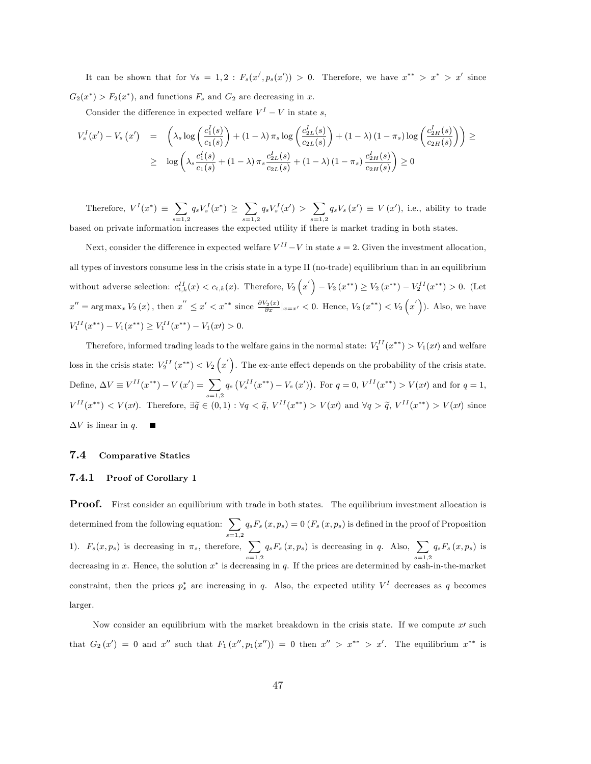It can be shown that for $\forall s = 1, 2 : F_s(x^{/}, p_s(x')) > 0$. Therefore, we have $x^{**} > x^* > x'$ since $G_2(x^*) > F_2(x^*)$, and functions $F_s$ and $G_2$ are decreasing in $x$.

Consider the difference in expected welfare $V^I - V$ in state $s$,

$$
\begin{aligned}
V_s^I(x') - V_s(x') &= \left( \lambda_s \log \left( \frac{c_1^I(s)}{c_1(s)} \right) + (1-\lambda)\,\pi_s \log \left( \frac{c_{2L}^I(s)}{c_{2L}(s)} \right) + (1-\lambda)(1-\pi_s) \log \left( \frac{c_{2H}^I(s)}{c_{2H}(s)} \right) \right) \geq \\
&\geq \log \left( \lambda_s \frac{c_1^I(s)}{c_1(s)} + (1-\lambda)\,\pi_s \frac{c_{2L}^I(s)}{c_{2L}(s)} + (1-\lambda)(1-\pi_s) \frac{c_{2H}^I(s)}{c_{2H}(s)} \right) \geq 0
\end{aligned}
$$

Therefore, $V^I(x^*) \equiv \sum_{s=1,2} q_s V_s^I(x^*) \geq \sum_{s=1,2} q_s V_s^I(x') > \sum_{s=1,2} q_s V_s(x') \equiv V(x')$, i.e., ability to trade based on private information increases the expected utility if there is market trading in both states.

Next, consider the difference in expected welfare $V^{II} - V$ in state $s = 2$. Given the investment allocation, all types of investors consume less in the crisis state in a type II (no-trade) equilibrium than in an equilibrium without adverse selection: $c_{t,k}^{II}(x) < c_{t,k}(x)$. Therefore, $V_2\left(x^{'}\right) - V_2(x^{**}) \geq V_2(x^{**}) - V_2^{II}(x^{**}) > 0$. (Let $x'' = \arg\max_x V_2(x)$, then $x^{''} \leq x' < x^{**}$ since $\frac{\partial V_2(x)}{\partial x}|_{x=x'} < 0$. Hence, $V_2(x^{**}) < V_2\left(x^{'}\right)$). Also, we have $V_1^{II}(x^{**}) - V_1(x^{**}) \geq V_1^{II}(x^{**}) - V_1(x\prime) > 0$.

Therefore, informed trading leads to the welfare gains in the normal state: $V_1^{II}(x^{**}) > V_1(x\prime)$ and welfare loss in the crisis state: $V_2^{II}(x^{**}) < V_2\left(x^{'}\right)$. The ex-ante effect depends on the probability of the crisis state. Define, $\Delta V \equiv V^{II}(x^{**}) - V(x') = \sum_{s=1,2} q_s \left(V_s^{II}(x^{**}) - V_s(x')\right)$. For $q = 0$, $V^{II}(x^{**}) > V(x\prime)$ and for $q = 1$, $V^{II}(x^{**}) < V(x\prime)$. Therefore, $\exists \widetilde{q} \in (0,1) : \forall q < \widetilde{q}$, $V^{II}(x^{**}) > V(x\prime)$ and $\forall q > \widetilde{q}$, $V^{II}(x^{**}) > V(x\prime)$ since $\Delta V$ is linear in $q$. ■

## 7.4 Comparative Statics

### 7.4.1 Proof of Corollary 1

**Proof.** First consider an equilibrium with trade in both states. The equilibrium investment allocation is determined from the following equation: $\sum_{s=1,2} q_s F_s(x, p_s) = 0$ ($F_s(x, p_s)$ is defined in the proof of Proposition 1). $F_s(x, p_s)$ is decreasing in $\pi_s$, therefore, $\sum_{s=1,2} q_s F_s(x, p_s)$ is decreasing in $q$. Also, $\sum_{s=1,2} q_s F_s(x, p_s)$ is decreasing in $x$. Hence, the solution $x^*$ is decreasing in $q$. If the prices are determined by cash-in-the-market constraint, then the prices $p_s^*$ are increasing in $q$. Also, the expected utility $V^I$ decreases as $q$ becomes larger.

Now consider an equilibrium with the market breakdown in the crisis state. If we compute $x\prime$ such that $G_2(x') = 0$ and $x''$ such that $F_1(x'', p_1(x'')) = 0$ then $x'' > x^{**} > x'$. The equilibrium $x^{**}$ is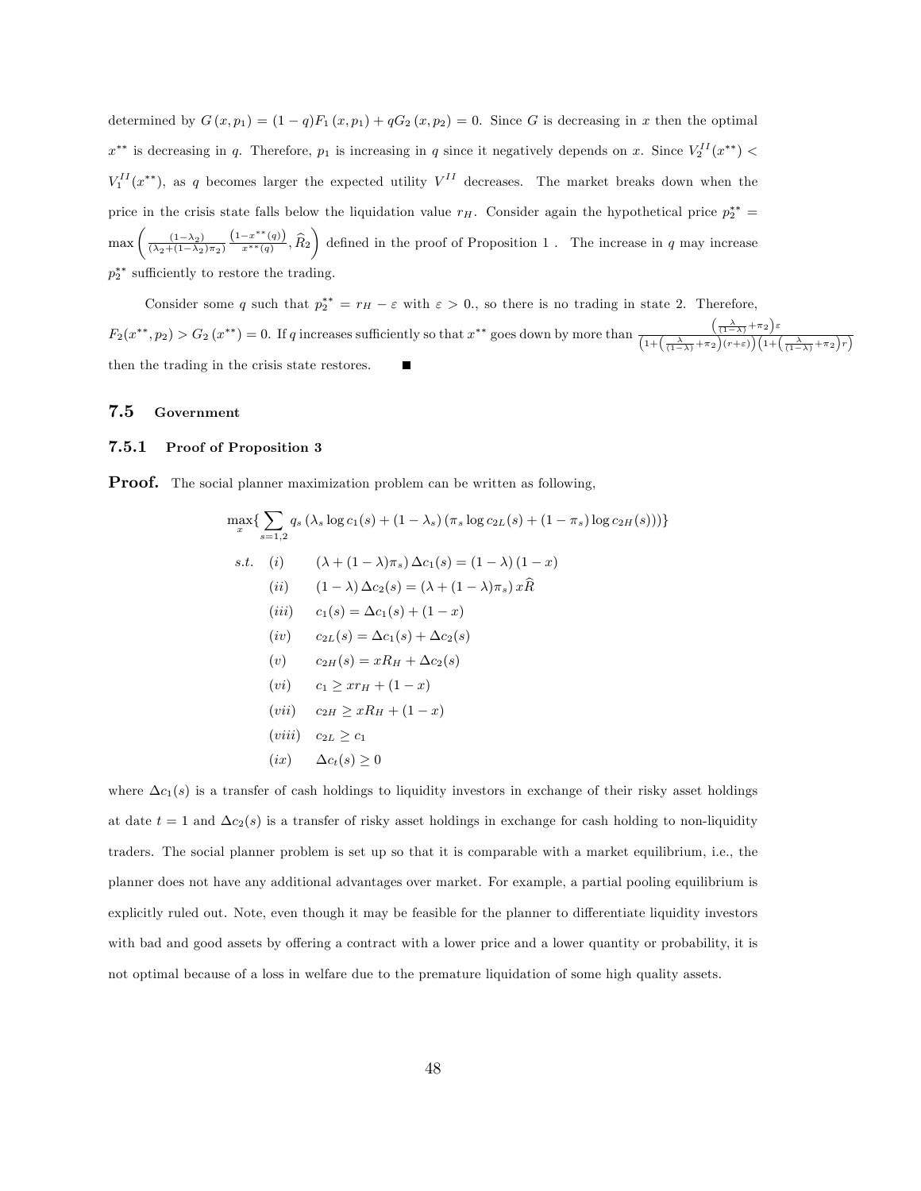determined by $G(x, p_1) = (1-q)F_1(x, p_1) + qG_2(x, p_2) = 0$. Since $G$ is decreasing in $x$ then the optimal $x^{**}$ is decreasing in $q$. Therefore, $p_1$ is increasing in $q$ since it negatively depends on $x$. Since $V_2^{II}(x^{**}) < V_1^{II}(x^{**})$, as $q$ becomes larger the expected utility $V^{II}$ decreases. The market breaks down when the price in the crisis state falls below the liquidation value $r_H$. Consider again the hypothetical price $p_2^{**} = \max\left(\frac{(1-\lambda_2)}{(\lambda_2+(1-\lambda_2)\pi_2)}\frac{(1-x^{**}(q))}{x^{**}(q)}, \widehat{R}_2\right)$ defined in the proof of Proposition 1 . The increase in $q$ may increase $p_2^{**}$ sufficiently to restore the trading.

Consider some $q$ such that $p_2^{**} = r_H - \varepsilon$ with $\varepsilon > 0.$, so there is no trading in state 2. Therefore, $F_2(x^{**}, p_2) > G_2(x^{**}) = 0$. If $q$ increases sufficiently so that $x^{**}$ goes down by more than $\frac{\left(\frac{\lambda}{(1-\lambda)}+\pi_2\right)\varepsilon}{\left(1+\left(\frac{\lambda}{(1-\lambda)}+\pi_2\right)(r+\varepsilon)\right)\left(1+\left(\frac{\lambda}{(1-\lambda)}+\pi_2\right)r\right)}$ then the trading in the crisis state restores. ■

## 7.5 Government

### 7.5.1 Proof of Proposition 3

**Proof.** The social planner maximization problem can be written as following,

$$\max_x \{ \sum_{s=1,2} q_s \left(\lambda_s \log c_1(s) + (1-\lambda_s)\left(\pi_s \log c_{2L}(s) + (1-\pi_s) \log c_{2H}(s)\right)\right)\}$$

$$
\begin{aligned}
s.t. \quad & (i) && (\lambda + (1-\lambda)\pi_s)\,\Delta c_1(s) = (1-\lambda)(1-x) \\
& (ii) && (1-\lambda)\,\Delta c_2(s) = (\lambda + (1-\lambda)\pi_s)\, x\widehat{R} \\
& (iii) && c_1(s) = \Delta c_1(s) + (1-x) \\
& (iv) && c_{2L}(s) = \Delta c_1(s) + \Delta c_2(s) \\
& (v) && c_{2H}(s) = xR_H + \Delta c_2(s) \\
& (vi) && c_1 \geq xr_H + (1-x) \\
& (vii) && c_{2H} \geq xR_H + (1-x) \\
& (viii) && c_{2L} \geq c_1 \\
& (ix) && \Delta c_t(s) \geq 0
\end{aligned}
$$

where $\Delta c_1(s)$ is a transfer of cash holdings to liquidity investors in exchange of their risky asset holdings at date $t = 1$ and $\Delta c_2(s)$ is a transfer of risky asset holdings in exchange for cash holding to non-liquidity traders. The social planner problem is set up so that it is comparable with a market equilibrium, i.e., the planner does not have any additional advantages over market. For example, a partial pooling equilibrium is explicitly ruled out. Note, even though it may be feasible for the planner to differentiate liquidity investors with bad and good assets by offering a contract with a lower price and a lower quantity or probability, it is not optimal because of a loss in welfare due to the premature liquidation of some high quality assets.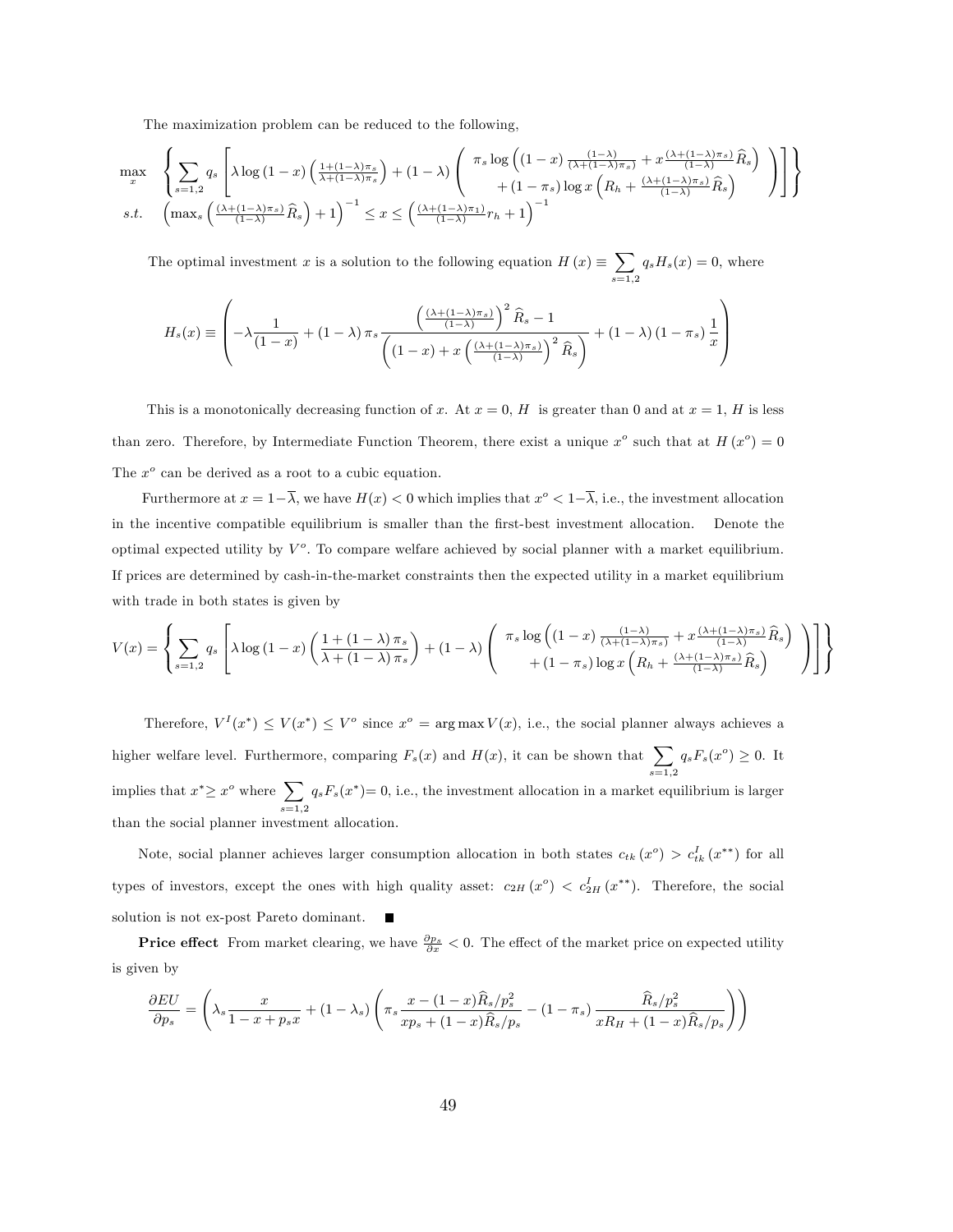The maximization problem can be reduced to the following,

$$
\begin{array}{ll}
\max\limits_{x} & \left\{ \sum\limits_{s=1,2} q_s \left[ \lambda \log \left(1-x\right) \left(\frac{1+(1-\lambda)\pi_s}{\lambda+(1-\lambda)\pi_s}\right) + (1-\lambda) \left( \begin{array}{c} \pi_s \log \left( (1-x)\frac{(1-\lambda)}{(\lambda+(1-\lambda)\pi_s)} + x \frac{(\lambda+(1-\lambda)\pi_s)}{(1-\lambda)} \widehat{R}_s \right) \\ + (1-\pi_s) \log x \left( R_h + \frac{(\lambda+(1-\lambda)\pi_s)}{(1-\lambda)} \widehat{R}_s \right) \end{array} \right) \right] \right\} \\
s.t. & \left( \max_s \left( \frac{(\lambda+(1-\lambda)\pi_s)}{(1-\lambda)} \widehat{R}_s \right) + 1 \right)^{-1} \leq x \leq \left( \frac{(\lambda+(1-\lambda)\pi_1)}{(1-\lambda)} r_h + 1 \right)^{-1}
\end{array}
$$

The optimal investment $x$ is a solution to the following equation $H(x) \equiv \sum\limits_{s=1,2} q_s H_s(x) = 0$, where

$$
H_s(x) \equiv \left( -\lambda \frac{1}{(1-x)} + (1-\lambda)\pi_s \frac{\left(\frac{(\lambda+(1-\lambda)\pi_s)}{(1-\lambda)}\right)^2 \widehat{R}_s - 1}{\left( (1-x) + x \left(\frac{(\lambda+(1-\lambda)\pi_s)}{(1-\lambda)}\right)^2 \widehat{R}_s \right)} + (1-\lambda)(1-\pi_s)\frac{1}{x} \right)
$$

This is a monotonically decreasing function of $x$. At $x=0$, $H$ is greater than 0 and at $x=1$, $H$ is less than zero. Therefore, by Intermediate Function Theorem, there exist a unique $x^o$ such that at $H(x^o) = 0$ The $x^o$ can be derived as a root to a cubic equation.

Furthermore at $x = 1-\overline{\lambda}$, we have $H(x) < 0$ which implies that $x^o < 1-\overline{\lambda}$, i.e., the investment allocation in the incentive compatible equilibrium is smaller than the first-best investment allocation. Denote the optimal expected utility by $V^o$. To compare welfare achieved by social planner with a market equilibrium. If prices are determined by cash-in-the-market constraints then the expected utility in a market equilibrium with trade in both states is given by

$$
V(x) = \left\{ \sum_{s=1,2} q_s \left[ \lambda \log \left(1-x\right) \left( \frac{1+(1-\lambda)\pi_s}{\lambda+(1-\lambda)\pi_s} \right) + (1-\lambda) \left( \begin{array}{c} \pi_s \log \left( (1-x)\frac{(1-\lambda)}{(\lambda+(1-\lambda)\pi_s)} + x\frac{(\lambda+(1-\lambda)\pi_s)}{(1-\lambda)} \widehat{R}_s \right) \\ + (1-\pi_s) \log x \left( R_h + \frac{(\lambda+(1-\lambda)\pi_s)}{(1-\lambda)} \widehat{R}_s \right) \end{array} \right) \right] \right\}
$$

Therefore, $V^I(x^*) \leq V(x^*) \leq V^o$ since $x^o = \arg\max V(x)$, i.e., the social planner always achieves a higher welfare level. Furthermore, comparing $F_s(x)$ and $H(x)$, it can be shown that $\sum\limits_{s=1,2} q_s F_s(x^o) \geq 0$. It implies that $x^* \geq x^o$ where $\sum\limits_{s=1,2} q_s F_s(x^*) = 0$, i.e., the investment allocation in a market equilibrium is larger than the social planner investment allocation.

Note, social planner achieves larger consumption allocation in both states $c_{tk}(x^o) > c^I_{tk}(x^{**})$ for all types of investors, except the ones with high quality asset: $c_{2H}(x^o) < c^I_{2H}(x^{**})$. Therefore, the social solution is not ex-post Pareto dominant. ■

**Price effect** From market clearing, we have $\frac{\partial p_s}{\partial x} < 0$. The effect of the market price on expected utility is given by

$$
\frac{\partial EU}{\partial p_s} = \left( \lambda_s \frac{x}{1-x+p_s x} + (1-\lambda_s) \left( \pi_s \frac{x - (1-x)\widehat{R}_s/p_s^2}{x p_s + (1-x)\widehat{R}_s/p_s} - (1-\pi_s)\frac{\widehat{R}_s/p_s^2}{x R_H + (1-x)\widehat{R}_s/p_s} \right) \right)
$$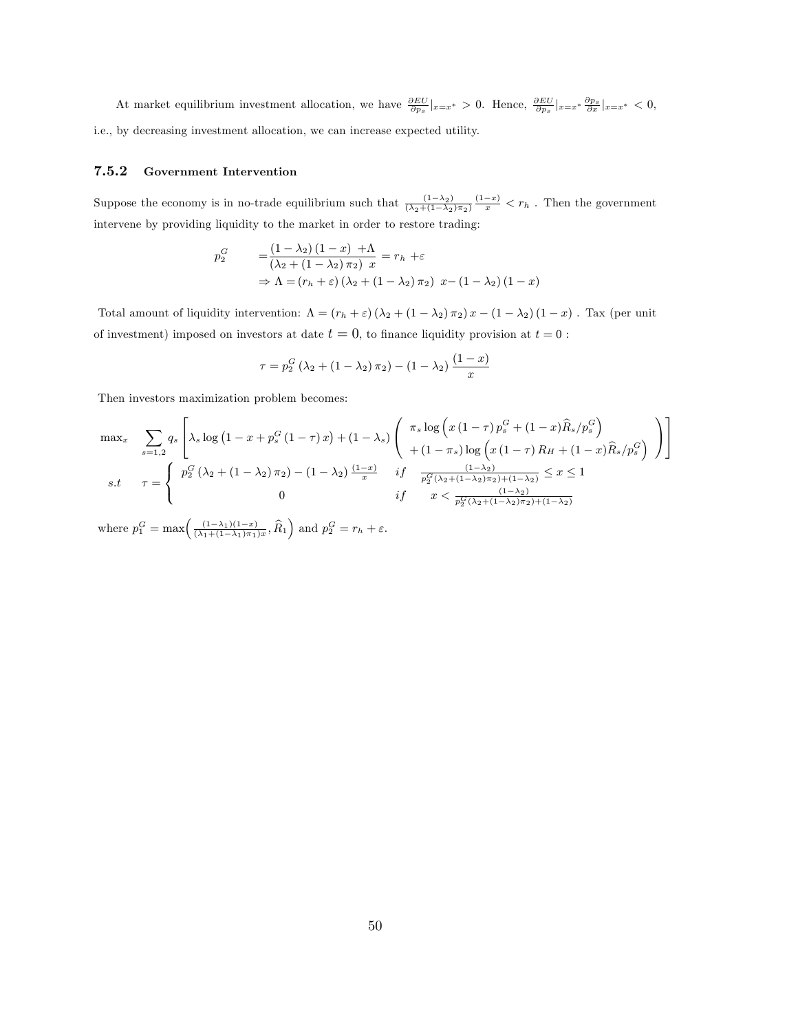At market equilibrium investment allocation, we have $\frac{\partial EU}{\partial p_s}|_{x=x^*} > 0$. Hence, $\frac{\partial EU}{\partial p_s}|_{x=x^*} \frac{\partial p_s}{\partial x}|_{x=x^*} < 0$, i.e., by decreasing investment allocation, we can increase expected utility.

### 7.5.2 Government Intervention

Suppose the economy is in no-trade equilibrium such that $\frac{(1-\lambda_2)}{(\lambda_2+(1-\lambda_2)\pi_2)}\frac{(1-x)}{x} < r_h$ . Then the government intervene by providing liquidity to the market in order to restore trading:

$$
\begin{aligned}
p_2^G \quad &= \frac{(1-\lambda_2)(1-x) + \Lambda}{(\lambda_2 + (1-\lambda_2)\pi_2)\ x} = r_h + \varepsilon \\
&\Rightarrow \Lambda = (r_h + \varepsilon)(\lambda_2 + (1-\lambda_2)\pi_2)\ x - (1-\lambda_2)(1-x)
\end{aligned}
$$

Total amount of liquidity intervention: $\Lambda = (r_h + \varepsilon)(\lambda_2 + (1-\lambda_2)\pi_2)x - (1-\lambda_2)(1-x)$ . Tax (per unit of investment) imposed on investors at date $t = 0$, to finance liquidity provision at $t = 0$ :

$$
\tau = p_2^G (\lambda_2 + (1-\lambda_2)\pi_2) - (1-\lambda_2)\frac{(1-x)}{x}
$$

Then investors maximization problem becomes:

$$
\max_x \quad \sum_{s=1,2} q_s \left[ \lambda_s \log\left(1 - x + p_s^G (1-\tau) x\right) + (1-\lambda_s) \left( \begin{array}{c} \pi_s \log\left(x(1-\tau) p_s^G + (1-x)\widehat{R}_s / p_s^G\right) \\ + (1-\pi_s) \log\left(x(1-\tau) R_H + (1-x)\widehat{R}_s / p_s^G\right) \end{array} \right) \right]
$$

$$
s.t \quad \tau = \begin{cases} p_2^G (\lambda_2 + (1-\lambda_2)\pi_2) - (1-\lambda_2)\frac{(1-x)}{x} & if \quad \frac{(1-\lambda_2)}{p_2^G(\lambda_2+(1-\lambda_2)\pi_2)+(1-\lambda_2)} \leq x \leq 1 \\ 0 & if \quad x < \frac{(1-\lambda_2)}{p_2^G(\lambda_2+(1-\lambda_2)\pi_2)+(1-\lambda_2)} \end{cases}
$$

where $p_1^G = \max\left(\frac{(1-\lambda_1)(1-x)}{(\lambda_1+(1-\lambda_1)\pi_1)x}, \widehat{R}_1\right)$ and $p_2^G = r_h + \varepsilon$.